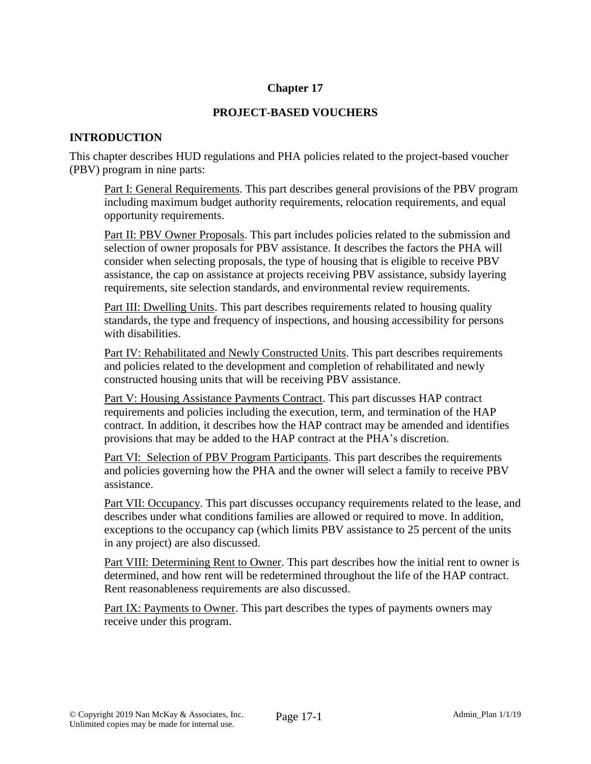# Chapter 17

## PROJECT-BASED VOUCHERS

### INTRODUCTION

This chapter describes HUD regulations and PHA policies related to the project-based voucher (PBV) program in nine parts:

Part I: General Requirements. This part describes general provisions of the PBV program including maximum budget authority requirements, relocation requirements, and equal opportunity requirements.

Part II: PBV Owner Proposals. This part includes policies related to the submission and selection of owner proposals for PBV assistance. It describes the factors the PHA will consider when selecting proposals, the type of housing that is eligible to receive PBV assistance, the cap on assistance at projects receiving PBV assistance, subsidy layering requirements, site selection standards, and environmental review requirements.

Part III: Dwelling Units. This part describes requirements related to housing quality standards, the type and frequency of inspections, and housing accessibility for persons with disabilities.

Part IV: Rehabilitated and Newly Constructed Units. This part describes requirements and policies related to the development and completion of rehabilitated and newly constructed housing units that will be receiving PBV assistance.

Part V: Housing Assistance Payments Contract. This part discusses HAP contract requirements and policies including the execution, term, and termination of the HAP contract. In addition, it describes how the HAP contract may be amended and identifies provisions that may be added to the HAP contract at the PHA's discretion.

Part VI: Selection of PBV Program Participants. This part describes the requirements and policies governing how the PHA and the owner will select a family to receive PBV assistance.

Part VII: Occupancy. This part discusses occupancy requirements related to the lease, and describes under what conditions families are allowed or required to move. In addition, exceptions to the occupancy cap (which limits PBV assistance to 25 percent of the units in any project) are also discussed.

Part VIII: Determining Rent to Owner. This part describes how the initial rent to owner is determined, and how rent will be redetermined throughout the life of the HAP contract. Rent reasonableness requirements are also discussed.

Part IX: Payments to Owner. This part describes the types of payments owners may receive under this program.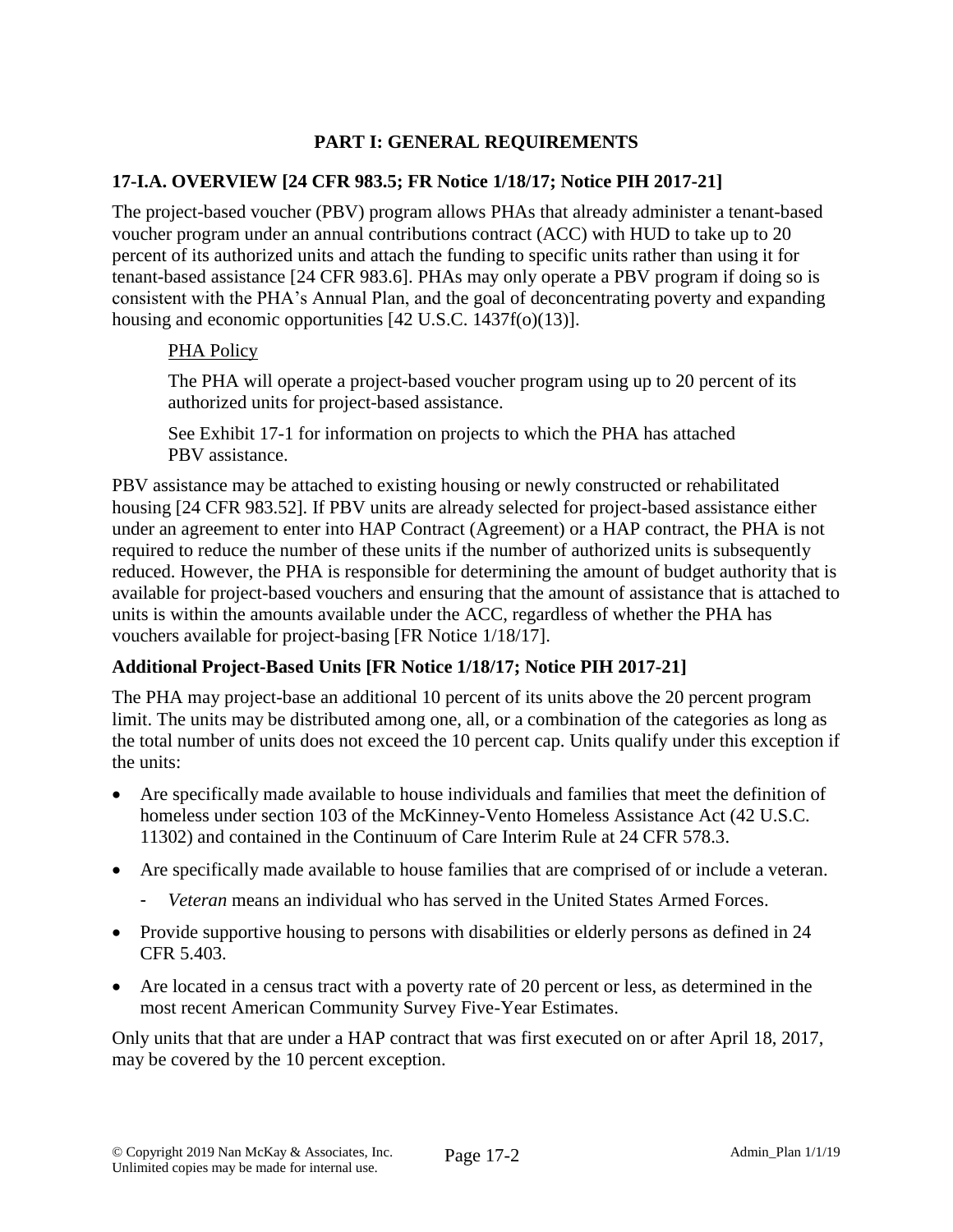## PART I: GENERAL REQUIREMENTS

### 17-I.A. OVERVIEW [24 CFR 983.5; FR Notice 1/18/17; Notice PIH 2017-21]

The project-based voucher (PBV) program allows PHAs that already administer a tenant-based voucher program under an annual contributions contract (ACC) with HUD to take up to 20 percent of its authorized units and attach the funding to specific units rather than using it for tenant-based assistance [24 CFR 983.6]. PHAs may only operate a PBV program if doing so is consistent with the PHA's Annual Plan, and the goal of deconcentrating poverty and expanding housing and economic opportunities [42 U.S.C. 1437f(o)(13)].

> PHA Policy
>
> The PHA will operate a project-based voucher program using up to 20 percent of its authorized units for project-based assistance.
>
> See Exhibit 17-1 for information on projects to which the PHA has attached PBV assistance.

PBV assistance may be attached to existing housing or newly constructed or rehabilitated housing [24 CFR 983.52]. If PBV units are already selected for project-based assistance either under an agreement to enter into HAP Contract (Agreement) or a HAP contract, the PHA is not required to reduce the number of these units if the number of authorized units is subsequently reduced. However, the PHA is responsible for determining the amount of budget authority that is available for project-based vouchers and ensuring that the amount of assistance that is attached to units is within the amounts available under the ACC, regardless of whether the PHA has vouchers available for project-basing [FR Notice 1/18/17].

### Additional Project-Based Units [FR Notice 1/18/17; Notice PIH 2017-21]

The PHA may project-base an additional 10 percent of its units above the 20 percent program limit. The units may be distributed among one, all, or a combination of the categories as long as the total number of units does not exceed the 10 percent cap. Units qualify under this exception if the units:

- Are specifically made available to house individuals and families that meet the definition of homeless under section 103 of the McKinney-Vento Homeless Assistance Act (42 U.S.C. 11302) and contained in the Continuum of Care Interim Rule at 24 CFR 578.3.
- Are specifically made available to house families that are comprised of or include a veteran.
  - *Veteran* means an individual who has served in the United States Armed Forces.
- Provide supportive housing to persons with disabilities or elderly persons as defined in 24 CFR 5.403.
- Are located in a census tract with a poverty rate of 20 percent or less, as determined in the most recent American Community Survey Five-Year Estimates.

Only units that that are under a HAP contract that was first executed on or after April 18, 2017, may be covered by the 10 percent exception.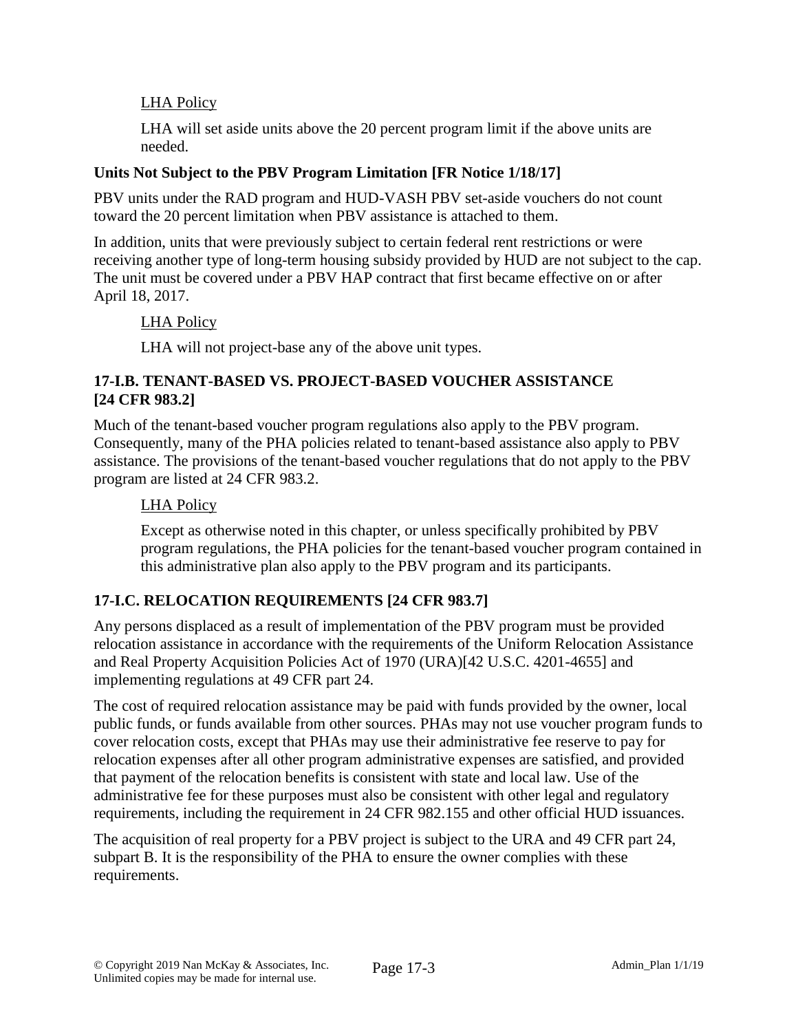LHA Policy

LHA will set aside units above the 20 percent program limit if the above units are needed.

**Units Not Subject to the PBV Program Limitation [FR Notice 1/18/17]**

PBV units under the RAD program and HUD-VASH PBV set-aside vouchers do not count toward the 20 percent limitation when PBV assistance is attached to them.

In addition, units that were previously subject to certain federal rent restrictions or were receiving another type of long-term housing subsidy provided by HUD are not subject to the cap. The unit must be covered under a PBV HAP contract that first became effective on or after April 18, 2017.

LHA Policy

LHA will not project-base any of the above unit types.

## 17-I.B. TENANT-BASED VS. PROJECT-BASED VOUCHER ASSISTANCE [24 CFR 983.2]

Much of the tenant-based voucher program regulations also apply to the PBV program. Consequently, many of the PHA policies related to tenant-based assistance also apply to PBV assistance. The provisions of the tenant-based voucher regulations that do not apply to the PBV program are listed at 24 CFR 983.2.

LHA Policy

Except as otherwise noted in this chapter, or unless specifically prohibited by PBV program regulations, the PHA policies for the tenant-based voucher program contained in this administrative plan also apply to the PBV program and its participants.

## 17-I.C. RELOCATION REQUIREMENTS [24 CFR 983.7]

Any persons displaced as a result of implementation of the PBV program must be provided relocation assistance in accordance with the requirements of the Uniform Relocation Assistance and Real Property Acquisition Policies Act of 1970 (URA)[42 U.S.C. 4201-4655] and implementing regulations at 49 CFR part 24.

The cost of required relocation assistance may be paid with funds provided by the owner, local public funds, or funds available from other sources. PHAs may not use voucher program funds to cover relocation costs, except that PHAs may use their administrative fee reserve to pay for relocation expenses after all other program administrative expenses are satisfied, and provided that payment of the relocation benefits is consistent with state and local law. Use of the administrative fee for these purposes must also be consistent with other legal and regulatory requirements, including the requirement in 24 CFR 982.155 and other official HUD issuances.

The acquisition of real property for a PBV project is subject to the URA and 49 CFR part 24, subpart B. It is the responsibility of the PHA to ensure the owner complies with these requirements.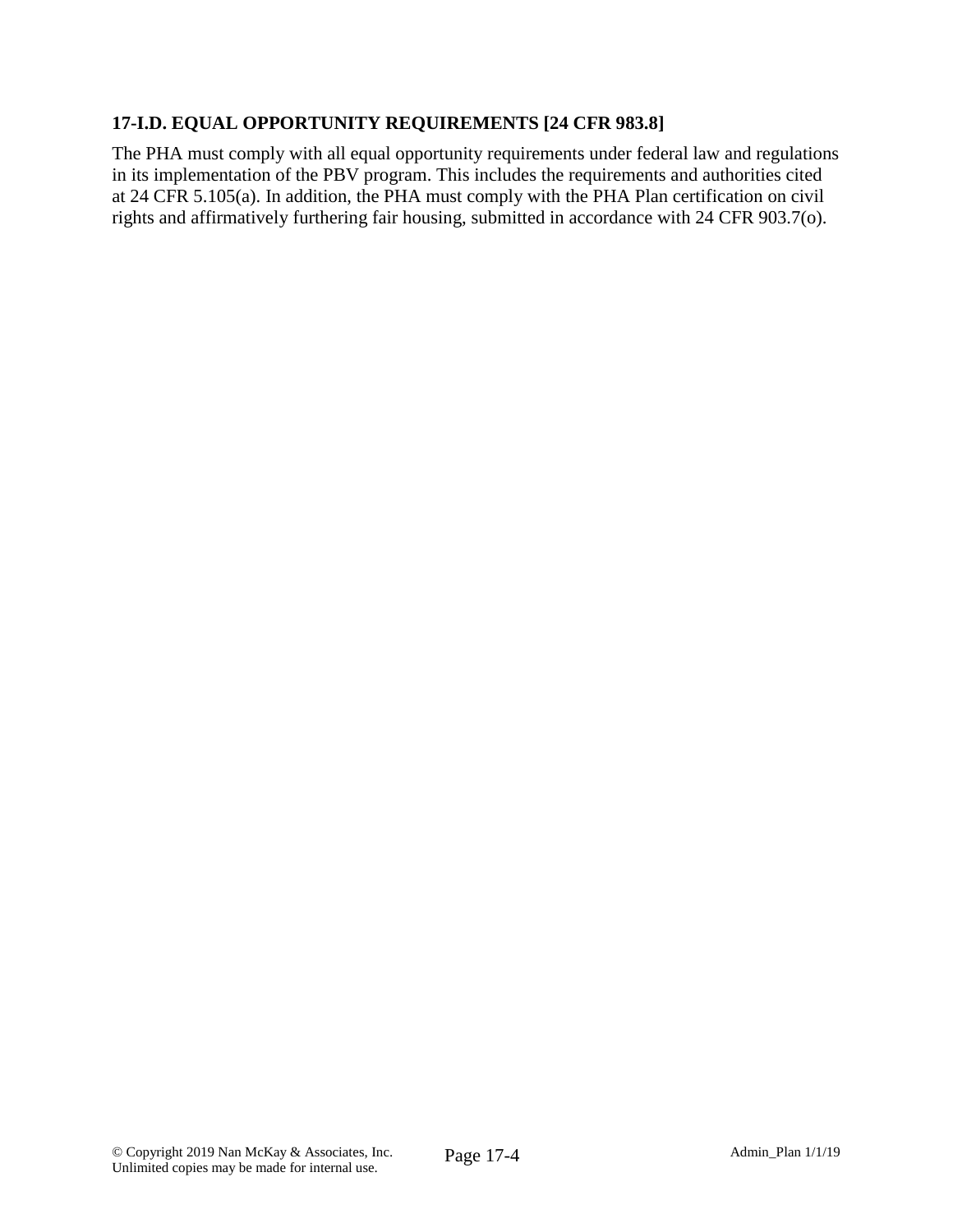### 17-I.D. EQUAL OPPORTUNITY REQUIREMENTS [24 CFR 983.8]

The PHA must comply with all equal opportunity requirements under federal law and regulations in its implementation of the PBV program. This includes the requirements and authorities cited at 24 CFR 5.105(a). In addition, the PHA must comply with the PHA Plan certification on civil rights and affirmatively furthering fair housing, submitted in accordance with 24 CFR 903.7(o).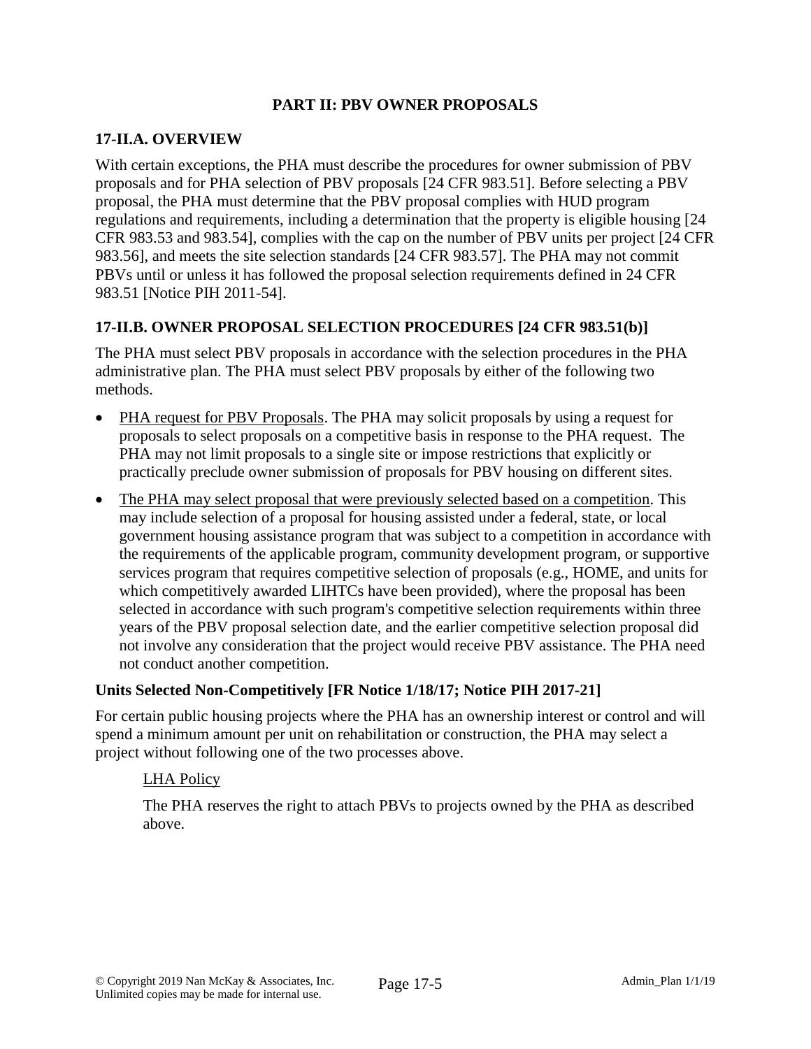## PART II: PBV OWNER PROPOSALS

### 17-II.A. OVERVIEW

With certain exceptions, the PHA must describe the procedures for owner submission of PBV proposals and for PHA selection of PBV proposals [24 CFR 983.51]. Before selecting a PBV proposal, the PHA must determine that the PBV proposal complies with HUD program regulations and requirements, including a determination that the property is eligible housing [24 CFR 983.53 and 983.54], complies with the cap on the number of PBV units per project [24 CFR 983.56], and meets the site selection standards [24 CFR 983.57]. The PHA may not commit PBVs until or unless it has followed the proposal selection requirements defined in 24 CFR 983.51 [Notice PIH 2011-54].

### 17-II.B. OWNER PROPOSAL SELECTION PROCEDURES [24 CFR 983.51(b)]

The PHA must select PBV proposals in accordance with the selection procedures in the PHA administrative plan. The PHA must select PBV proposals by either of the following two methods.

- PHA request for PBV Proposals. The PHA may solicit proposals by using a request for proposals to select proposals on a competitive basis in response to the PHA request. The PHA may not limit proposals to a single site or impose restrictions that explicitly or practically preclude owner submission of proposals for PBV housing on different sites.
- The PHA may select proposal that were previously selected based on a competition. This may include selection of a proposal for housing assisted under a federal, state, or local government housing assistance program that was subject to a competition in accordance with the requirements of the applicable program, community development program, or supportive services program that requires competitive selection of proposals (e.g., HOME, and units for which competitively awarded LIHTCs have been provided), where the proposal has been selected in accordance with such program's competitive selection requirements within three years of the PBV proposal selection date, and the earlier competitive selection proposal did not involve any consideration that the project would receive PBV assistance. The PHA need not conduct another competition.

**Units Selected Non-Competitively [FR Notice 1/18/17; Notice PIH 2017-21]**

For certain public housing projects where the PHA has an ownership interest or control and will spend a minimum amount per unit on rehabilitation or construction, the PHA may select a project without following one of the two processes above.

LHA Policy

The PHA reserves the right to attach PBVs to projects owned by the PHA as described above.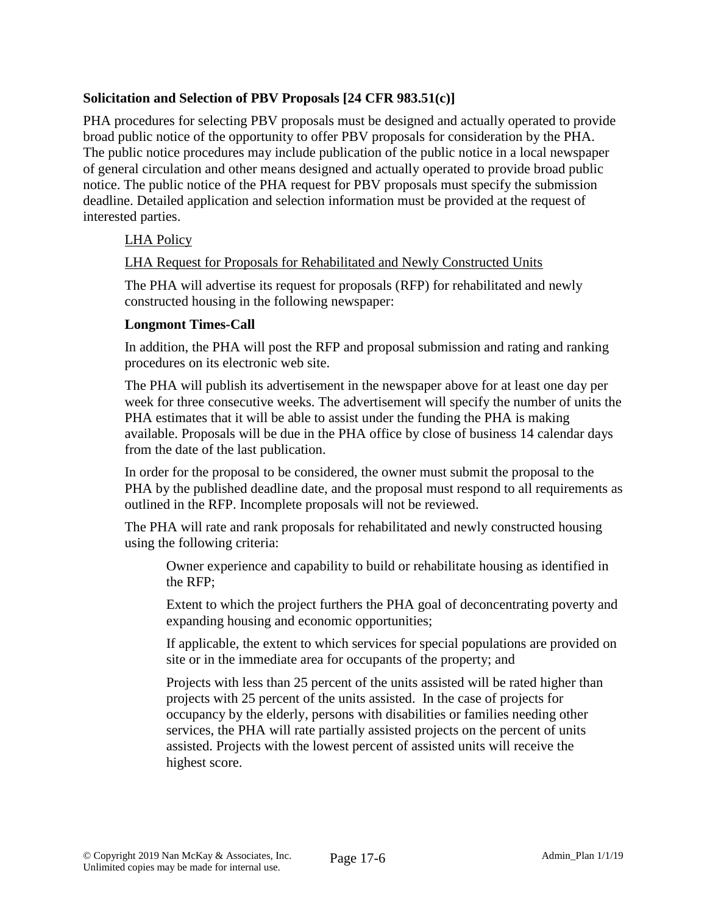**Solicitation and Selection of PBV Proposals [24 CFR 983.51(c)]**

PHA procedures for selecting PBV proposals must be designed and actually operated to provide broad public notice of the opportunity to offer PBV proposals for consideration by the PHA. The public notice procedures may include publication of the public notice in a local newspaper of general circulation and other means designed and actually operated to provide broad public notice. The public notice of the PHA request for PBV proposals must specify the submission deadline. Detailed application and selection information must be provided at the request of interested parties.

<u>LHA Policy</u>

<u>LHA Request for Proposals for Rehabilitated and Newly Constructed Units</u>

The PHA will advertise its request for proposals (RFP) for rehabilitated and newly constructed housing in the following newspaper:

**Longmont Times-Call**

In addition, the PHA will post the RFP and proposal submission and rating and ranking procedures on its electronic web site.

The PHA will publish its advertisement in the newspaper above for at least one day per week for three consecutive weeks. The advertisement will specify the number of units the PHA estimates that it will be able to assist under the funding the PHA is making available. Proposals will be due in the PHA office by close of business 14 calendar days from the date of the last publication.

In order for the proposal to be considered, the owner must submit the proposal to the PHA by the published deadline date, and the proposal must respond to all requirements as outlined in the RFP. Incomplete proposals will not be reviewed.

The PHA will rate and rank proposals for rehabilitated and newly constructed housing using the following criteria:

Owner experience and capability to build or rehabilitate housing as identified in the RFP;

Extent to which the project furthers the PHA goal of deconcentrating poverty and expanding housing and economic opportunities;

If applicable, the extent to which services for special populations are provided on site or in the immediate area for occupants of the property; and

Projects with less than 25 percent of the units assisted will be rated higher than projects with 25 percent of the units assisted. In the case of projects for occupancy by the elderly, persons with disabilities or families needing other services, the PHA will rate partially assisted projects on the percent of units assisted. Projects with the lowest percent of assisted units will receive the highest score.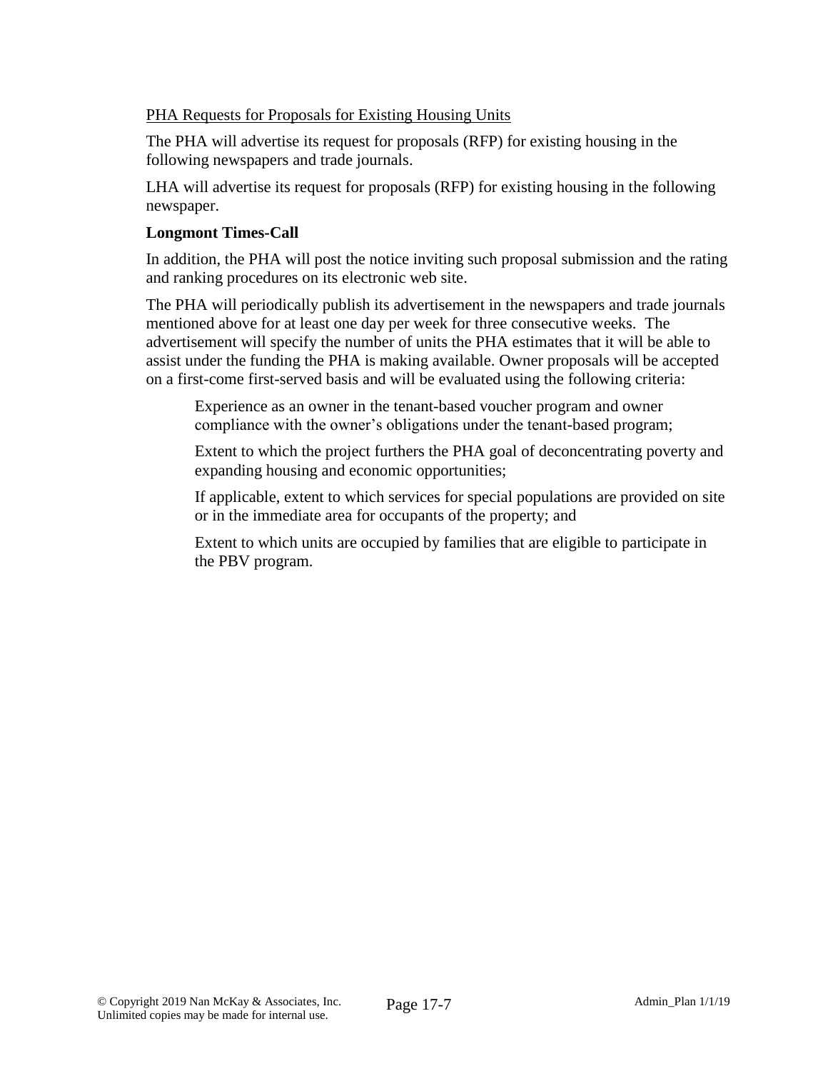PHA Requests for Proposals for Existing Housing Units

The PHA will advertise its request for proposals (RFP) for existing housing in the following newspapers and trade journals.

LHA will advertise its request for proposals (RFP) for existing housing in the following newspaper.

**Longmont Times-Call**

In addition, the PHA will post the notice inviting such proposal submission and the rating and ranking procedures on its electronic web site.

The PHA will periodically publish its advertisement in the newspapers and trade journals mentioned above for at least one day per week for three consecutive weeks. The advertisement will specify the number of units the PHA estimates that it will be able to assist under the funding the PHA is making available. Owner proposals will be accepted on a first-come first-served basis and will be evaluated using the following criteria:

> Experience as an owner in the tenant-based voucher program and owner compliance with the owner's obligations under the tenant-based program;
>
> Extent to which the project furthers the PHA goal of deconcentrating poverty and expanding housing and economic opportunities;
>
> If applicable, extent to which services for special populations are provided on site or in the immediate area for occupants of the property; and
>
> Extent to which units are occupied by families that are eligible to participate in the PBV program.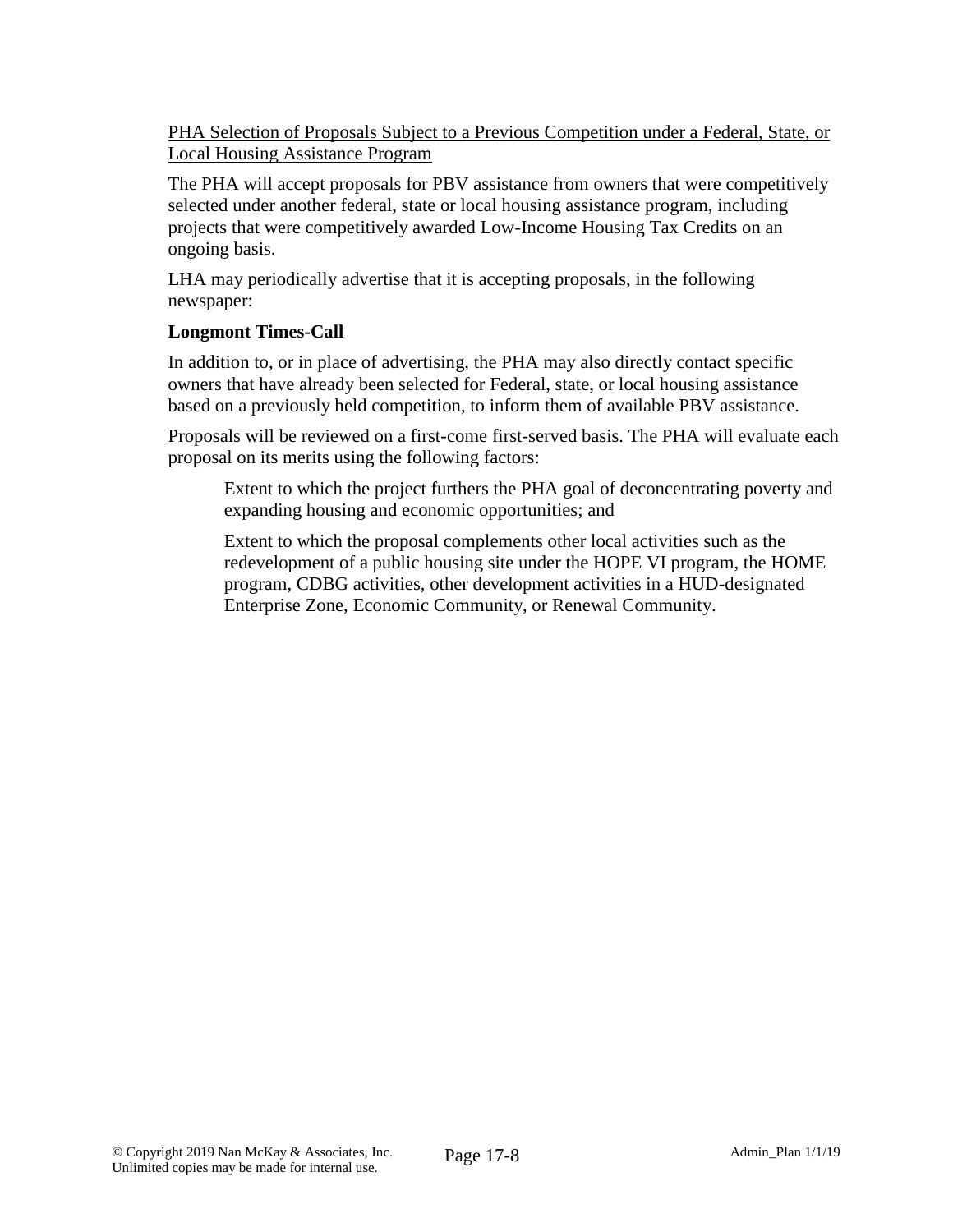<u>PHA Selection of Proposals Subject to a Previous Competition under a Federal, State, or Local Housing Assistance Program</u>

The PHA will accept proposals for PBV assistance from owners that were competitively selected under another federal, state or local housing assistance program, including projects that were competitively awarded Low-Income Housing Tax Credits on an ongoing basis.

LHA may periodically advertise that it is accepting proposals, in the following newspaper:

**Longmont Times-Call**

In addition to, or in place of advertising, the PHA may also directly contact specific owners that have already been selected for Federal, state, or local housing assistance based on a previously held competition, to inform them of available PBV assistance.

Proposals will be reviewed on a first-come first-served basis. The PHA will evaluate each proposal on its merits using the following factors:

> Extent to which the project furthers the PHA goal of deconcentrating poverty and expanding housing and economic opportunities; and
>
> Extent to which the proposal complements other local activities such as the redevelopment of a public housing site under the HOPE VI program, the HOME program, CDBG activities, other development activities in a HUD-designated Enterprise Zone, Economic Community, or Renewal Community.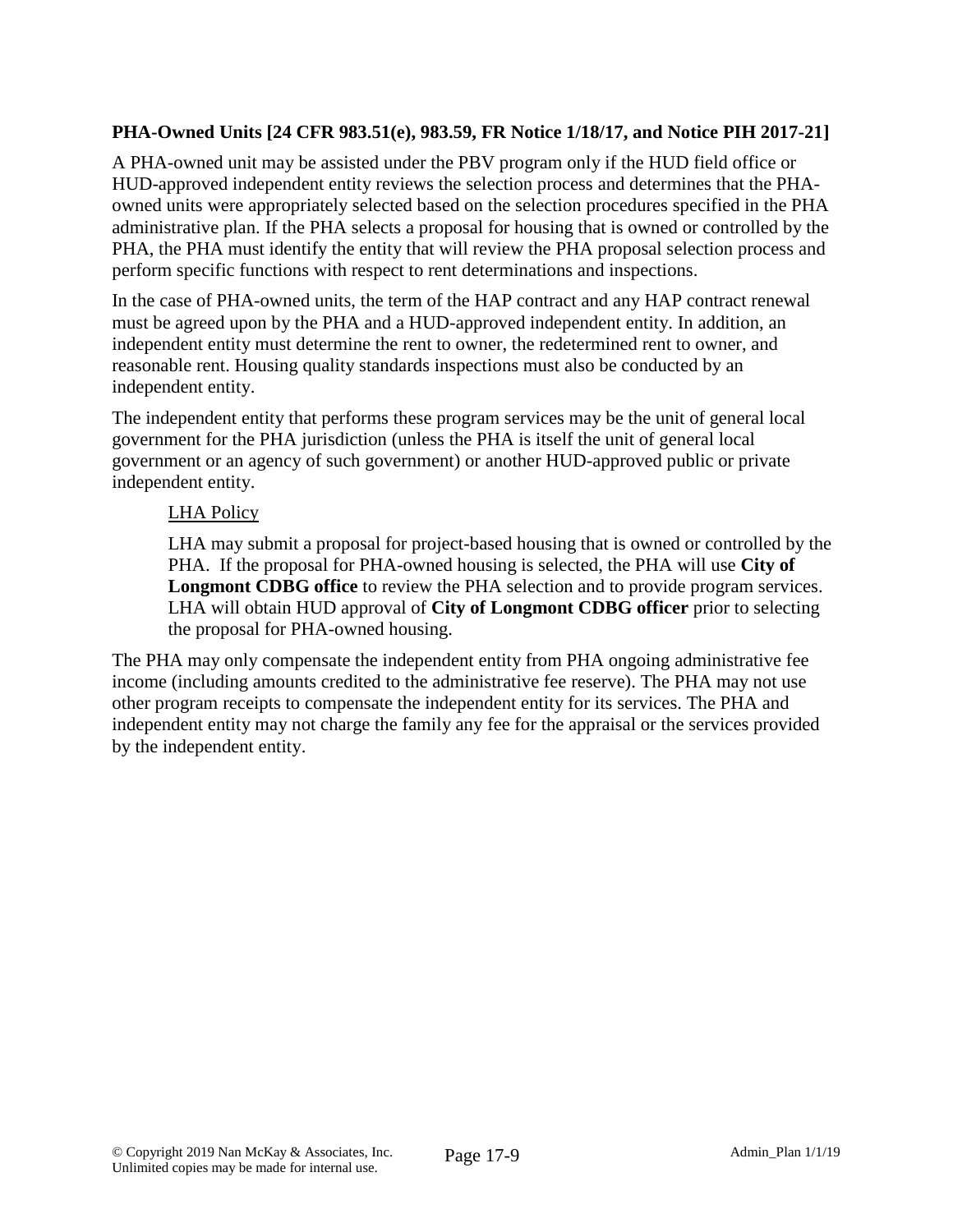**PHA-Owned Units [24 CFR 983.51(e), 983.59, FR Notice 1/18/17, and Notice PIH 2017-21]**

A PHA-owned unit may be assisted under the PBV program only if the HUD field office or HUD-approved independent entity reviews the selection process and determines that the PHA-owned units were appropriately selected based on the selection procedures specified in the PHA administrative plan. If the PHA selects a proposal for housing that is owned or controlled by the PHA, the PHA must identify the entity that will review the PHA proposal selection process and perform specific functions with respect to rent determinations and inspections.

In the case of PHA-owned units, the term of the HAP contract and any HAP contract renewal must be agreed upon by the PHA and a HUD-approved independent entity. In addition, an independent entity must determine the rent to owner, the redetermined rent to owner, and reasonable rent. Housing quality standards inspections must also be conducted by an independent entity.

The independent entity that performs these program services may be the unit of general local government for the PHA jurisdiction (unless the PHA is itself the unit of general local government or an agency of such government) or another HUD-approved public or private independent entity.

LHA Policy

LHA may submit a proposal for project-based housing that is owned or controlled by the PHA. If the proposal for PHA-owned housing is selected, the PHA will use **City of Longmont CDBG office** to review the PHA selection and to provide program services. LHA will obtain HUD approval of **City of Longmont CDBG officer** prior to selecting the proposal for PHA-owned housing.

The PHA may only compensate the independent entity from PHA ongoing administrative fee income (including amounts credited to the administrative fee reserve). The PHA may not use other program receipts to compensate the independent entity for its services. The PHA and independent entity may not charge the family any fee for the appraisal or the services provided by the independent entity.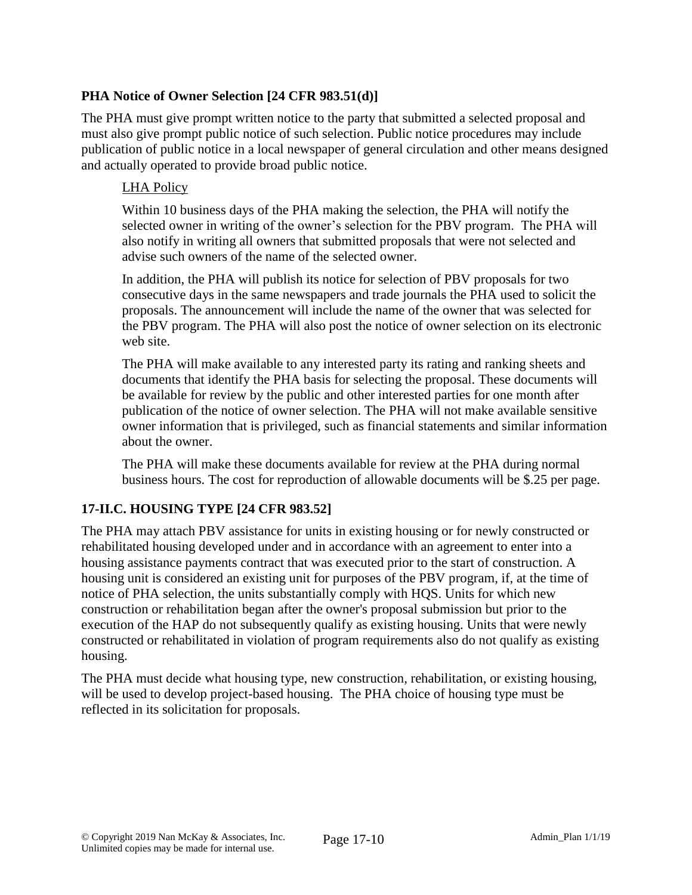### PHA Notice of Owner Selection [24 CFR 983.51(d)]

The PHA must give prompt written notice to the party that submitted a selected proposal and must also give prompt public notice of such selection. Public notice procedures may include publication of public notice in a local newspaper of general circulation and other means designed and actually operated to provide broad public notice.

<u>LHA Policy</u>

Within 10 business days of the PHA making the selection, the PHA will notify the selected owner in writing of the owner's selection for the PBV program. The PHA will also notify in writing all owners that submitted proposals that were not selected and advise such owners of the name of the selected owner.

In addition, the PHA will publish its notice for selection of PBV proposals for two consecutive days in the same newspapers and trade journals the PHA used to solicit the proposals. The announcement will include the name of the owner that was selected for the PBV program. The PHA will also post the notice of owner selection on its electronic web site.

The PHA will make available to any interested party its rating and ranking sheets and documents that identify the PHA basis for selecting the proposal. These documents will be available for review by the public and other interested parties for one month after publication of the notice of owner selection. The PHA will not make available sensitive owner information that is privileged, such as financial statements and similar information about the owner.

The PHA will make these documents available for review at the PHA during normal business hours. The cost for reproduction of allowable documents will be $.25 per page.

## 17-II.C. HOUSING TYPE [24 CFR 983.52]

The PHA may attach PBV assistance for units in existing housing or for newly constructed or rehabilitated housing developed under and in accordance with an agreement to enter into a housing assistance payments contract that was executed prior to the start of construction. A housing unit is considered an existing unit for purposes of the PBV program, if, at the time of notice of PHA selection, the units substantially comply with HQS. Units for which new construction or rehabilitation began after the owner's proposal submission but prior to the execution of the HAP do not subsequently qualify as existing housing. Units that were newly constructed or rehabilitated in violation of program requirements also do not qualify as existing housing.

The PHA must decide what housing type, new construction, rehabilitation, or existing housing, will be used to develop project-based housing. The PHA choice of housing type must be reflected in its solicitation for proposals.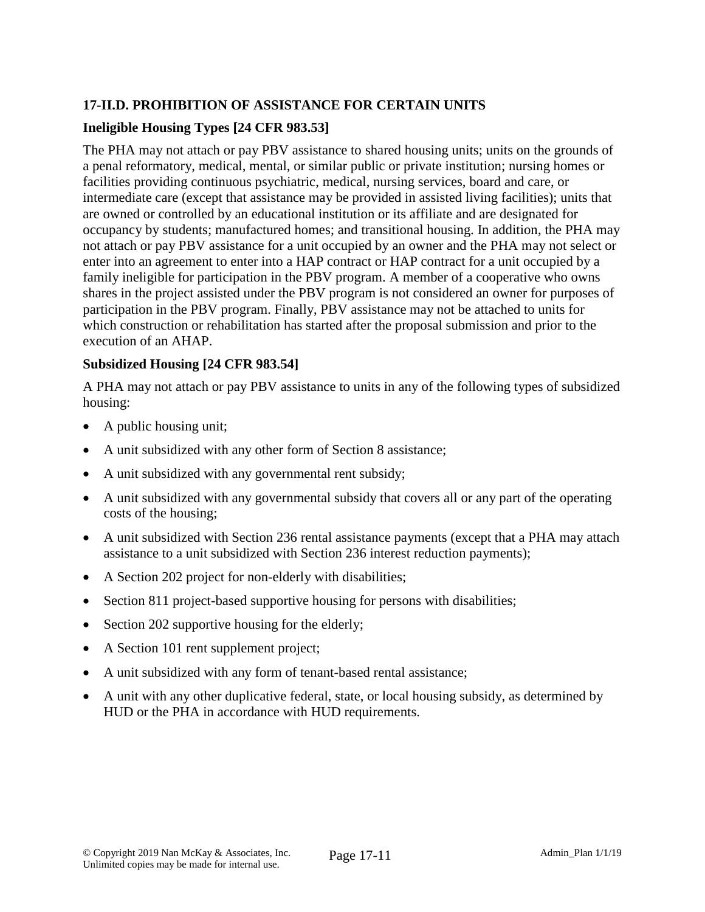## 17-II.D. PROHIBITION OF ASSISTANCE FOR CERTAIN UNITS

### Ineligible Housing Types [24 CFR 983.53]

The PHA may not attach or pay PBV assistance to shared housing units; units on the grounds of a penal reformatory, medical, mental, or similar public or private institution; nursing homes or facilities providing continuous psychiatric, medical, nursing services, board and care, or intermediate care (except that assistance may be provided in assisted living facilities); units that are owned or controlled by an educational institution or its affiliate and are designated for occupancy by students; manufactured homes; and transitional housing. In addition, the PHA may not attach or pay PBV assistance for a unit occupied by an owner and the PHA may not select or enter into an agreement to enter into a HAP contract or HAP contract for a unit occupied by a family ineligible for participation in the PBV program. A member of a cooperative who owns shares in the project assisted under the PBV program is not considered an owner for purposes of participation in the PBV program. Finally, PBV assistance may not be attached to units for which construction or rehabilitation has started after the proposal submission and prior to the execution of an AHAP.

### Subsidized Housing [24 CFR 983.54]

A PHA may not attach or pay PBV assistance to units in any of the following types of subsidized housing:

- A public housing unit;
- A unit subsidized with any other form of Section 8 assistance;
- A unit subsidized with any governmental rent subsidy;
- A unit subsidized with any governmental subsidy that covers all or any part of the operating costs of the housing;
- A unit subsidized with Section 236 rental assistance payments (except that a PHA may attach assistance to a unit subsidized with Section 236 interest reduction payments);
- A Section 202 project for non-elderly with disabilities;
- Section 811 project-based supportive housing for persons with disabilities;
- Section 202 supportive housing for the elderly;
- A Section 101 rent supplement project;
- A unit subsidized with any form of tenant-based rental assistance;
- A unit with any other duplicative federal, state, or local housing subsidy, as determined by HUD or the PHA in accordance with HUD requirements.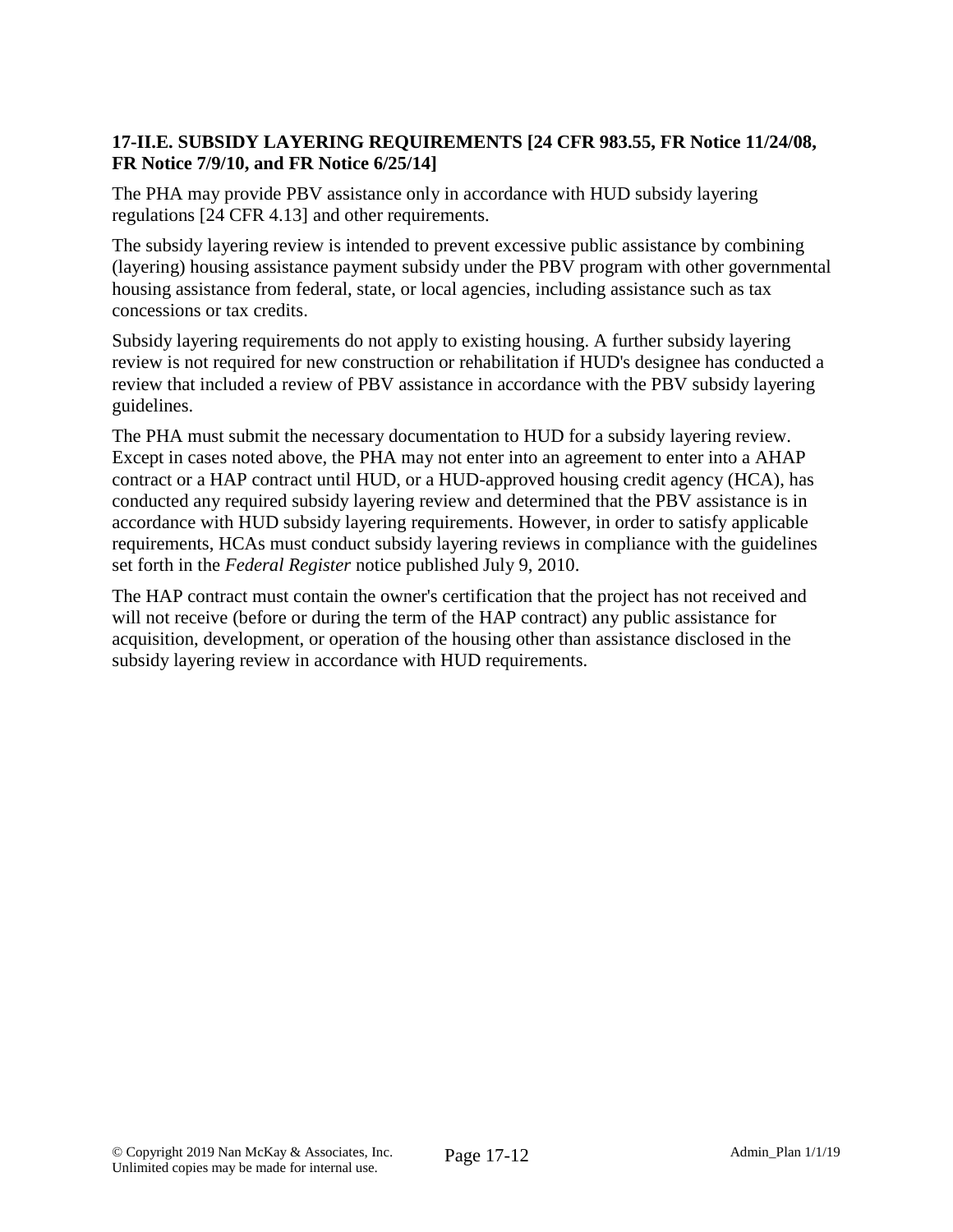### 17-II.E. SUBSIDY LAYERING REQUIREMENTS [24 CFR 983.55, FR Notice 11/24/08, FR Notice 7/9/10, and FR Notice 6/25/14]

The PHA may provide PBV assistance only in accordance with HUD subsidy layering regulations [24 CFR 4.13] and other requirements.

The subsidy layering review is intended to prevent excessive public assistance by combining (layering) housing assistance payment subsidy under the PBV program with other governmental housing assistance from federal, state, or local agencies, including assistance such as tax concessions or tax credits.

Subsidy layering requirements do not apply to existing housing. A further subsidy layering review is not required for new construction or rehabilitation if HUD's designee has conducted a review that included a review of PBV assistance in accordance with the PBV subsidy layering guidelines.

The PHA must submit the necessary documentation to HUD for a subsidy layering review. Except in cases noted above, the PHA may not enter into an agreement to enter into a AHAP contract or a HAP contract until HUD, or a HUD-approved housing credit agency (HCA), has conducted any required subsidy layering review and determined that the PBV assistance is in accordance with HUD subsidy layering requirements. However, in order to satisfy applicable requirements, HCAs must conduct subsidy layering reviews in compliance with the guidelines set forth in the *Federal Register* notice published July 9, 2010.

The HAP contract must contain the owner's certification that the project has not received and will not receive (before or during the term of the HAP contract) any public assistance for acquisition, development, or operation of the housing other than assistance disclosed in the subsidy layering review in accordance with HUD requirements.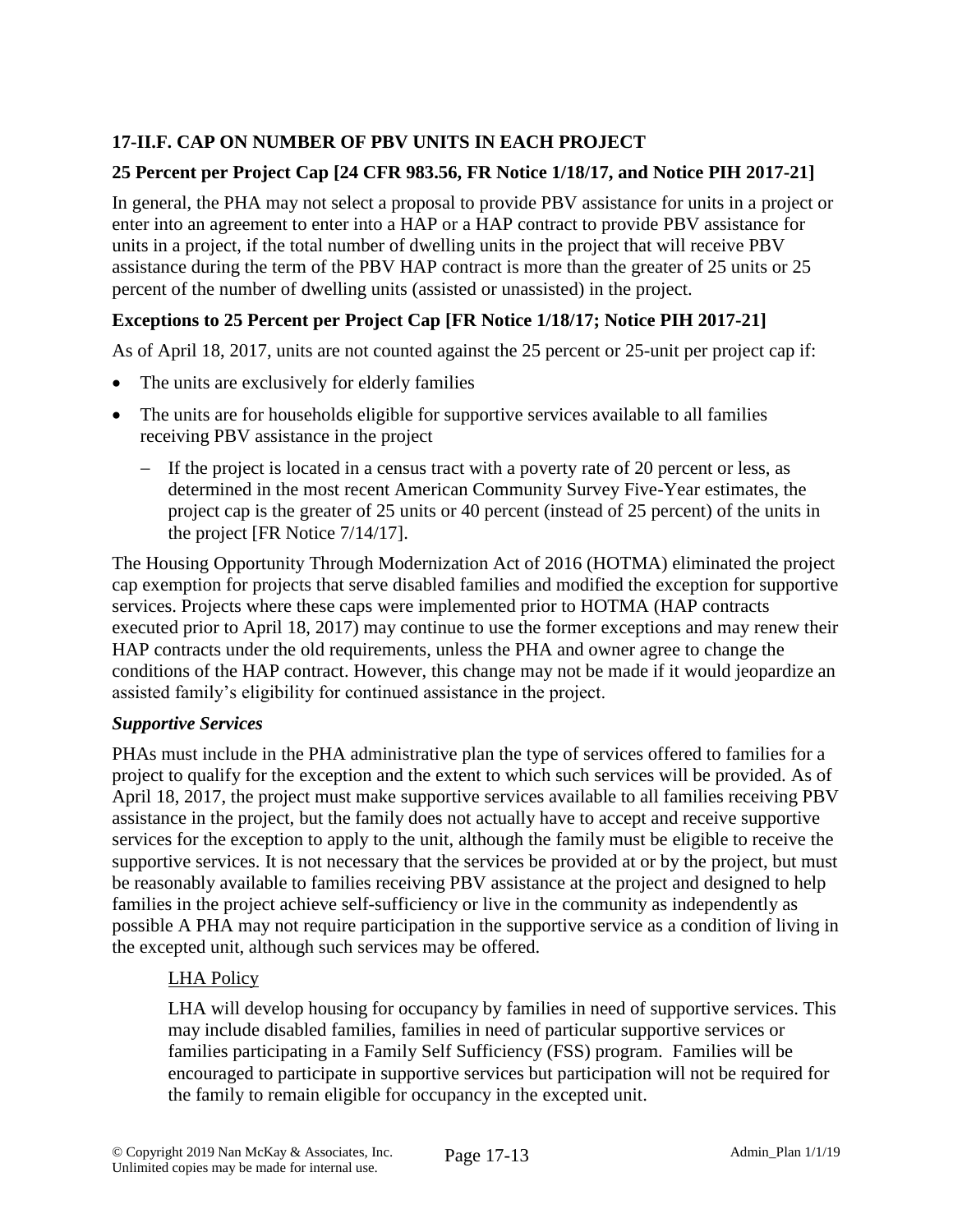## 17-II.F. CAP ON NUMBER OF PBV UNITS IN EACH PROJECT

### 25 Percent per Project Cap [24 CFR 983.56, FR Notice 1/18/17, and Notice PIH 2017-21]

In general, the PHA may not select a proposal to provide PBV assistance for units in a project or enter into an agreement to enter into a HAP or a HAP contract to provide PBV assistance for units in a project, if the total number of dwelling units in the project that will receive PBV assistance during the term of the PBV HAP contract is more than the greater of 25 units or 25 percent of the number of dwelling units (assisted or unassisted) in the project.

### Exceptions to 25 Percent per Project Cap [FR Notice 1/18/17; Notice PIH 2017-21]

As of April 18, 2017, units are not counted against the 25 percent or 25-unit per project cap if:

- The units are exclusively for elderly families
- The units are for households eligible for supportive services available to all families receiving PBV assistance in the project
  - If the project is located in a census tract with a poverty rate of 20 percent or less, as determined in the most recent American Community Survey Five-Year estimates, the project cap is the greater of 25 units or 40 percent (instead of 25 percent) of the units in the project [FR Notice 7/14/17].

The Housing Opportunity Through Modernization Act of 2016 (HOTMA) eliminated the project cap exemption for projects that serve disabled families and modified the exception for supportive services. Projects where these caps were implemented prior to HOTMA (HAP contracts executed prior to April 18, 2017) may continue to use the former exceptions and may renew their HAP contracts under the old requirements, unless the PHA and owner agree to change the conditions of the HAP contract. However, this change may not be made if it would jeopardize an assisted family's eligibility for continued assistance in the project.

### *Supportive Services*

PHAs must include in the PHA administrative plan the type of services offered to families for a project to qualify for the exception and the extent to which such services will be provided. As of April 18, 2017, the project must make supportive services available to all families receiving PBV assistance in the project, but the family does not actually have to accept and receive supportive services for the exception to apply to the unit, although the family must be eligible to receive the supportive services. It is not necessary that the services be provided at or by the project, but must be reasonably available to families receiving PBV assistance at the project and designed to help families in the project achieve self-sufficiency or live in the community as independently as possible A PHA may not require participation in the supportive service as a condition of living in the excepted unit, although such services may be offered.

> LHA Policy
>
> LHA will develop housing for occupancy by families in need of supportive services. This may include disabled families, families in need of particular supportive services or families participating in a Family Self Sufficiency (FSS) program. Families will be encouraged to participate in supportive services but participation will not be required for the family to remain eligible for occupancy in the excepted unit.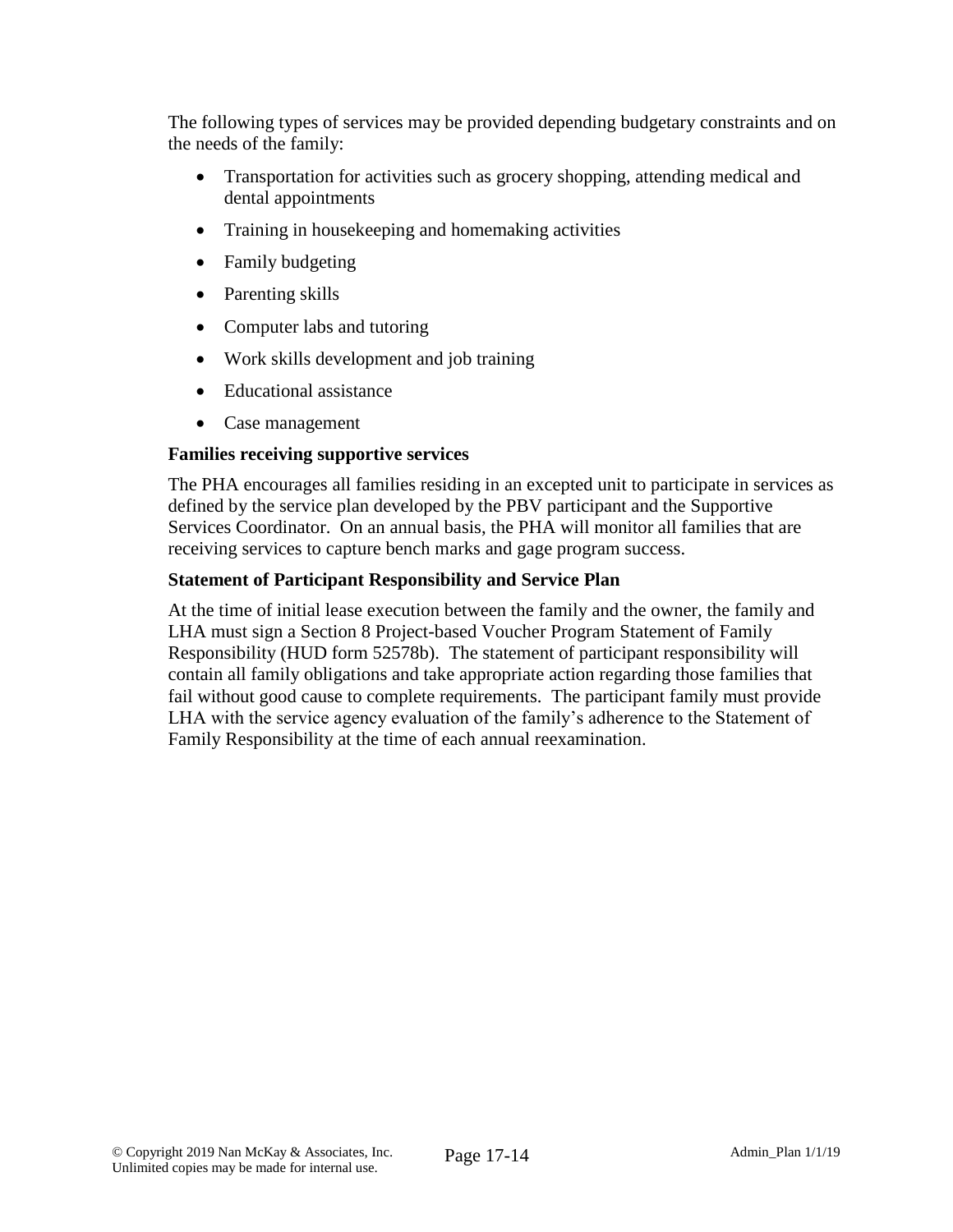The following types of services may be provided depending budgetary constraints and on the needs of the family:

- Transportation for activities such as grocery shopping, attending medical and dental appointments
- Training in housekeeping and homemaking activities
- Family budgeting
- Parenting skills
- Computer labs and tutoring
- Work skills development and job training
- Educational assistance
- Case management

**Families receiving supportive services**

The PHA encourages all families residing in an excepted unit to participate in services as defined by the service plan developed by the PBV participant and the Supportive Services Coordinator. On an annual basis, the PHA will monitor all families that are receiving services to capture bench marks and gage program success.

**Statement of Participant Responsibility and Service Plan**

At the time of initial lease execution between the family and the owner, the family and LHA must sign a Section 8 Project-based Voucher Program Statement of Family Responsibility (HUD form 52578b). The statement of participant responsibility will contain all family obligations and take appropriate action regarding those families that fail without good cause to complete requirements. The participant family must provide LHA with the service agency evaluation of the family's adherence to the Statement of Family Responsibility at the time of each annual reexamination.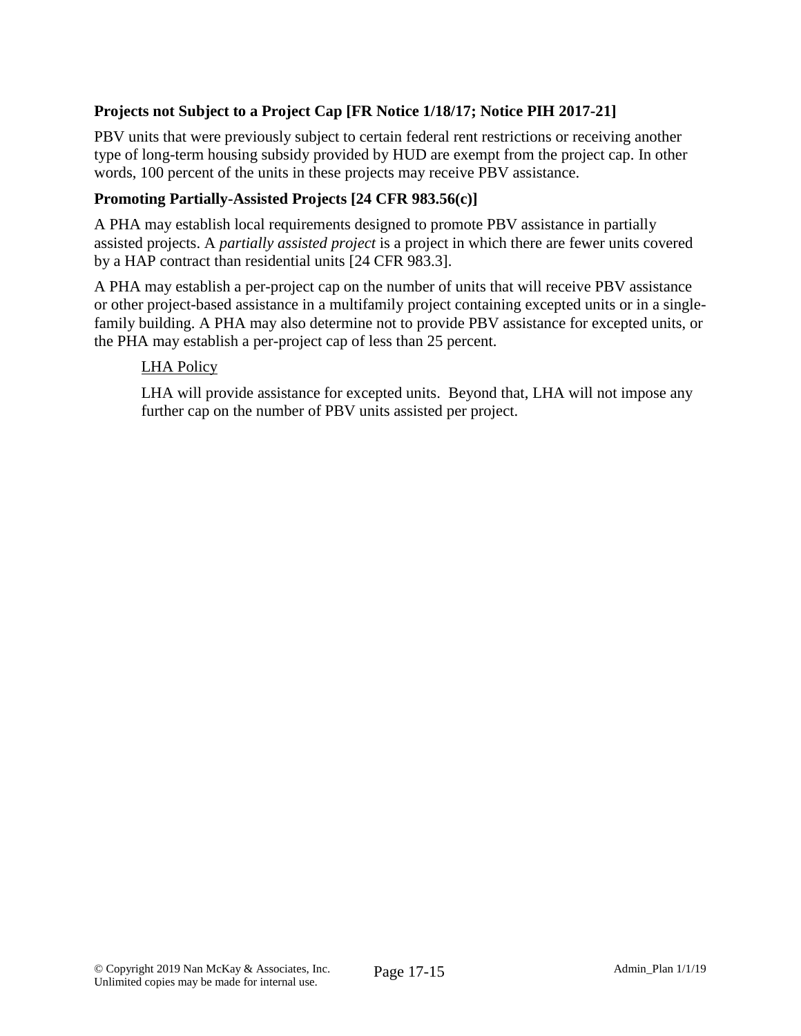### Projects not Subject to a Project Cap [FR Notice 1/18/17; Notice PIH 2017-21]

PBV units that were previously subject to certain federal rent restrictions or receiving another type of long-term housing subsidy provided by HUD are exempt from the project cap. In other words, 100 percent of the units in these projects may receive PBV assistance.

### Promoting Partially-Assisted Projects [24 CFR 983.56(c)]

A PHA may establish local requirements designed to promote PBV assistance in partially assisted projects. A *partially assisted project* is a project in which there are fewer units covered by a HAP contract than residential units [24 CFR 983.3].

A PHA may establish a per-project cap on the number of units that will receive PBV assistance or other project-based assistance in a multifamily project containing excepted units or in a single-family building. A PHA may also determine not to provide PBV assistance for excepted units, or the PHA may establish a per-project cap of less than 25 percent.

> LHA Policy
>
> LHA will provide assistance for excepted units. Beyond that, LHA will not impose any further cap on the number of PBV units assisted per project.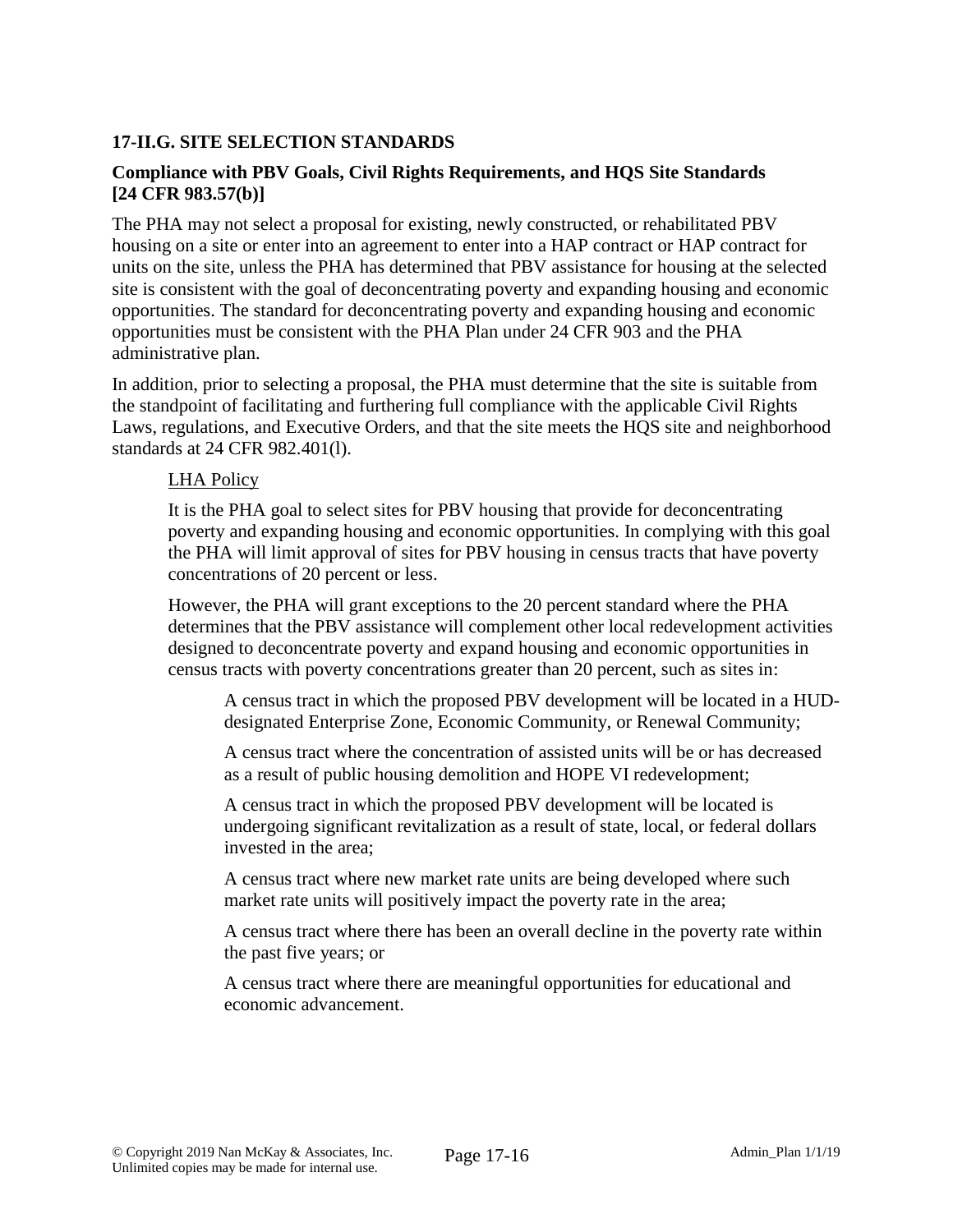## 17-II.G. SITE SELECTION STANDARDS

### Compliance with PBV Goals, Civil Rights Requirements, and HQS Site Standards [24 CFR 983.57(b)]

The PHA may not select a proposal for existing, newly constructed, or rehabilitated PBV housing on a site or enter into an agreement to enter into a HAP contract or HAP contract for units on the site, unless the PHA has determined that PBV assistance for housing at the selected site is consistent with the goal of deconcentrating poverty and expanding housing and economic opportunities. The standard for deconcentrating poverty and expanding housing and economic opportunities must be consistent with the PHA Plan under 24 CFR 903 and the PHA administrative plan.

In addition, prior to selecting a proposal, the PHA must determine that the site is suitable from the standpoint of facilitating and furthering full compliance with the applicable Civil Rights Laws, regulations, and Executive Orders, and that the site meets the HQS site and neighborhood standards at 24 CFR 982.401(l).

LHA Policy

It is the PHA goal to select sites for PBV housing that provide for deconcentrating poverty and expanding housing and economic opportunities. In complying with this goal the PHA will limit approval of sites for PBV housing in census tracts that have poverty concentrations of 20 percent or less.

However, the PHA will grant exceptions to the 20 percent standard where the PHA determines that the PBV assistance will complement other local redevelopment activities designed to deconcentrate poverty and expand housing and economic opportunities in census tracts with poverty concentrations greater than 20 percent, such as sites in:

A census tract in which the proposed PBV development will be located in a HUD-designated Enterprise Zone, Economic Community, or Renewal Community;

A census tract where the concentration of assisted units will be or has decreased as a result of public housing demolition and HOPE VI redevelopment;

A census tract in which the proposed PBV development will be located is undergoing significant revitalization as a result of state, local, or federal dollars invested in the area;

A census tract where new market rate units are being developed where such market rate units will positively impact the poverty rate in the area;

A census tract where there has been an overall decline in the poverty rate within the past five years; or

A census tract where there are meaningful opportunities for educational and economic advancement.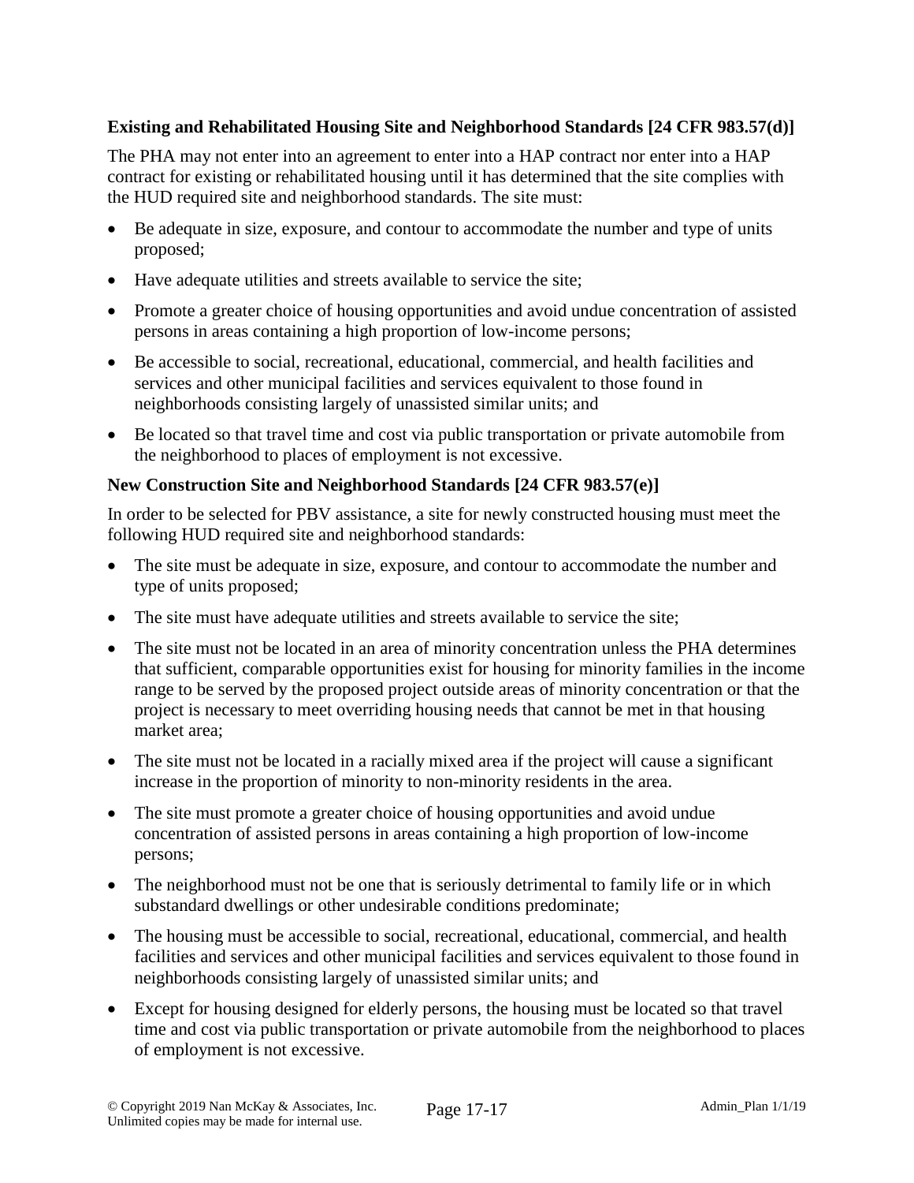**Existing and Rehabilitated Housing Site and Neighborhood Standards [24 CFR 983.57(d)]**

The PHA may not enter into an agreement to enter into a HAP contract nor enter into a HAP contract for existing or rehabilitated housing until it has determined that the site complies with the HUD required site and neighborhood standards. The site must:

- Be adequate in size, exposure, and contour to accommodate the number and type of units proposed;
- Have adequate utilities and streets available to service the site;
- Promote a greater choice of housing opportunities and avoid undue concentration of assisted persons in areas containing a high proportion of low-income persons;
- Be accessible to social, recreational, educational, commercial, and health facilities and services and other municipal facilities and services equivalent to those found in neighborhoods consisting largely of unassisted similar units; and
- Be located so that travel time and cost via public transportation or private automobile from the neighborhood to places of employment is not excessive.

**New Construction Site and Neighborhood Standards [24 CFR 983.57(e)]**

In order to be selected for PBV assistance, a site for newly constructed housing must meet the following HUD required site and neighborhood standards:

- The site must be adequate in size, exposure, and contour to accommodate the number and type of units proposed;
- The site must have adequate utilities and streets available to service the site;
- The site must not be located in an area of minority concentration unless the PHA determines that sufficient, comparable opportunities exist for housing for minority families in the income range to be served by the proposed project outside areas of minority concentration or that the project is necessary to meet overriding housing needs that cannot be met in that housing market area;
- The site must not be located in a racially mixed area if the project will cause a significant increase in the proportion of minority to non-minority residents in the area.
- The site must promote a greater choice of housing opportunities and avoid undue concentration of assisted persons in areas containing a high proportion of low-income persons;
- The neighborhood must not be one that is seriously detrimental to family life or in which substandard dwellings or other undesirable conditions predominate;
- The housing must be accessible to social, recreational, educational, commercial, and health facilities and services and other municipal facilities and services equivalent to those found in neighborhoods consisting largely of unassisted similar units; and
- Except for housing designed for elderly persons, the housing must be located so that travel time and cost via public transportation or private automobile from the neighborhood to places of employment is not excessive.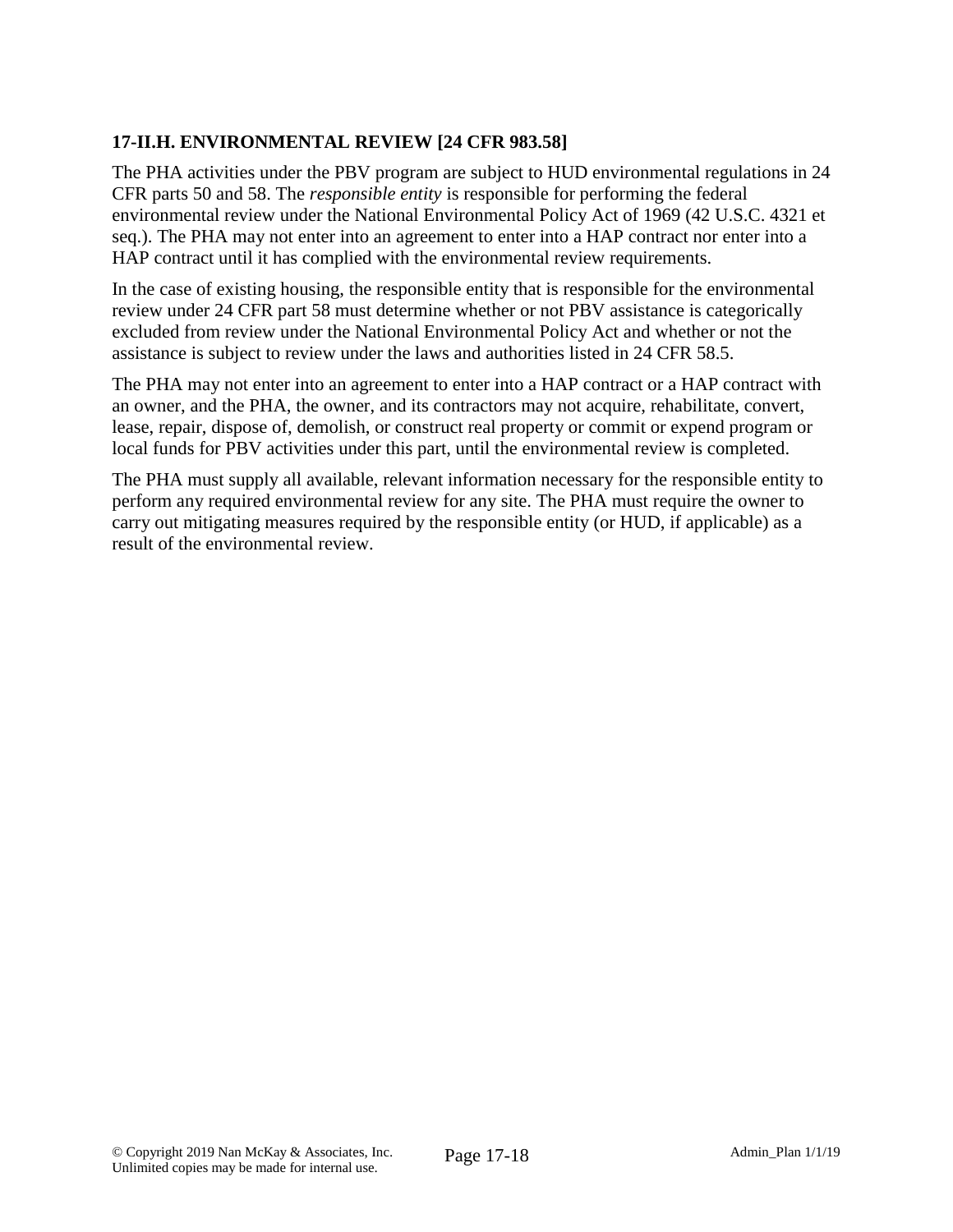### 17-II.H. ENVIRONMENTAL REVIEW [24 CFR 983.58]

The PHA activities under the PBV program are subject to HUD environmental regulations in 24 CFR parts 50 and 58. The *responsible entity* is responsible for performing the federal environmental review under the National Environmental Policy Act of 1969 (42 U.S.C. 4321 et seq.). The PHA may not enter into an agreement to enter into a HAP contract nor enter into a HAP contract until it has complied with the environmental review requirements.

In the case of existing housing, the responsible entity that is responsible for the environmental review under 24 CFR part 58 must determine whether or not PBV assistance is categorically excluded from review under the National Environmental Policy Act and whether or not the assistance is subject to review under the laws and authorities listed in 24 CFR 58.5.

The PHA may not enter into an agreement to enter into a HAP contract or a HAP contract with an owner, and the PHA, the owner, and its contractors may not acquire, rehabilitate, convert, lease, repair, dispose of, demolish, or construct real property or commit or expend program or local funds for PBV activities under this part, until the environmental review is completed.

The PHA must supply all available, relevant information necessary for the responsible entity to perform any required environmental review for any site. The PHA must require the owner to carry out mitigating measures required by the responsible entity (or HUD, if applicable) as a result of the environmental review.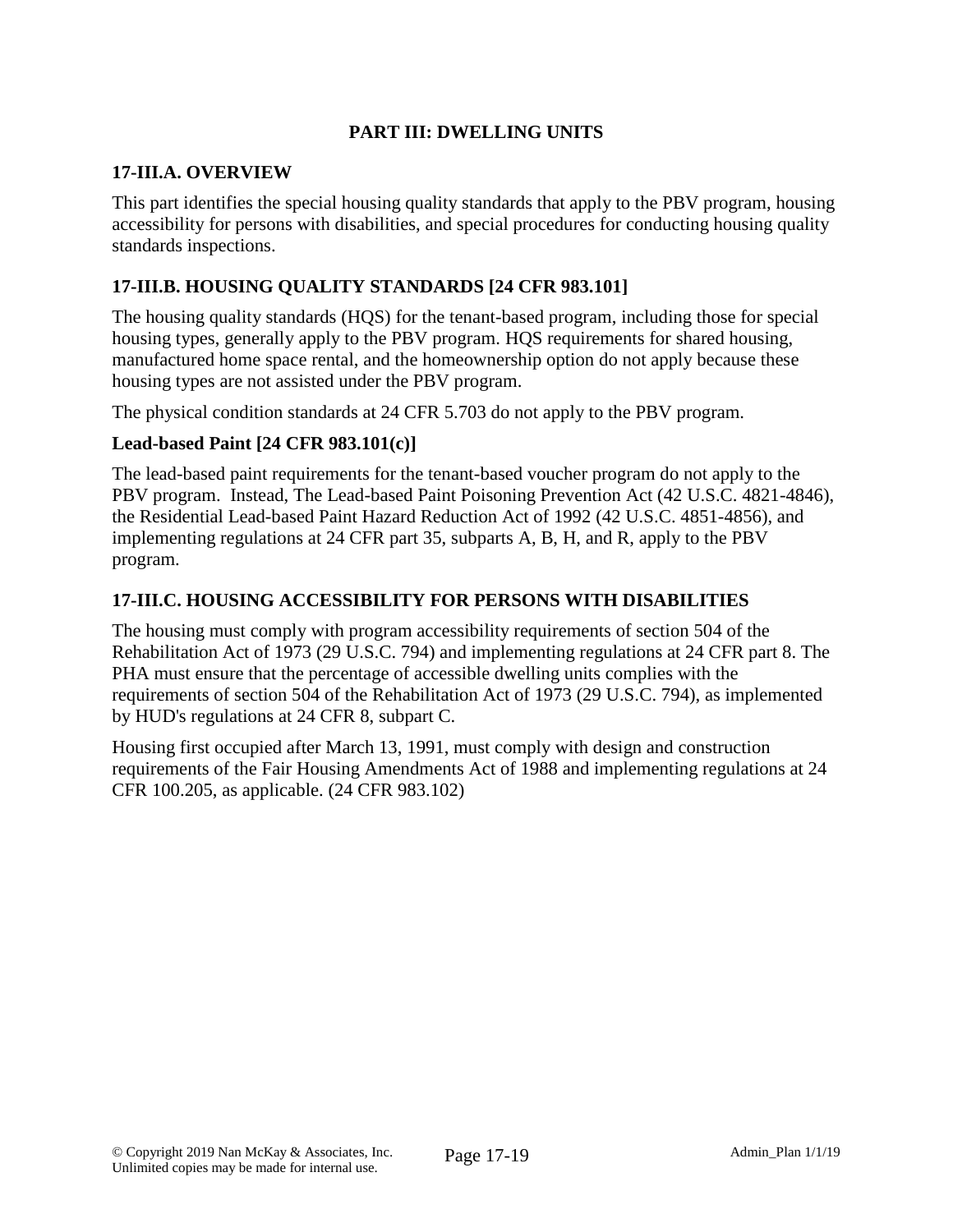## PART III: DWELLING UNITS

### 17-III.A. OVERVIEW

This part identifies the special housing quality standards that apply to the PBV program, housing accessibility for persons with disabilities, and special procedures for conducting housing quality standards inspections.

### 17-III.B. HOUSING QUALITY STANDARDS [24 CFR 983.101]

The housing quality standards (HQS) for the tenant-based program, including those for special housing types, generally apply to the PBV program. HQS requirements for shared housing, manufactured home space rental, and the homeownership option do not apply because these housing types are not assisted under the PBV program.

The physical condition standards at 24 CFR 5.703 do not apply to the PBV program.

#### Lead-based Paint [24 CFR 983.101(c)]

The lead-based paint requirements for the tenant-based voucher program do not apply to the PBV program. Instead, The Lead-based Paint Poisoning Prevention Act (42 U.S.C. 4821-4846), the Residential Lead-based Paint Hazard Reduction Act of 1992 (42 U.S.C. 4851-4856), and implementing regulations at 24 CFR part 35, subparts A, B, H, and R, apply to the PBV program.

### 17-III.C. HOUSING ACCESSIBILITY FOR PERSONS WITH DISABILITIES

The housing must comply with program accessibility requirements of section 504 of the Rehabilitation Act of 1973 (29 U.S.C. 794) and implementing regulations at 24 CFR part 8. The PHA must ensure that the percentage of accessible dwelling units complies with the requirements of section 504 of the Rehabilitation Act of 1973 (29 U.S.C. 794), as implemented by HUD's regulations at 24 CFR 8, subpart C.

Housing first occupied after March 13, 1991, must comply with design and construction requirements of the Fair Housing Amendments Act of 1988 and implementing regulations at 24 CFR 100.205, as applicable. (24 CFR 983.102)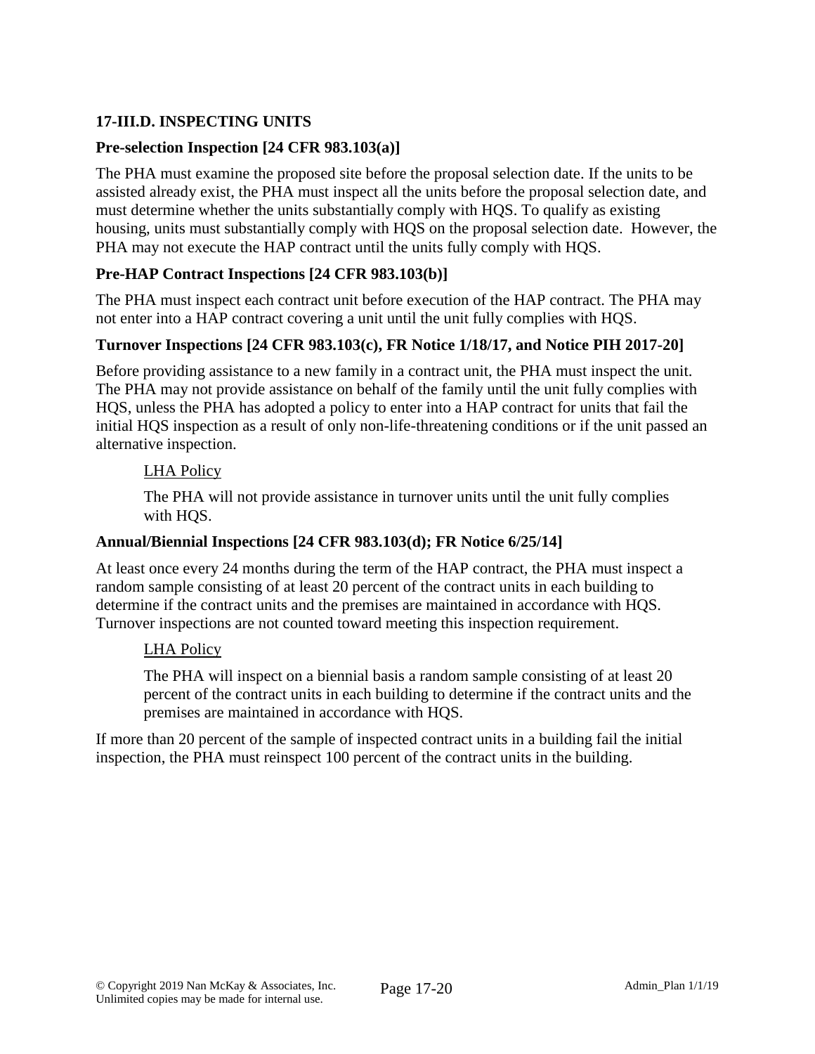### 17-III.D. INSPECTING UNITS

**Pre-selection Inspection [24 CFR 983.103(a)]**

The PHA must examine the proposed site before the proposal selection date. If the units to be assisted already exist, the PHA must inspect all the units before the proposal selection date, and must determine whether the units substantially comply with HQS. To qualify as existing housing, units must substantially comply with HQS on the proposal selection date. However, the PHA may not execute the HAP contract until the units fully comply with HQS.

**Pre-HAP Contract Inspections [24 CFR 983.103(b)]**

The PHA must inspect each contract unit before execution of the HAP contract. The PHA may not enter into a HAP contract covering a unit until the unit fully complies with HQS.

**Turnover Inspections [24 CFR 983.103(c), FR Notice 1/18/17, and Notice PIH 2017-20]**

Before providing assistance to a new family in a contract unit, the PHA must inspect the unit. The PHA may not provide assistance on behalf of the family until the unit fully complies with HQS, unless the PHA has adopted a policy to enter into a HAP contract for units that fail the initial HQS inspection as a result of only non-life-threatening conditions or if the unit passed an alternative inspection.

> LHA Policy
>
> The PHA will not provide assistance in turnover units until the unit fully complies with HQS.

**Annual/Biennial Inspections [24 CFR 983.103(d); FR Notice 6/25/14]**

At least once every 24 months during the term of the HAP contract, the PHA must inspect a random sample consisting of at least 20 percent of the contract units in each building to determine if the contract units and the premises are maintained in accordance with HQS. Turnover inspections are not counted toward meeting this inspection requirement.

> LHA Policy
>
> The PHA will inspect on a biennial basis a random sample consisting of at least 20 percent of the contract units in each building to determine if the contract units and the premises are maintained in accordance with HQS.

If more than 20 percent of the sample of inspected contract units in a building fail the initial inspection, the PHA must reinspect 100 percent of the contract units in the building.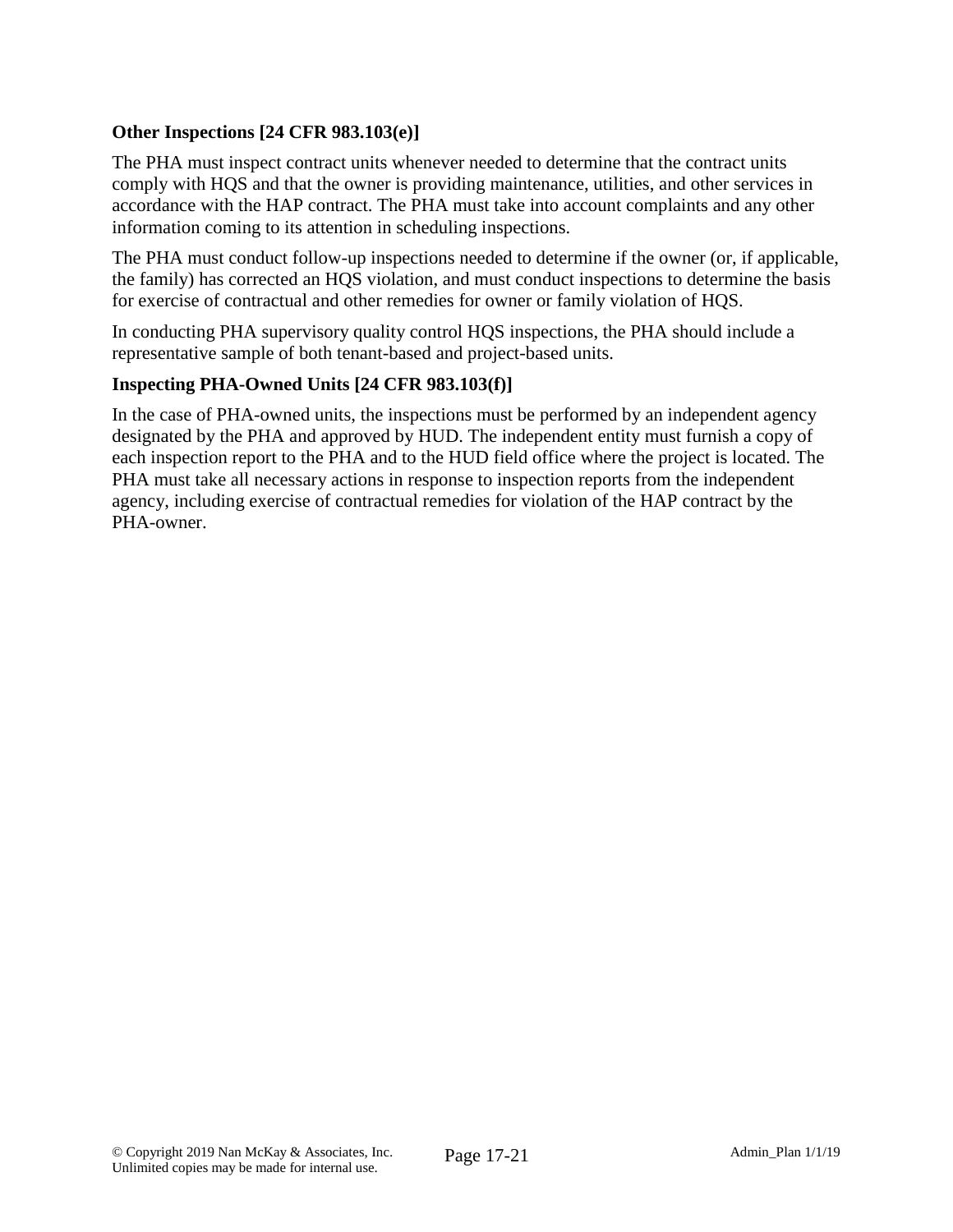**Other Inspections [24 CFR 983.103(e)]**

The PHA must inspect contract units whenever needed to determine that the contract units comply with HQS and that the owner is providing maintenance, utilities, and other services in accordance with the HAP contract. The PHA must take into account complaints and any other information coming to its attention in scheduling inspections.

The PHA must conduct follow-up inspections needed to determine if the owner (or, if applicable, the family) has corrected an HQS violation, and must conduct inspections to determine the basis for exercise of contractual and other remedies for owner or family violation of HQS.

In conducting PHA supervisory quality control HQS inspections, the PHA should include a representative sample of both tenant-based and project-based units.

**Inspecting PHA-Owned Units [24 CFR 983.103(f)]**

In the case of PHA-owned units, the inspections must be performed by an independent agency designated by the PHA and approved by HUD. The independent entity must furnish a copy of each inspection report to the PHA and to the HUD field office where the project is located. The PHA must take all necessary actions in response to inspection reports from the independent agency, including exercise of contractual remedies for violation of the HAP contract by the PHA-owner.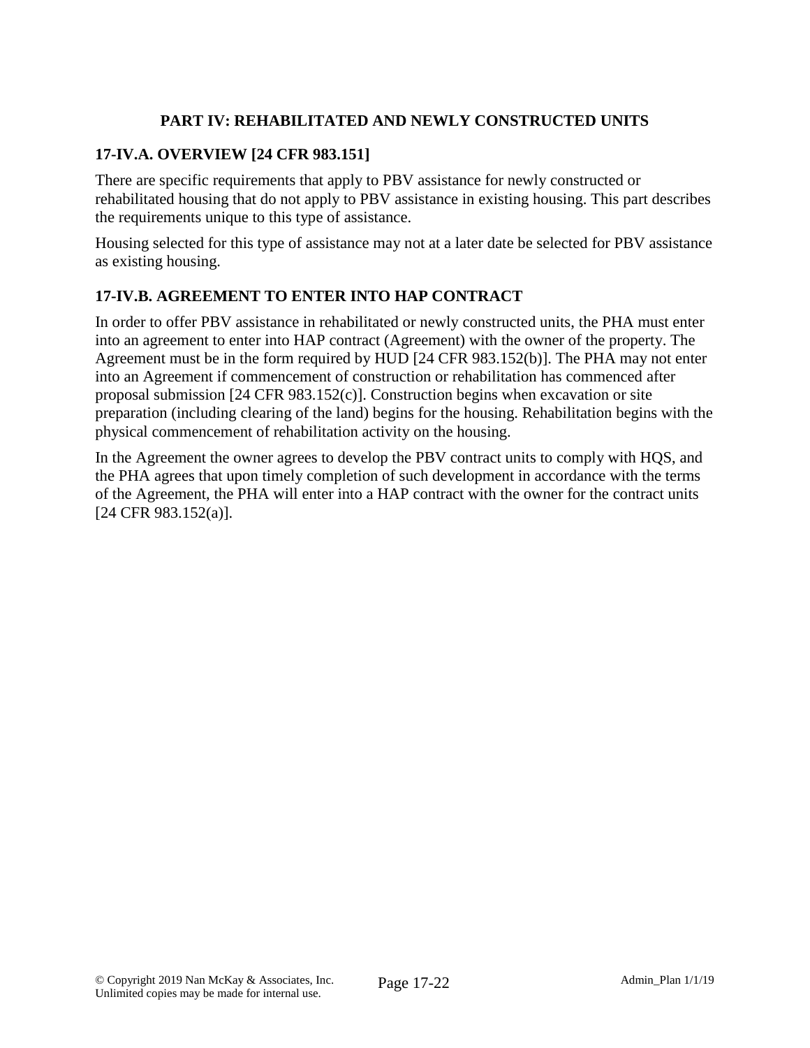## PART IV: REHABILITATED AND NEWLY CONSTRUCTED UNITS

### 17-IV.A. OVERVIEW [24 CFR 983.151]

There are specific requirements that apply to PBV assistance for newly constructed or rehabilitated housing that do not apply to PBV assistance in existing housing. This part describes the requirements unique to this type of assistance.

Housing selected for this type of assistance may not at a later date be selected for PBV assistance as existing housing.

### 17-IV.B. AGREEMENT TO ENTER INTO HAP CONTRACT

In order to offer PBV assistance in rehabilitated or newly constructed units, the PHA must enter into an agreement to enter into HAP contract (Agreement) with the owner of the property. The Agreement must be in the form required by HUD [24 CFR 983.152(b)]. The PHA may not enter into an Agreement if commencement of construction or rehabilitation has commenced after proposal submission [24 CFR 983.152(c)]. Construction begins when excavation or site preparation (including clearing of the land) begins for the housing. Rehabilitation begins with the physical commencement of rehabilitation activity on the housing.

In the Agreement the owner agrees to develop the PBV contract units to comply with HQS, and the PHA agrees that upon timely completion of such development in accordance with the terms of the Agreement, the PHA will enter into a HAP contract with the owner for the contract units [24 CFR 983.152(a)].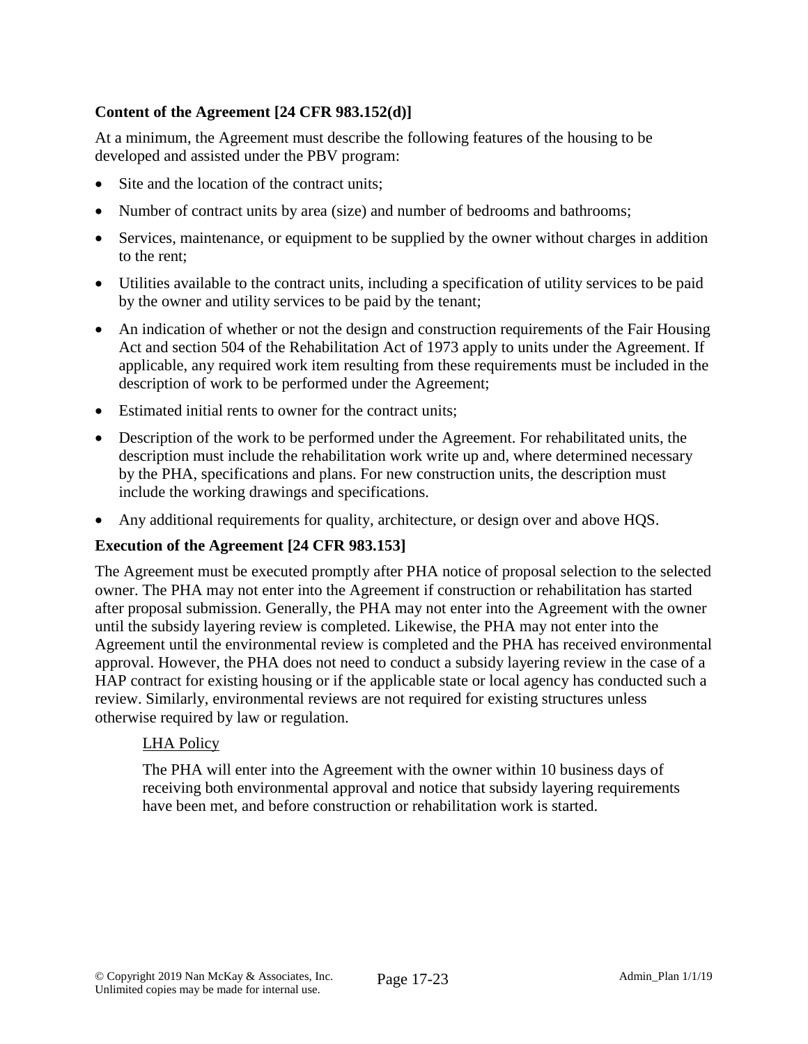**Content of the Agreement [24 CFR 983.152(d)]**

At a minimum, the Agreement must describe the following features of the housing to be developed and assisted under the PBV program:

- Site and the location of the contract units;
- Number of contract units by area (size) and number of bedrooms and bathrooms;
- Services, maintenance, or equipment to be supplied by the owner without charges in addition to the rent;
- Utilities available to the contract units, including a specification of utility services to be paid by the owner and utility services to be paid by the tenant;
- An indication of whether or not the design and construction requirements of the Fair Housing Act and section 504 of the Rehabilitation Act of 1973 apply to units under the Agreement. If applicable, any required work item resulting from these requirements must be included in the description of work to be performed under the Agreement;
- Estimated initial rents to owner for the contract units;
- Description of the work to be performed under the Agreement. For rehabilitated units, the description must include the rehabilitation work write up and, where determined necessary by the PHA, specifications and plans. For new construction units, the description must include the working drawings and specifications.
- Any additional requirements for quality, architecture, or design over and above HQS.

**Execution of the Agreement [24 CFR 983.153]**

The Agreement must be executed promptly after PHA notice of proposal selection to the selected owner. The PHA may not enter into the Agreement if construction or rehabilitation has started after proposal submission. Generally, the PHA may not enter into the Agreement with the owner until the subsidy layering review is completed. Likewise, the PHA may not enter into the Agreement until the environmental review is completed and the PHA has received environmental approval. However, the PHA does not need to conduct a subsidy layering review in the case of a HAP contract for existing housing or if the applicable state or local agency has conducted such a review. Similarly, environmental reviews are not required for existing structures unless otherwise required by law or regulation.

<u>LHA Policy</u>

The PHA will enter into the Agreement with the owner within 10 business days of receiving both environmental approval and notice that subsidy layering requirements have been met, and before construction or rehabilitation work is started.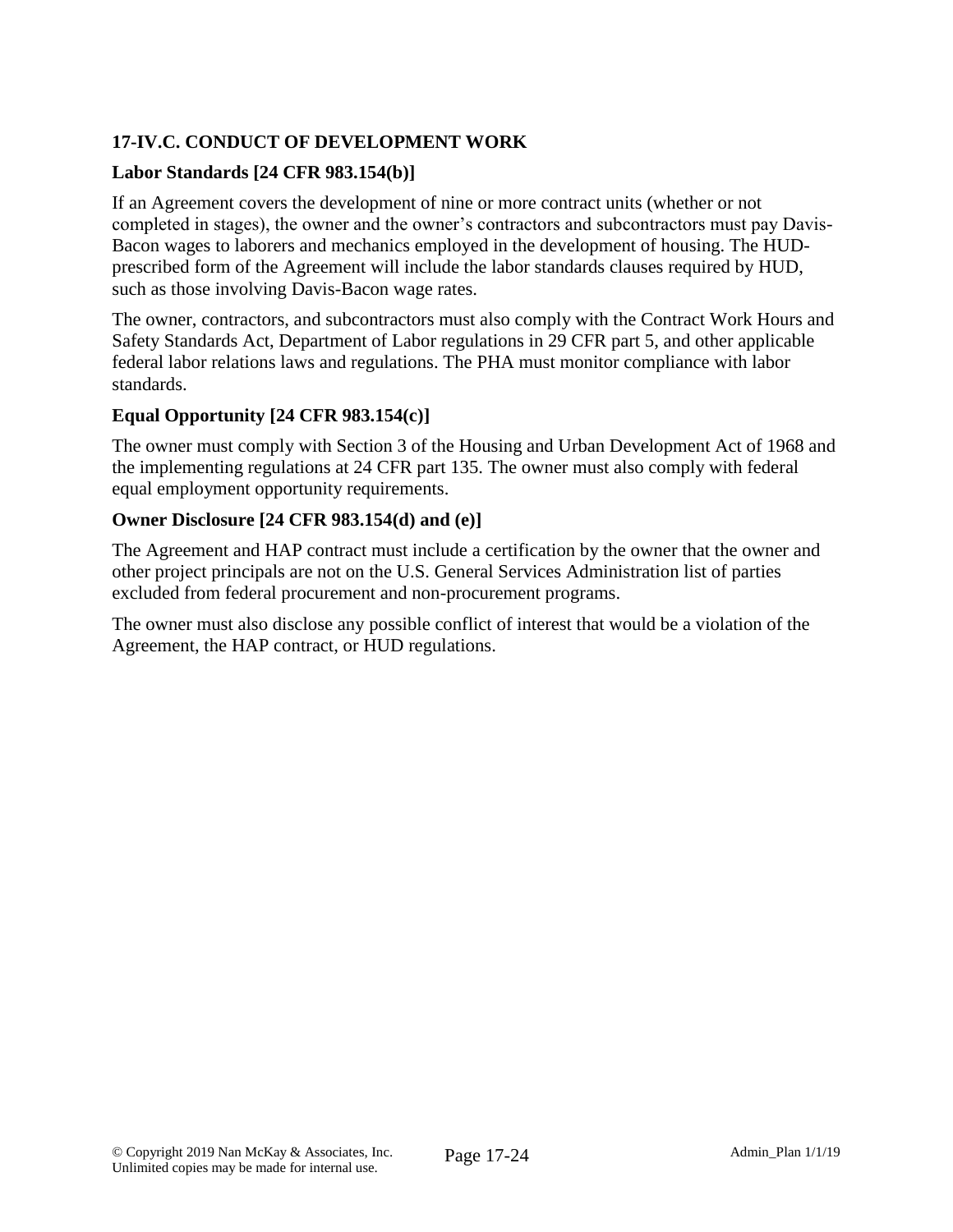### 17-IV.C. CONDUCT OF DEVELOPMENT WORK

#### Labor Standards [24 CFR 983.154(b)]

If an Agreement covers the development of nine or more contract units (whether or not completed in stages), the owner and the owner's contractors and subcontractors must pay Davis-Bacon wages to laborers and mechanics employed in the development of housing. The HUD-prescribed form of the Agreement will include the labor standards clauses required by HUD, such as those involving Davis-Bacon wage rates.

The owner, contractors, and subcontractors must also comply with the Contract Work Hours and Safety Standards Act, Department of Labor regulations in 29 CFR part 5, and other applicable federal labor relations laws and regulations. The PHA must monitor compliance with labor standards.

#### Equal Opportunity [24 CFR 983.154(c)]

The owner must comply with Section 3 of the Housing and Urban Development Act of 1968 and the implementing regulations at 24 CFR part 135. The owner must also comply with federal equal employment opportunity requirements.

#### Owner Disclosure [24 CFR 983.154(d) and (e)]

The Agreement and HAP contract must include a certification by the owner that the owner and other project principals are not on the U.S. General Services Administration list of parties excluded from federal procurement and non-procurement programs.

The owner must also disclose any possible conflict of interest that would be a violation of the Agreement, the HAP contract, or HUD regulations.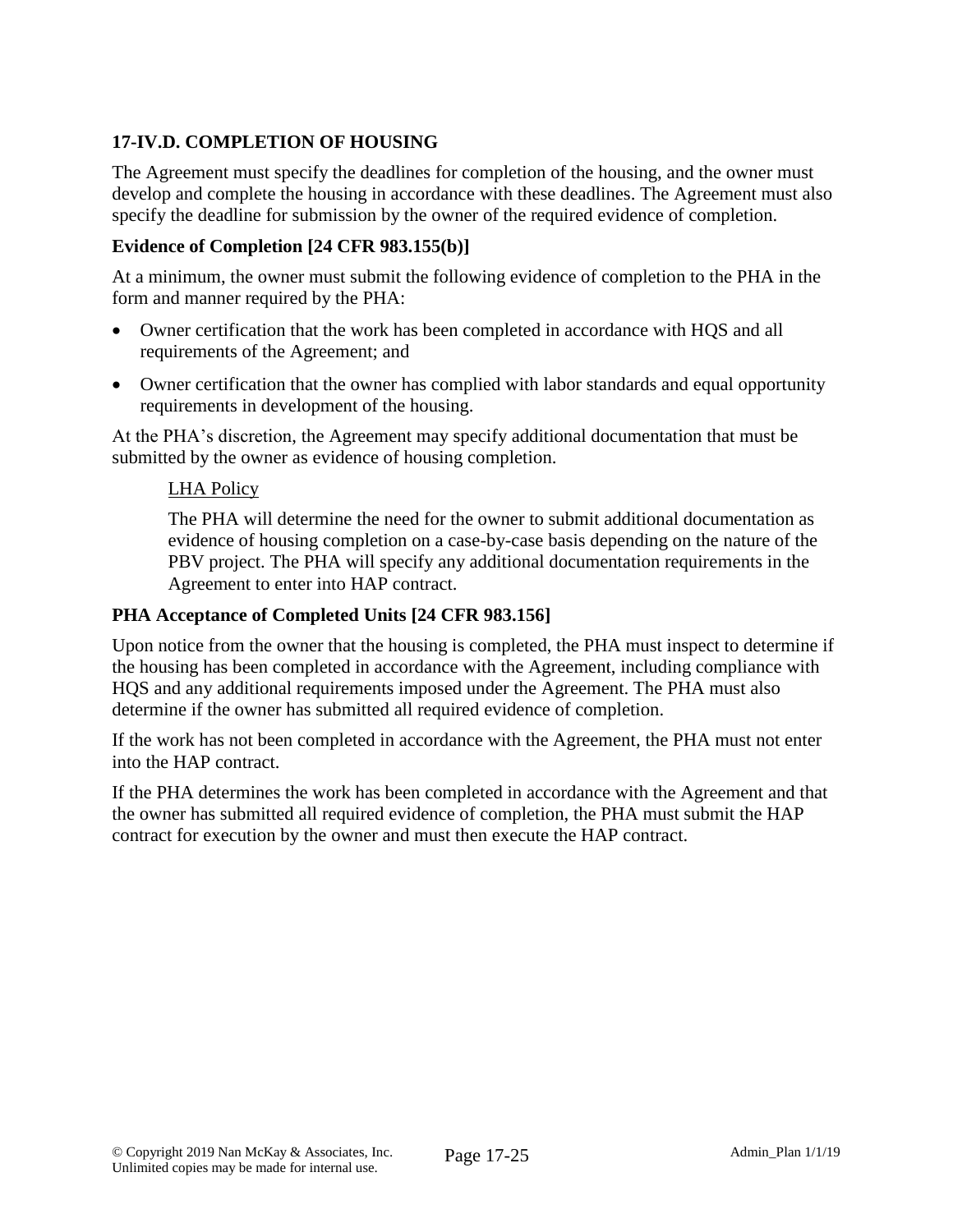## 17-IV.D. COMPLETION OF HOUSING

The Agreement must specify the deadlines for completion of the housing, and the owner must develop and complete the housing in accordance with these deadlines. The Agreement must also specify the deadline for submission by the owner of the required evidence of completion.

### Evidence of Completion [24 CFR 983.155(b)]

At a minimum, the owner must submit the following evidence of completion to the PHA in the form and manner required by the PHA:

- Owner certification that the work has been completed in accordance with HQS and all requirements of the Agreement; and
- Owner certification that the owner has complied with labor standards and equal opportunity requirements in development of the housing.

At the PHA's discretion, the Agreement may specify additional documentation that must be submitted by the owner as evidence of housing completion.

> LHA Policy
>
> The PHA will determine the need for the owner to submit additional documentation as evidence of housing completion on a case-by-case basis depending on the nature of the PBV project. The PHA will specify any additional documentation requirements in the Agreement to enter into HAP contract.

### PHA Acceptance of Completed Units [24 CFR 983.156]

Upon notice from the owner that the housing is completed, the PHA must inspect to determine if the housing has been completed in accordance with the Agreement, including compliance with HQS and any additional requirements imposed under the Agreement. The PHA must also determine if the owner has submitted all required evidence of completion.

If the work has not been completed in accordance with the Agreement, the PHA must not enter into the HAP contract.

If the PHA determines the work has been completed in accordance with the Agreement and that the owner has submitted all required evidence of completion, the PHA must submit the HAP contract for execution by the owner and must then execute the HAP contract.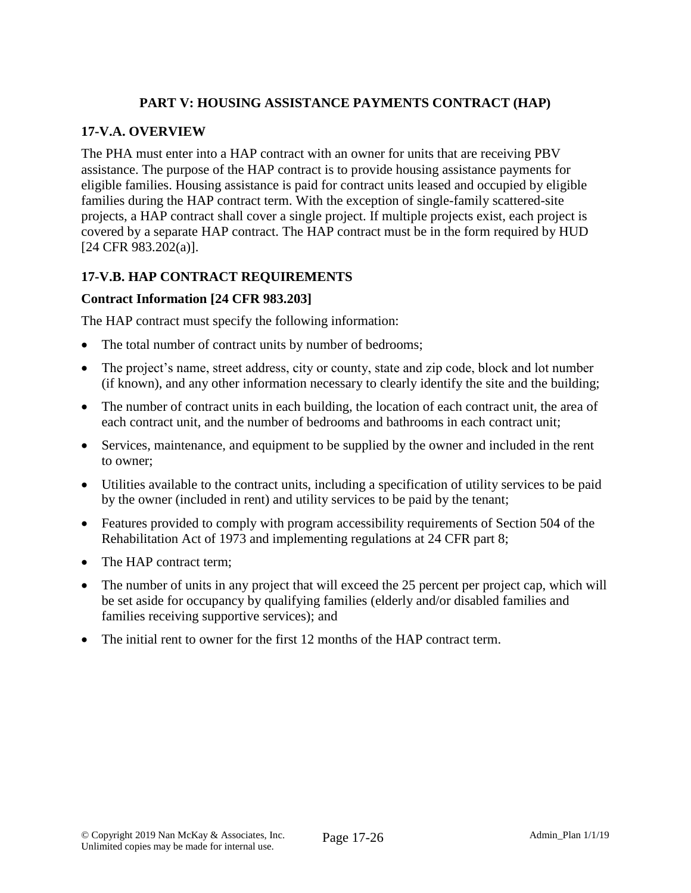## PART V: HOUSING ASSISTANCE PAYMENTS CONTRACT (HAP)

### 17-V.A. OVERVIEW

The PHA must enter into a HAP contract with an owner for units that are receiving PBV assistance. The purpose of the HAP contract is to provide housing assistance payments for eligible families. Housing assistance is paid for contract units leased and occupied by eligible families during the HAP contract term. With the exception of single-family scattered-site projects, a HAP contract shall cover a single project. If multiple projects exist, each project is covered by a separate HAP contract. The HAP contract must be in the form required by HUD [24 CFR 983.202(a)].

### 17-V.B. HAP CONTRACT REQUIREMENTS

**Contract Information [24 CFR 983.203]**

The HAP contract must specify the following information:

- The total number of contract units by number of bedrooms;
- The project's name, street address, city or county, state and zip code, block and lot number (if known), and any other information necessary to clearly identify the site and the building;
- The number of contract units in each building, the location of each contract unit, the area of each contract unit, and the number of bedrooms and bathrooms in each contract unit;
- Services, maintenance, and equipment to be supplied by the owner and included in the rent to owner;
- Utilities available to the contract units, including a specification of utility services to be paid by the owner (included in rent) and utility services to be paid by the tenant;
- Features provided to comply with program accessibility requirements of Section 504 of the Rehabilitation Act of 1973 and implementing regulations at 24 CFR part 8;
- The HAP contract term;
- The number of units in any project that will exceed the 25 percent per project cap, which will be set aside for occupancy by qualifying families (elderly and/or disabled families and families receiving supportive services); and
- The initial rent to owner for the first 12 months of the HAP contract term.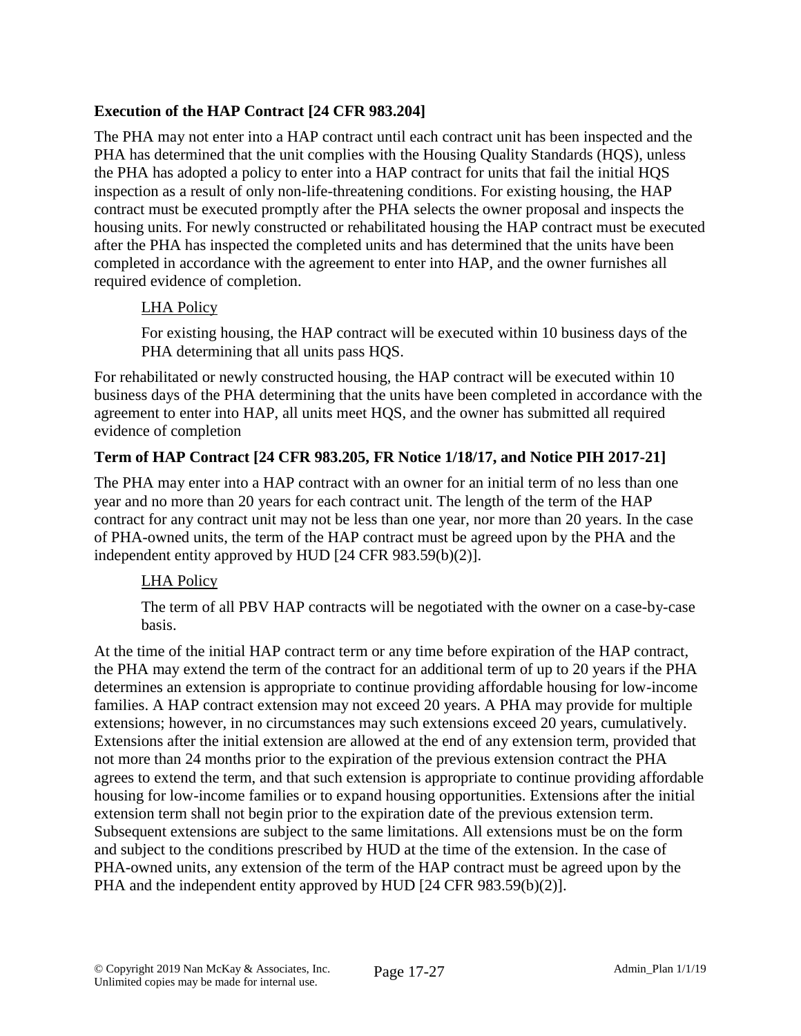### Execution of the HAP Contract [24 CFR 983.204]

The PHA may not enter into a HAP contract until each contract unit has been inspected and the PHA has determined that the unit complies with the Housing Quality Standards (HQS), unless the PHA has adopted a policy to enter into a HAP contract for units that fail the initial HQS inspection as a result of only non-life-threatening conditions. For existing housing, the HAP contract must be executed promptly after the PHA selects the owner proposal and inspects the housing units. For newly constructed or rehabilitated housing the HAP contract must be executed after the PHA has inspected the completed units and has determined that the units have been completed in accordance with the agreement to enter into HAP, and the owner furnishes all required evidence of completion.

> LHA Policy
>
> For existing housing, the HAP contract will be executed within 10 business days of the PHA determining that all units pass HQS.

For rehabilitated or newly constructed housing, the HAP contract will be executed within 10 business days of the PHA determining that the units have been completed in accordance with the agreement to enter into HAP, all units meet HQS, and the owner has submitted all required evidence of completion

### Term of HAP Contract [24 CFR 983.205, FR Notice 1/18/17, and Notice PIH 2017-21]

The PHA may enter into a HAP contract with an owner for an initial term of no less than one year and no more than 20 years for each contract unit. The length of the term of the HAP contract for any contract unit may not be less than one year, nor more than 20 years. In the case of PHA-owned units, the term of the HAP contract must be agreed upon by the PHA and the independent entity approved by HUD [24 CFR 983.59(b)(2)].

> LHA Policy
>
> The term of all PBV HAP contracts will be negotiated with the owner on a case-by-case basis.

At the time of the initial HAP contract term or any time before expiration of the HAP contract, the PHA may extend the term of the contract for an additional term of up to 20 years if the PHA determines an extension is appropriate to continue providing affordable housing for low-income families. A HAP contract extension may not exceed 20 years. A PHA may provide for multiple extensions; however, in no circumstances may such extensions exceed 20 years, cumulatively. Extensions after the initial extension are allowed at the end of any extension term, provided that not more than 24 months prior to the expiration of the previous extension contract the PHA agrees to extend the term, and that such extension is appropriate to continue providing affordable housing for low-income families or to expand housing opportunities. Extensions after the initial extension term shall not begin prior to the expiration date of the previous extension term. Subsequent extensions are subject to the same limitations. All extensions must be on the form and subject to the conditions prescribed by HUD at the time of the extension. In the case of PHA-owned units, any extension of the term of the HAP contract must be agreed upon by the PHA and the independent entity approved by HUD [24 CFR 983.59(b)(2)].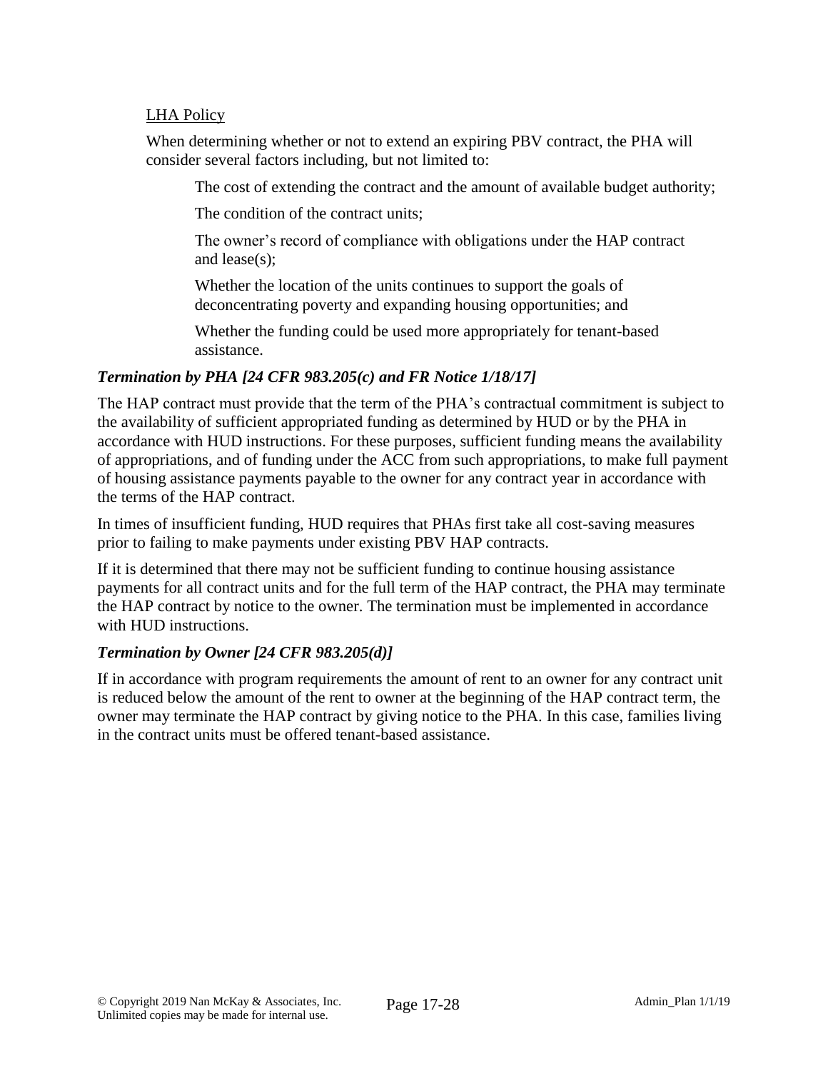<u>LHA Policy</u>

When determining whether or not to extend an expiring PBV contract, the PHA will consider several factors including, but not limited to:

The cost of extending the contract and the amount of available budget authority;

The condition of the contract units;

The owner's record of compliance with obligations under the HAP contract and lease(s);

Whether the location of the units continues to support the goals of deconcentrating poverty and expanding housing opportunities; and

Whether the funding could be used more appropriately for tenant-based assistance.

***Termination by PHA [24 CFR 983.205(c) and FR Notice 1/18/17]***

The HAP contract must provide that the term of the PHA's contractual commitment is subject to the availability of sufficient appropriated funding as determined by HUD or by the PHA in accordance with HUD instructions. For these purposes, sufficient funding means the availability of appropriations, and of funding under the ACC from such appropriations, to make full payment of housing assistance payments payable to the owner for any contract year in accordance with the terms of the HAP contract.

In times of insufficient funding, HUD requires that PHAs first take all cost-saving measures prior to failing to make payments under existing PBV HAP contracts.

If it is determined that there may not be sufficient funding to continue housing assistance payments for all contract units and for the full term of the HAP contract, the PHA may terminate the HAP contract by notice to the owner. The termination must be implemented in accordance with HUD instructions.

***Termination by Owner [24 CFR 983.205(d)]***

If in accordance with program requirements the amount of rent to an owner for any contract unit is reduced below the amount of the rent to owner at the beginning of the HAP contract term, the owner may terminate the HAP contract by giving notice to the PHA. In this case, families living in the contract units must be offered tenant-based assistance.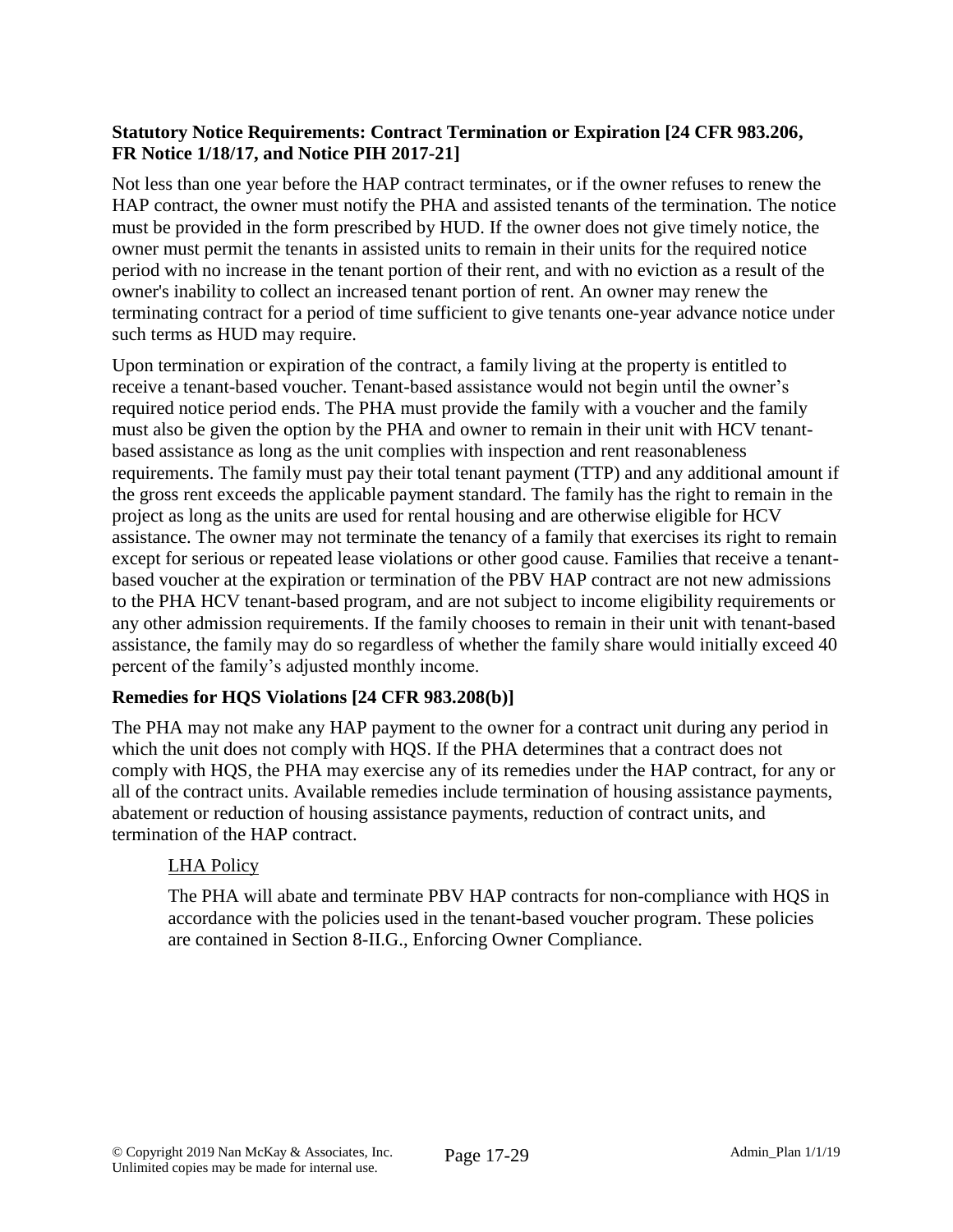**Statutory Notice Requirements: Contract Termination or Expiration [24 CFR 983.206, FR Notice 1/18/17, and Notice PIH 2017-21]**

Not less than one year before the HAP contract terminates, or if the owner refuses to renew the HAP contract, the owner must notify the PHA and assisted tenants of the termination. The notice must be provided in the form prescribed by HUD. If the owner does not give timely notice, the owner must permit the tenants in assisted units to remain in their units for the required notice period with no increase in the tenant portion of their rent, and with no eviction as a result of the owner's inability to collect an increased tenant portion of rent. An owner may renew the terminating contract for a period of time sufficient to give tenants one-year advance notice under such terms as HUD may require.

Upon termination or expiration of the contract, a family living at the property is entitled to receive a tenant-based voucher. Tenant-based assistance would not begin until the owner's required notice period ends. The PHA must provide the family with a voucher and the family must also be given the option by the PHA and owner to remain in their unit with HCV tenant-based assistance as long as the unit complies with inspection and rent reasonableness requirements. The family must pay their total tenant payment (TTP) and any additional amount if the gross rent exceeds the applicable payment standard. The family has the right to remain in the project as long as the units are used for rental housing and are otherwise eligible for HCV assistance. The owner may not terminate the tenancy of a family that exercises its right to remain except for serious or repeated lease violations or other good cause. Families that receive a tenant-based voucher at the expiration or termination of the PBV HAP contract are not new admissions to the PHA HCV tenant-based program, and are not subject to income eligibility requirements or any other admission requirements. If the family chooses to remain in their unit with tenant-based assistance, the family may do so regardless of whether the family share would initially exceed 40 percent of the family's adjusted monthly income.

**Remedies for HQS Violations [24 CFR 983.208(b)]**

The PHA may not make any HAP payment to the owner for a contract unit during any period in which the unit does not comply with HQS. If the PHA determines that a contract does not comply with HQS, the PHA may exercise any of its remedies under the HAP contract, for any or all of the contract units. Available remedies include termination of housing assistance payments, abatement or reduction of housing assistance payments, reduction of contract units, and termination of the HAP contract.

LHA Policy

The PHA will abate and terminate PBV HAP contracts for non-compliance with HQS in accordance with the policies used in the tenant-based voucher program. These policies are contained in Section 8-II.G., Enforcing Owner Compliance.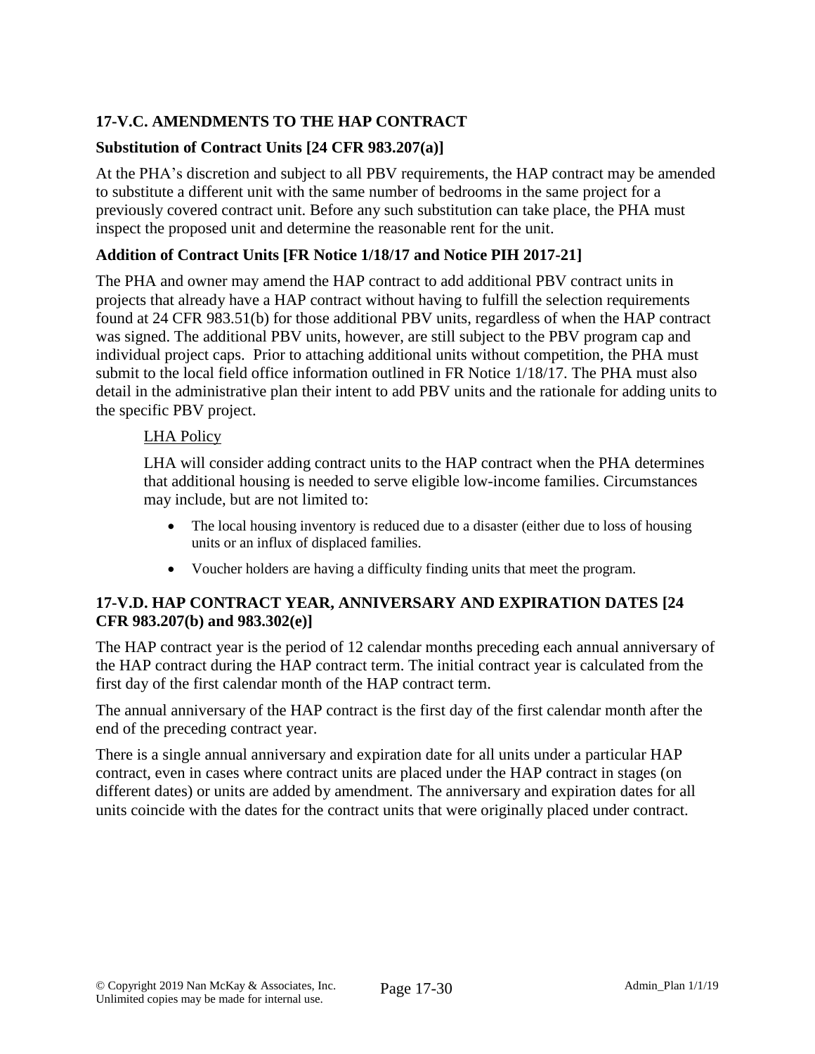## 17-V.C. AMENDMENTS TO THE HAP CONTRACT

### Substitution of Contract Units [24 CFR 983.207(a)]

At the PHA's discretion and subject to all PBV requirements, the HAP contract may be amended to substitute a different unit with the same number of bedrooms in the same project for a previously covered contract unit. Before any such substitution can take place, the PHA must inspect the proposed unit and determine the reasonable rent for the unit.

### Addition of Contract Units [FR Notice 1/18/17 and Notice PIH 2017-21]

The PHA and owner may amend the HAP contract to add additional PBV contract units in projects that already have a HAP contract without having to fulfill the selection requirements found at 24 CFR 983.51(b) for those additional PBV units, regardless of when the HAP contract was signed. The additional PBV units, however, are still subject to the PBV program cap and individual project caps. Prior to attaching additional units without competition, the PHA must submit to the local field office information outlined in FR Notice 1/18/17. The PHA must also detail in the administrative plan their intent to add PBV units and the rationale for adding units to the specific PBV project.

<u>LHA Policy</u>

LHA will consider adding contract units to the HAP contract when the PHA determines that additional housing is needed to serve eligible low-income families. Circumstances may include, but are not limited to:

- The local housing inventory is reduced due to a disaster (either due to loss of housing units or an influx of displaced families.
- Voucher holders are having a difficulty finding units that meet the program.

## 17-V.D. HAP CONTRACT YEAR, ANNIVERSARY AND EXPIRATION DATES [24 CFR 983.207(b) and 983.302(e)]

The HAP contract year is the period of 12 calendar months preceding each annual anniversary of the HAP contract during the HAP contract term. The initial contract year is calculated from the first day of the first calendar month of the HAP contract term.

The annual anniversary of the HAP contract is the first day of the first calendar month after the end of the preceding contract year.

There is a single annual anniversary and expiration date for all units under a particular HAP contract, even in cases where contract units are placed under the HAP contract in stages (on different dates) or units are added by amendment. The anniversary and expiration dates for all units coincide with the dates for the contract units that were originally placed under contract.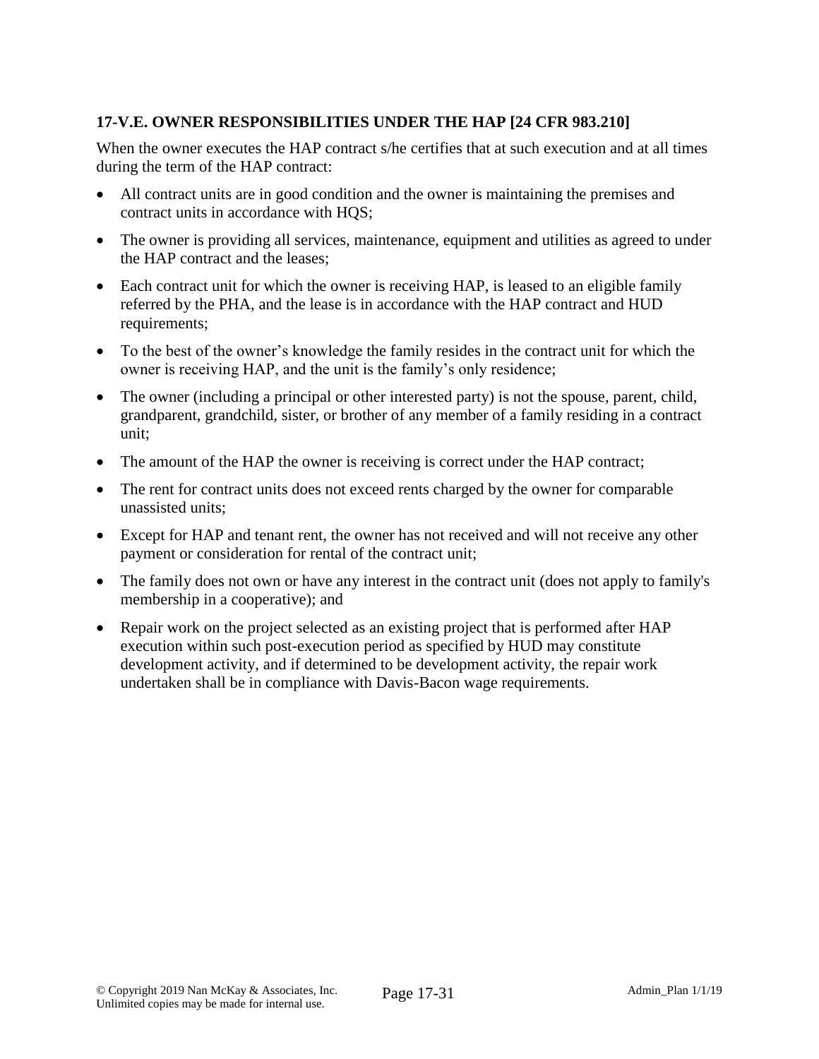### 17-V.E. OWNER RESPONSIBILITIES UNDER THE HAP [24 CFR 983.210]

When the owner executes the HAP contract s/he certifies that at such execution and at all times during the term of the HAP contract:

- All contract units are in good condition and the owner is maintaining the premises and contract units in accordance with HQS;
- The owner is providing all services, maintenance, equipment and utilities as agreed to under the HAP contract and the leases;
- Each contract unit for which the owner is receiving HAP, is leased to an eligible family referred by the PHA, and the lease is in accordance with the HAP contract and HUD requirements;
- To the best of the owner's knowledge the family resides in the contract unit for which the owner is receiving HAP, and the unit is the family's only residence;
- The owner (including a principal or other interested party) is not the spouse, parent, child, grandparent, grandchild, sister, or brother of any member of a family residing in a contract unit;
- The amount of the HAP the owner is receiving is correct under the HAP contract;
- The rent for contract units does not exceed rents charged by the owner for comparable unassisted units;
- Except for HAP and tenant rent, the owner has not received and will not receive any other payment or consideration for rental of the contract unit;
- The family does not own or have any interest in the contract unit (does not apply to family's membership in a cooperative); and
- Repair work on the project selected as an existing project that is performed after HAP execution within such post-execution period as specified by HUD may constitute development activity, and if determined to be development activity, the repair work undertaken shall be in compliance with Davis-Bacon wage requirements.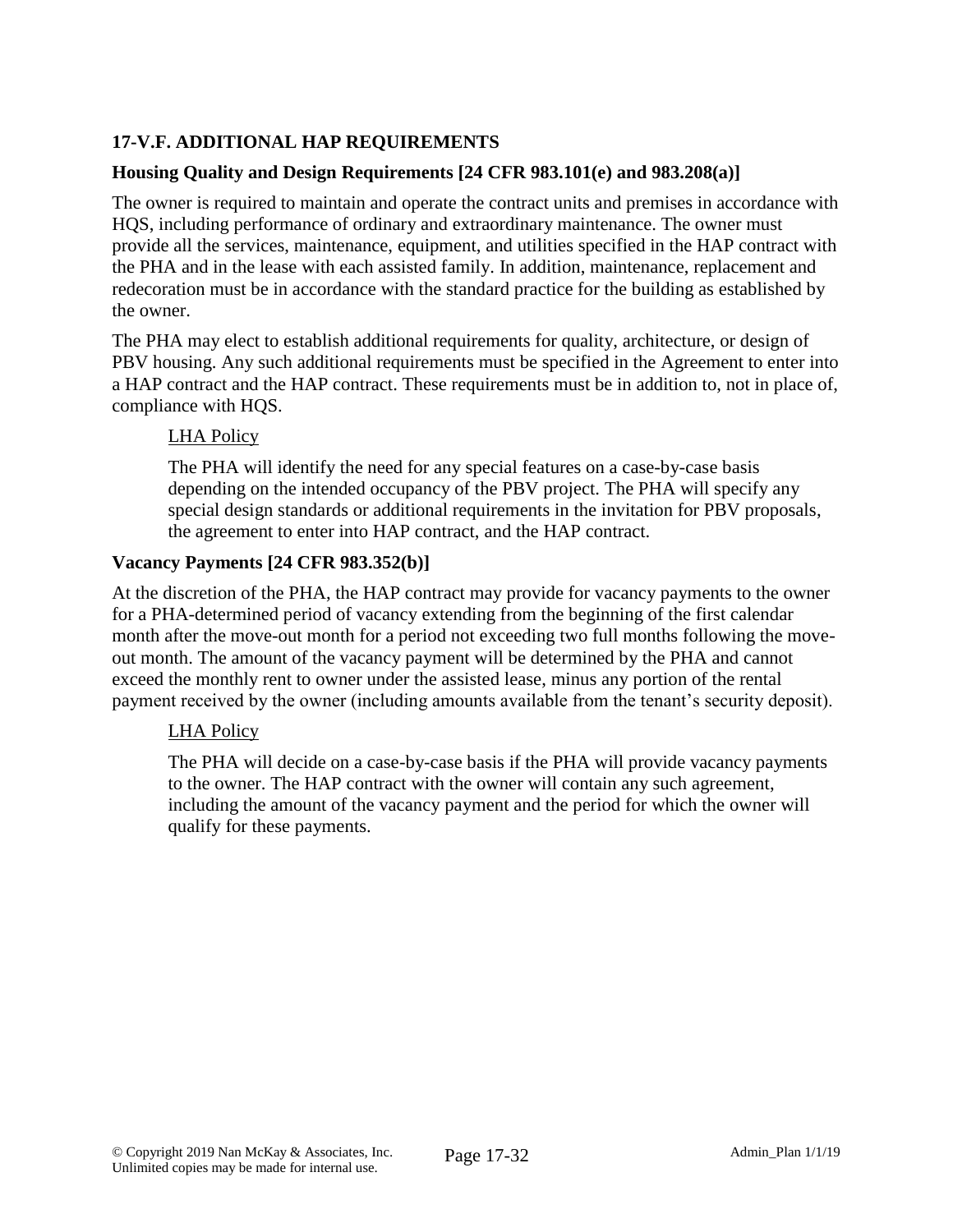### 17-V.F. ADDITIONAL HAP REQUIREMENTS

#### Housing Quality and Design Requirements [24 CFR 983.101(e) and 983.208(a)]

The owner is required to maintain and operate the contract units and premises in accordance with HQS, including performance of ordinary and extraordinary maintenance. The owner must provide all the services, maintenance, equipment, and utilities specified in the HAP contract with the PHA and in the lease with each assisted family. In addition, maintenance, replacement and redecoration must be in accordance with the standard practice for the building as established by the owner.

The PHA may elect to establish additional requirements for quality, architecture, or design of PBV housing. Any such additional requirements must be specified in the Agreement to enter into a HAP contract and the HAP contract. These requirements must be in addition to, not in place of, compliance with HQS.

> LHA Policy
>
> The PHA will identify the need for any special features on a case-by-case basis depending on the intended occupancy of the PBV project. The PHA will specify any special design standards or additional requirements in the invitation for PBV proposals, the agreement to enter into HAP contract, and the HAP contract.

#### Vacancy Payments [24 CFR 983.352(b)]

At the discretion of the PHA, the HAP contract may provide for vacancy payments to the owner for a PHA-determined period of vacancy extending from the beginning of the first calendar month after the move-out month for a period not exceeding two full months following the move-out month. The amount of the vacancy payment will be determined by the PHA and cannot exceed the monthly rent to owner under the assisted lease, minus any portion of the rental payment received by the owner (including amounts available from the tenant's security deposit).

> LHA Policy
>
> The PHA will decide on a case-by-case basis if the PHA will provide vacancy payments to the owner. The HAP contract with the owner will contain any such agreement, including the amount of the vacancy payment and the period for which the owner will qualify for these payments.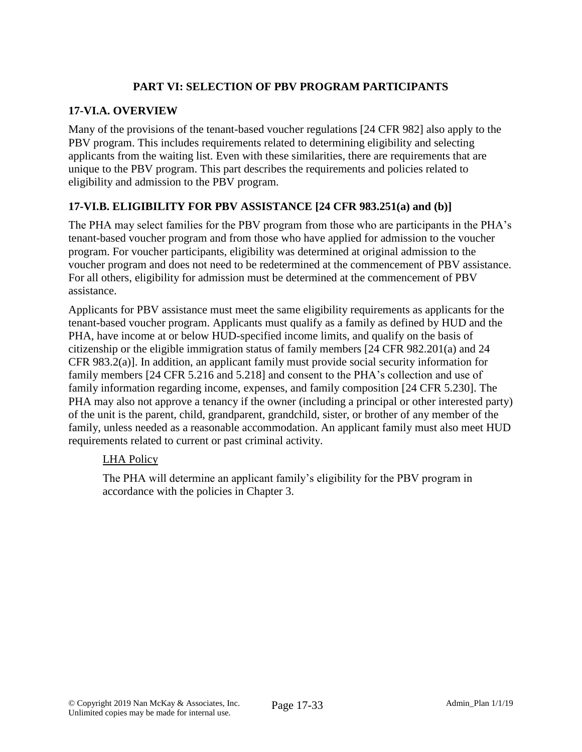## PART VI: SELECTION OF PBV PROGRAM PARTICIPANTS

### 17-VI.A. OVERVIEW

Many of the provisions of the tenant-based voucher regulations [24 CFR 982] also apply to the PBV program. This includes requirements related to determining eligibility and selecting applicants from the waiting list. Even with these similarities, there are requirements that are unique to the PBV program. This part describes the requirements and policies related to eligibility and admission to the PBV program.

### 17-VI.B. ELIGIBILITY FOR PBV ASSISTANCE [24 CFR 983.251(a) and (b)]

The PHA may select families for the PBV program from those who are participants in the PHA's tenant-based voucher program and from those who have applied for admission to the voucher program. For voucher participants, eligibility was determined at original admission to the voucher program and does not need to be redetermined at the commencement of PBV assistance. For all others, eligibility for admission must be determined at the commencement of PBV assistance.

Applicants for PBV assistance must meet the same eligibility requirements as applicants for the tenant-based voucher program. Applicants must qualify as a family as defined by HUD and the PHA, have income at or below HUD-specified income limits, and qualify on the basis of citizenship or the eligible immigration status of family members [24 CFR 982.201(a) and 24 CFR 983.2(a)]. In addition, an applicant family must provide social security information for family members [24 CFR 5.216 and 5.218] and consent to the PHA's collection and use of family information regarding income, expenses, and family composition [24 CFR 5.230]. The PHA may also not approve a tenancy if the owner (including a principal or other interested party) of the unit is the parent, child, grandparent, grandchild, sister, or brother of any member of the family, unless needed as a reasonable accommodation. An applicant family must also meet HUD requirements related to current or past criminal activity.

LHA Policy

The PHA will determine an applicant family's eligibility for the PBV program in accordance with the policies in Chapter 3.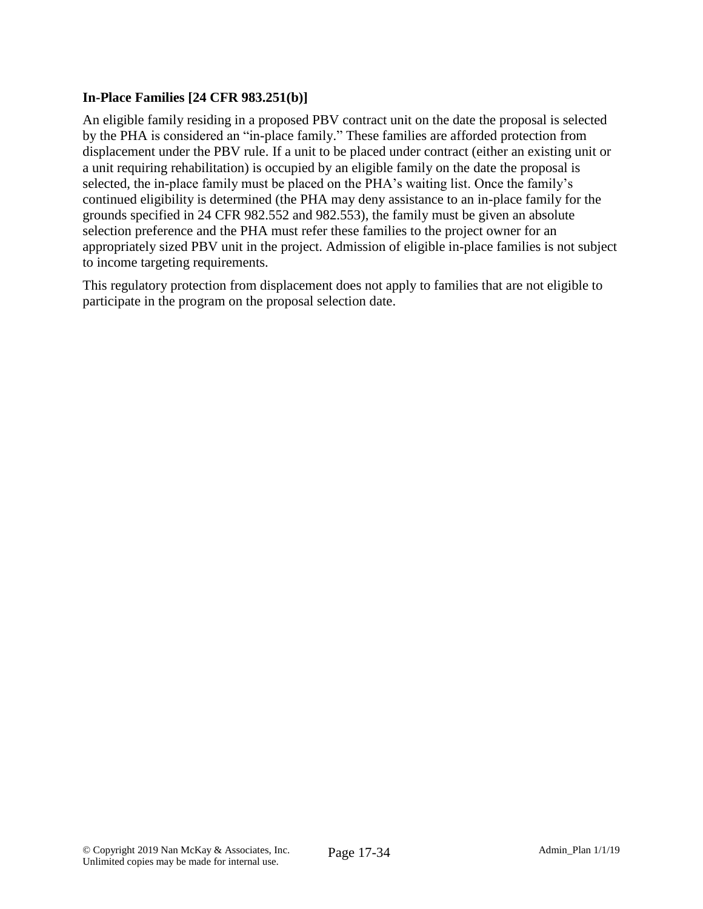### In-Place Families [24 CFR 983.251(b)]

An eligible family residing in a proposed PBV contract unit on the date the proposal is selected by the PHA is considered an "in-place family." These families are afforded protection from displacement under the PBV rule. If a unit to be placed under contract (either an existing unit or a unit requiring rehabilitation) is occupied by an eligible family on the date the proposal is selected, the in-place family must be placed on the PHA's waiting list. Once the family's continued eligibility is determined (the PHA may deny assistance to an in-place family for the grounds specified in 24 CFR 982.552 and 982.553), the family must be given an absolute selection preference and the PHA must refer these families to the project owner for an appropriately sized PBV unit in the project. Admission of eligible in-place families is not subject to income targeting requirements.

This regulatory protection from displacement does not apply to families that are not eligible to participate in the program on the proposal selection date.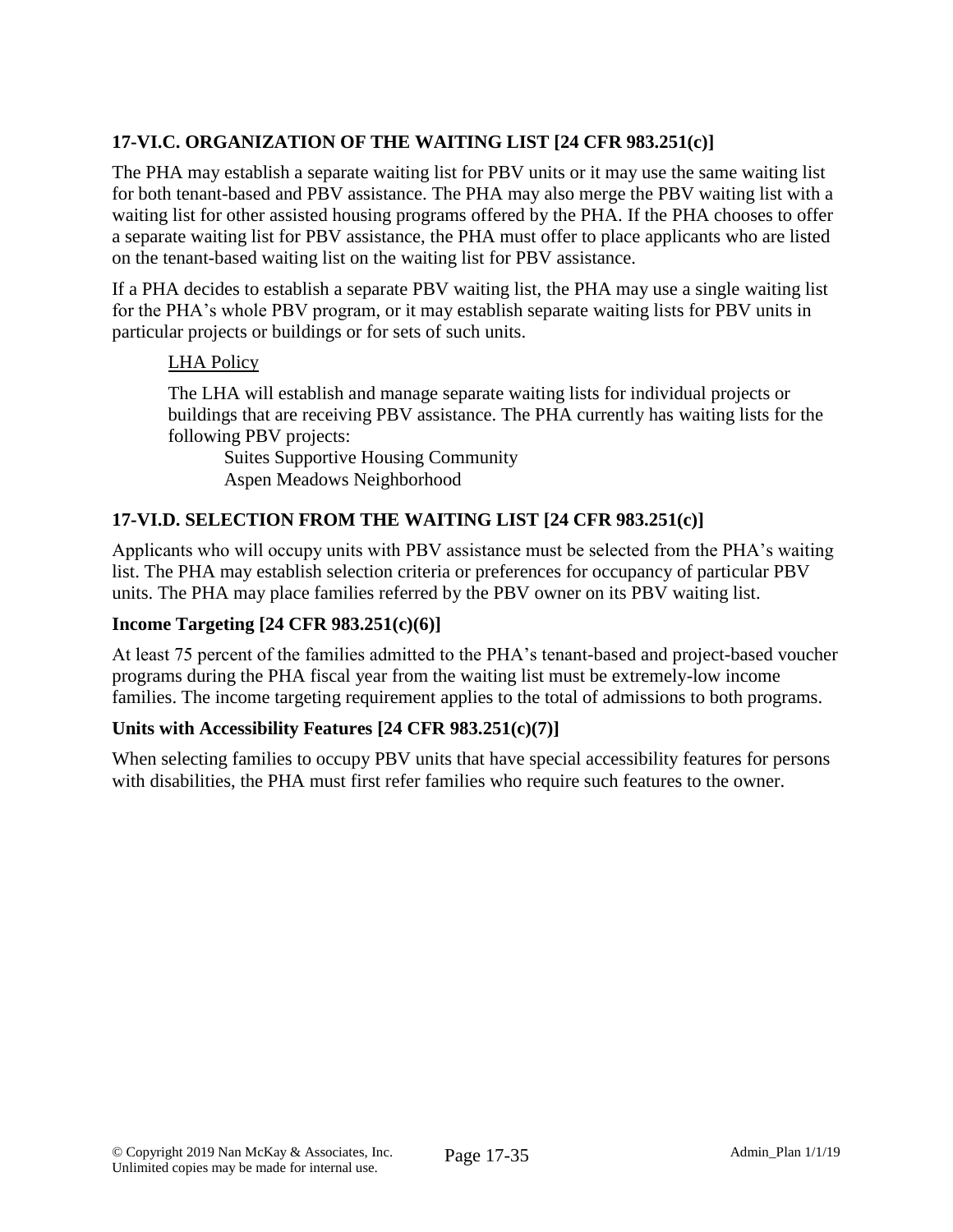## 17-VI.C. ORGANIZATION OF THE WAITING LIST [24 CFR 983.251(c)]

The PHA may establish a separate waiting list for PBV units or it may use the same waiting list for both tenant-based and PBV assistance. The PHA may also merge the PBV waiting list with a waiting list for other assisted housing programs offered by the PHA. If the PHA chooses to offer a separate waiting list for PBV assistance, the PHA must offer to place applicants who are listed on the tenant-based waiting list on the waiting list for PBV assistance.

If a PHA decides to establish a separate PBV waiting list, the PHA may use a single waiting list for the PHA's whole PBV program, or it may establish separate waiting lists for PBV units in particular projects or buildings or for sets of such units.

> <u>LHA Policy</u>
>
> The LHA will establish and manage separate waiting lists for individual projects or buildings that are receiving PBV assistance. The PHA currently has waiting lists for the following PBV projects:
>
> Suites Supportive Housing Community
> Aspen Meadows Neighborhood

## 17-VI.D. SELECTION FROM THE WAITING LIST [24 CFR 983.251(c)]

Applicants who will occupy units with PBV assistance must be selected from the PHA's waiting list. The PHA may establish selection criteria or preferences for occupancy of particular PBV units. The PHA may place families referred by the PBV owner on its PBV waiting list.

### Income Targeting [24 CFR 983.251(c)(6)]

At least 75 percent of the families admitted to the PHA's tenant-based and project-based voucher programs during the PHA fiscal year from the waiting list must be extremely-low income families. The income targeting requirement applies to the total of admissions to both programs.

### Units with Accessibility Features [24 CFR 983.251(c)(7)]

When selecting families to occupy PBV units that have special accessibility features for persons with disabilities, the PHA must first refer families who require such features to the owner.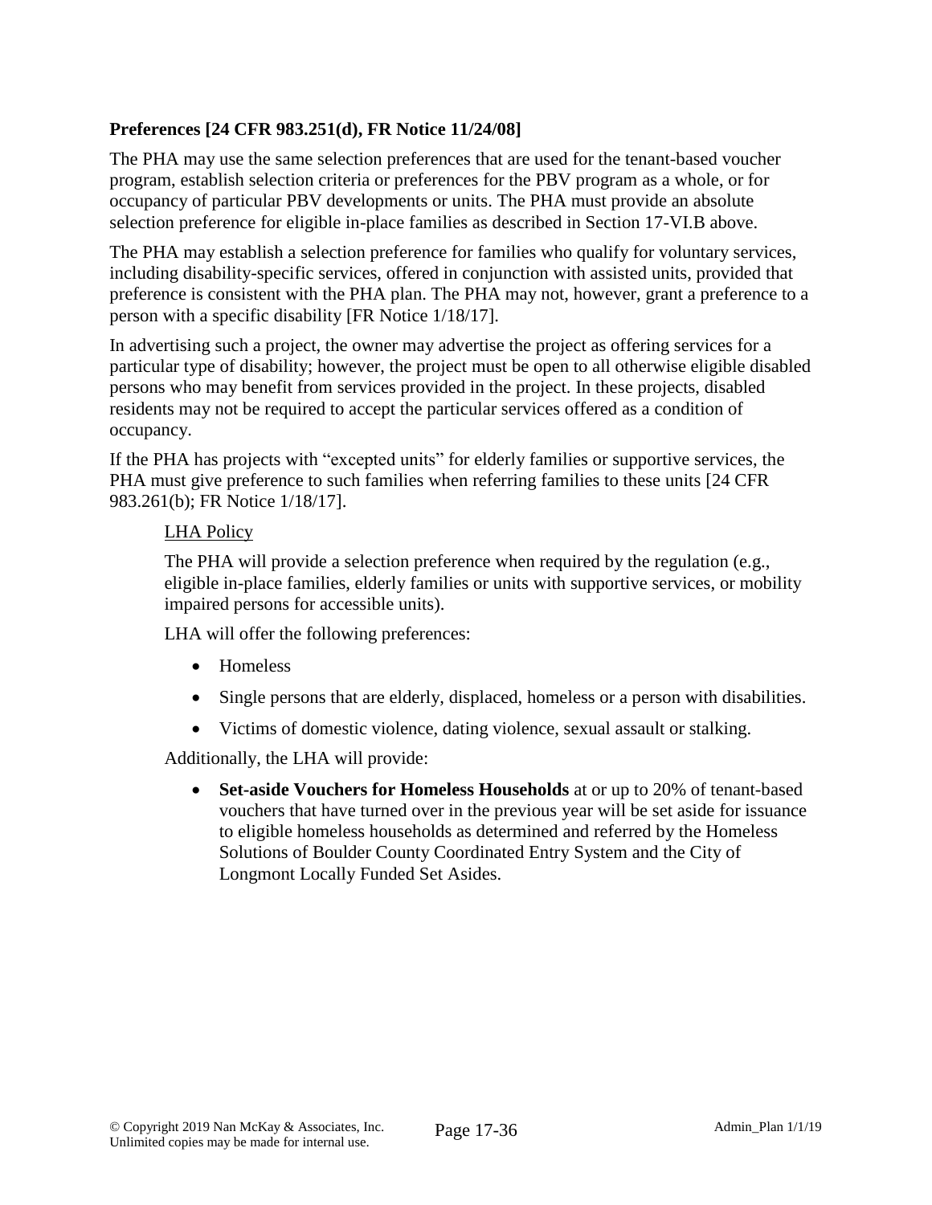**Preferences [24 CFR 983.251(d), FR Notice 11/24/08]**

The PHA may use the same selection preferences that are used for the tenant-based voucher program, establish selection criteria or preferences for the PBV program as a whole, or for occupancy of particular PBV developments or units. The PHA must provide an absolute selection preference for eligible in-place families as described in Section 17-VI.B above.

The PHA may establish a selection preference for families who qualify for voluntary services, including disability-specific services, offered in conjunction with assisted units, provided that preference is consistent with the PHA plan. The PHA may not, however, grant a preference to a person with a specific disability [FR Notice 1/18/17].

In advertising such a project, the owner may advertise the project as offering services for a particular type of disability; however, the project must be open to all otherwise eligible disabled persons who may benefit from services provided in the project. In these projects, disabled residents may not be required to accept the particular services offered as a condition of occupancy.

If the PHA has projects with "excepted units" for elderly families or supportive services, the PHA must give preference to such families when referring families to these units [24 CFR 983.261(b); FR Notice 1/18/17].

> <u>LHA Policy</u>
>
> The PHA will provide a selection preference when required by the regulation (e.g., eligible in-place families, elderly families or units with supportive services, or mobility impaired persons for accessible units).
>
> LHA will offer the following preferences:
>
> - Homeless
> - Single persons that are elderly, displaced, homeless or a person with disabilities.
> - Victims of domestic violence, dating violence, sexual assault or stalking.
>
> Additionally, the LHA will provide:
>
> - **Set-aside Vouchers for Homeless Households** at or up to 20% of tenant-based vouchers that have turned over in the previous year will be set aside for issuance to eligible homeless households as determined and referred by the Homeless Solutions of Boulder County Coordinated Entry System and the City of Longmont Locally Funded Set Asides.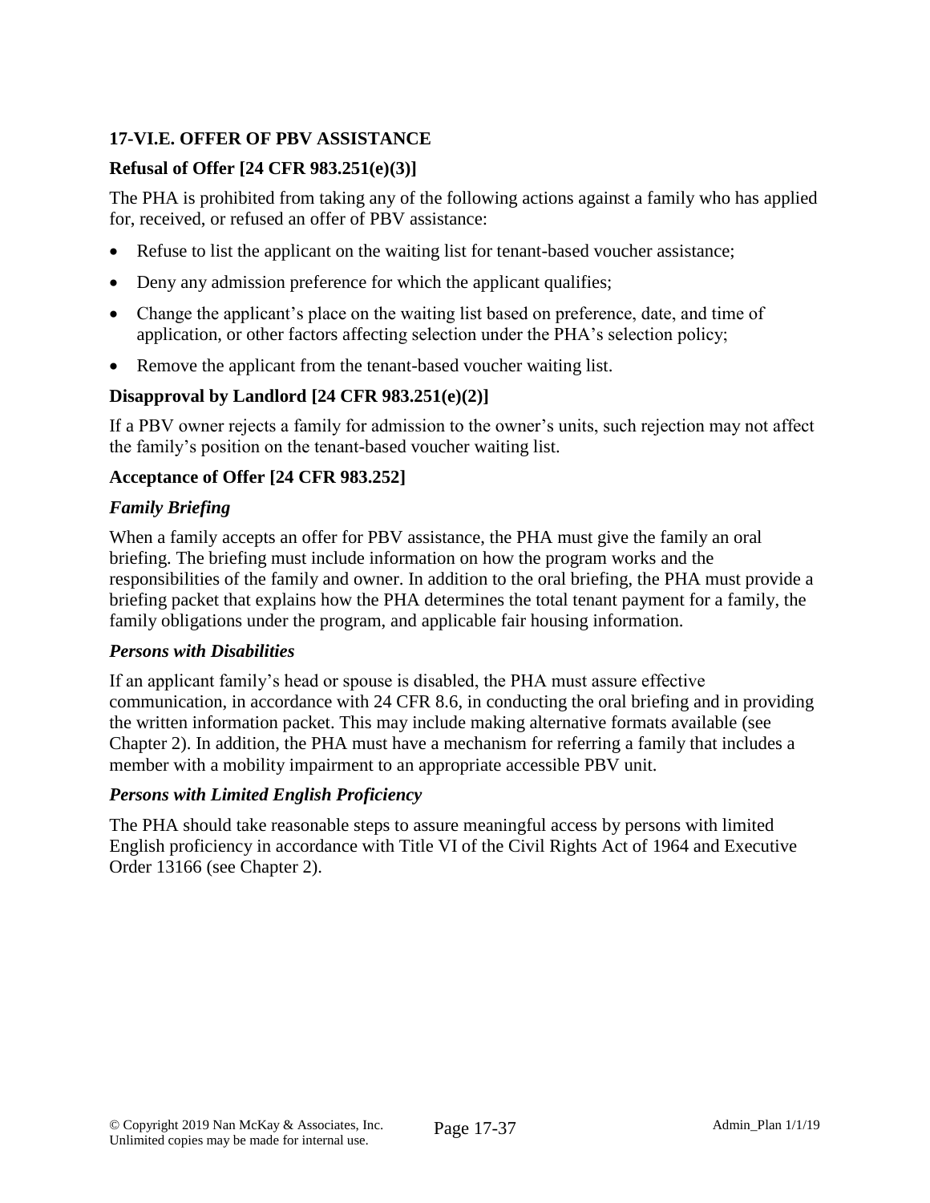### 17-VI.E. OFFER OF PBV ASSISTANCE

#### Refusal of Offer [24 CFR 983.251(e)(3)]

The PHA is prohibited from taking any of the following actions against a family who has applied for, received, or refused an offer of PBV assistance:

- Refuse to list the applicant on the waiting list for tenant-based voucher assistance;
- Deny any admission preference for which the applicant qualifies;
- Change the applicant's place on the waiting list based on preference, date, and time of application, or other factors affecting selection under the PHA's selection policy;
- Remove the applicant from the tenant-based voucher waiting list.

#### Disapproval by Landlord [24 CFR 983.251(e)(2)]

If a PBV owner rejects a family for admission to the owner's units, such rejection may not affect the family's position on the tenant-based voucher waiting list.

#### Acceptance of Offer [24 CFR 983.252]

***Family Briefing***

When a family accepts an offer for PBV assistance, the PHA must give the family an oral briefing. The briefing must include information on how the program works and the responsibilities of the family and owner. In addition to the oral briefing, the PHA must provide a briefing packet that explains how the PHA determines the total tenant payment for a family, the family obligations under the program, and applicable fair housing information.

***Persons with Disabilities***

If an applicant family's head or spouse is disabled, the PHA must assure effective communication, in accordance with 24 CFR 8.6, in conducting the oral briefing and in providing the written information packet. This may include making alternative formats available (see Chapter 2). In addition, the PHA must have a mechanism for referring a family that includes a member with a mobility impairment to an appropriate accessible PBV unit.

***Persons with Limited English Proficiency***

The PHA should take reasonable steps to assure meaningful access by persons with limited English proficiency in accordance with Title VI of the Civil Rights Act of 1964 and Executive Order 13166 (see Chapter 2).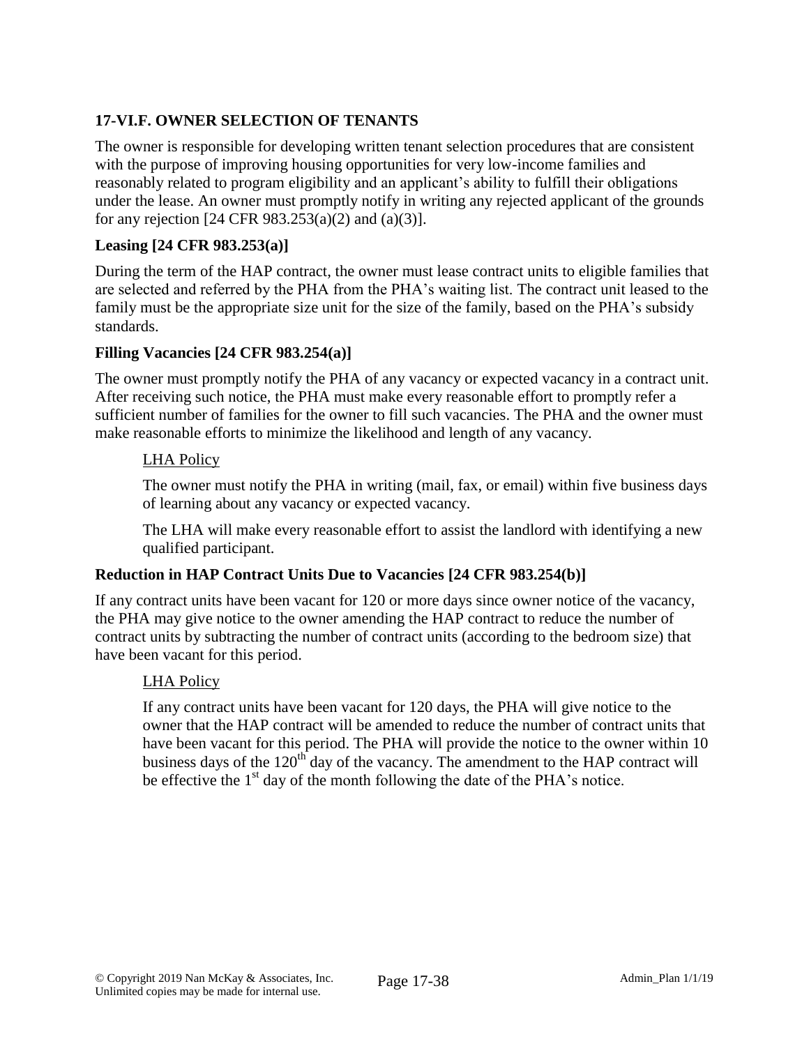## 17-VI.F. OWNER SELECTION OF TENANTS

The owner is responsible for developing written tenant selection procedures that are consistent with the purpose of improving housing opportunities for very low-income families and reasonably related to program eligibility and an applicant's ability to fulfill their obligations under the lease. An owner must promptly notify in writing any rejected applicant of the grounds for any rejection [24 CFR 983.253(a)(2) and (a)(3)].

### Leasing [24 CFR 983.253(a)]

During the term of the HAP contract, the owner must lease contract units to eligible families that are selected and referred by the PHA from the PHA's waiting list. The contract unit leased to the family must be the appropriate size unit for the size of the family, based on the PHA's subsidy standards.

### Filling Vacancies [24 CFR 983.254(a)]

The owner must promptly notify the PHA of any vacancy or expected vacancy in a contract unit. After receiving such notice, the PHA must make every reasonable effort to promptly refer a sufficient number of families for the owner to fill such vacancies. The PHA and the owner must make reasonable efforts to minimize the likelihood and length of any vacancy.

> LHA Policy
>
> The owner must notify the PHA in writing (mail, fax, or email) within five business days of learning about any vacancy or expected vacancy.
>
> The LHA will make every reasonable effort to assist the landlord with identifying a new qualified participant.

### Reduction in HAP Contract Units Due to Vacancies [24 CFR 983.254(b)]

If any contract units have been vacant for 120 or more days since owner notice of the vacancy, the PHA may give notice to the owner amending the HAP contract to reduce the number of contract units by subtracting the number of contract units (according to the bedroom size) that have been vacant for this period.

> LHA Policy
>
> If any contract units have been vacant for 120 days, the PHA will give notice to the owner that the HAP contract will be amended to reduce the number of contract units that have been vacant for this period. The PHA will provide the notice to the owner within 10 business days of the 120th day of the vacancy. The amendment to the HAP contract will be effective the 1st day of the month following the date of the PHA's notice.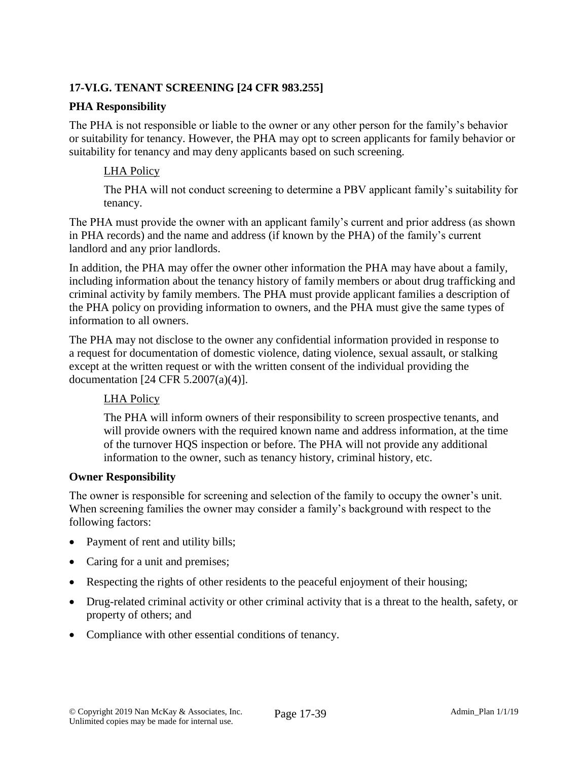### 17-VI.G. TENANT SCREENING [24 CFR 983.255]

**PHA Responsibility**

The PHA is not responsible or liable to the owner or any other person for the family's behavior or suitability for tenancy. However, the PHA may opt to screen applicants for family behavior or suitability for tenancy and may deny applicants based on such screening.

LHA Policy

The PHA will not conduct screening to determine a PBV applicant family's suitability for tenancy.

The PHA must provide the owner with an applicant family's current and prior address (as shown in PHA records) and the name and address (if known by the PHA) of the family's current landlord and any prior landlords.

In addition, the PHA may offer the owner other information the PHA may have about a family, including information about the tenancy history of family members or about drug trafficking and criminal activity by family members. The PHA must provide applicant families a description of the PHA policy on providing information to owners, and the PHA must give the same types of information to all owners.

The PHA may not disclose to the owner any confidential information provided in response to a request for documentation of domestic violence, dating violence, sexual assault, or stalking except at the written request or with the written consent of the individual providing the documentation [24 CFR 5.2007(a)(4)].

LHA Policy

The PHA will inform owners of their responsibility to screen prospective tenants, and will provide owners with the required known name and address information, at the time of the turnover HQS inspection or before. The PHA will not provide any additional information to the owner, such as tenancy history, criminal history, etc.

**Owner Responsibility**

The owner is responsible for screening and selection of the family to occupy the owner's unit. When screening families the owner may consider a family's background with respect to the following factors:

- Payment of rent and utility bills;
- Caring for a unit and premises;
- Respecting the rights of other residents to the peaceful enjoyment of their housing;
- Drug-related criminal activity or other criminal activity that is a threat to the health, safety, or property of others; and
- Compliance with other essential conditions of tenancy.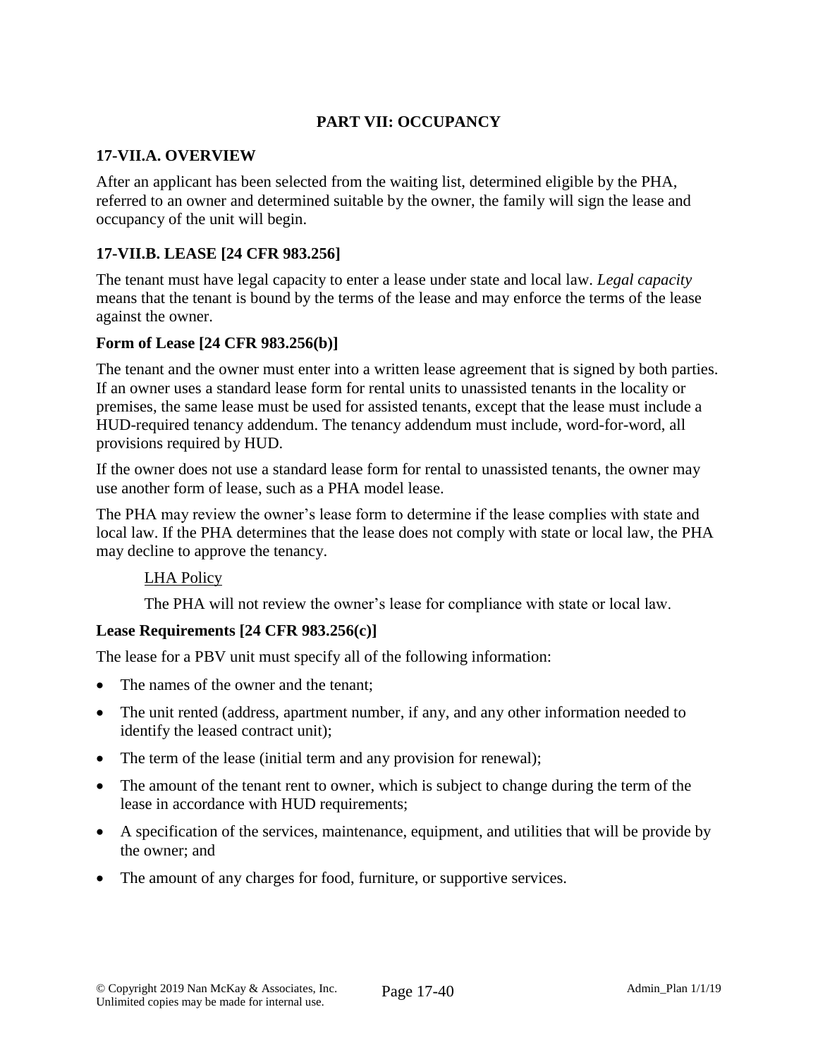## PART VII: OCCUPANCY

### 17-VII.A. OVERVIEW

After an applicant has been selected from the waiting list, determined eligible by the PHA, referred to an owner and determined suitable by the owner, the family will sign the lease and occupancy of the unit will begin.

### 17-VII.B. LEASE [24 CFR 983.256]

The tenant must have legal capacity to enter a lease under state and local law. *Legal capacity* means that the tenant is bound by the terms of the lease and may enforce the terms of the lease against the owner.

**Form of Lease [24 CFR 983.256(b)]**

The tenant and the owner must enter into a written lease agreement that is signed by both parties. If an owner uses a standard lease form for rental units to unassisted tenants in the locality or premises, the same lease must be used for assisted tenants, except that the lease must include a HUD-required tenancy addendum. The tenancy addendum must include, word-for-word, all provisions required by HUD.

If the owner does not use a standard lease form for rental to unassisted tenants, the owner may use another form of lease, such as a PHA model lease.

The PHA may review the owner's lease form to determine if the lease complies with state and local law. If the PHA determines that the lease does not comply with state or local law, the PHA may decline to approve the tenancy.

LHA Policy

The PHA will not review the owner's lease for compliance with state or local law.

**Lease Requirements [24 CFR 983.256(c)]**

The lease for a PBV unit must specify all of the following information:

- The names of the owner and the tenant;
- The unit rented (address, apartment number, if any, and any other information needed to identify the leased contract unit);
- The term of the lease (initial term and any provision for renewal);
- The amount of the tenant rent to owner, which is subject to change during the term of the lease in accordance with HUD requirements;
- A specification of the services, maintenance, equipment, and utilities that will be provide by the owner; and
- The amount of any charges for food, furniture, or supportive services.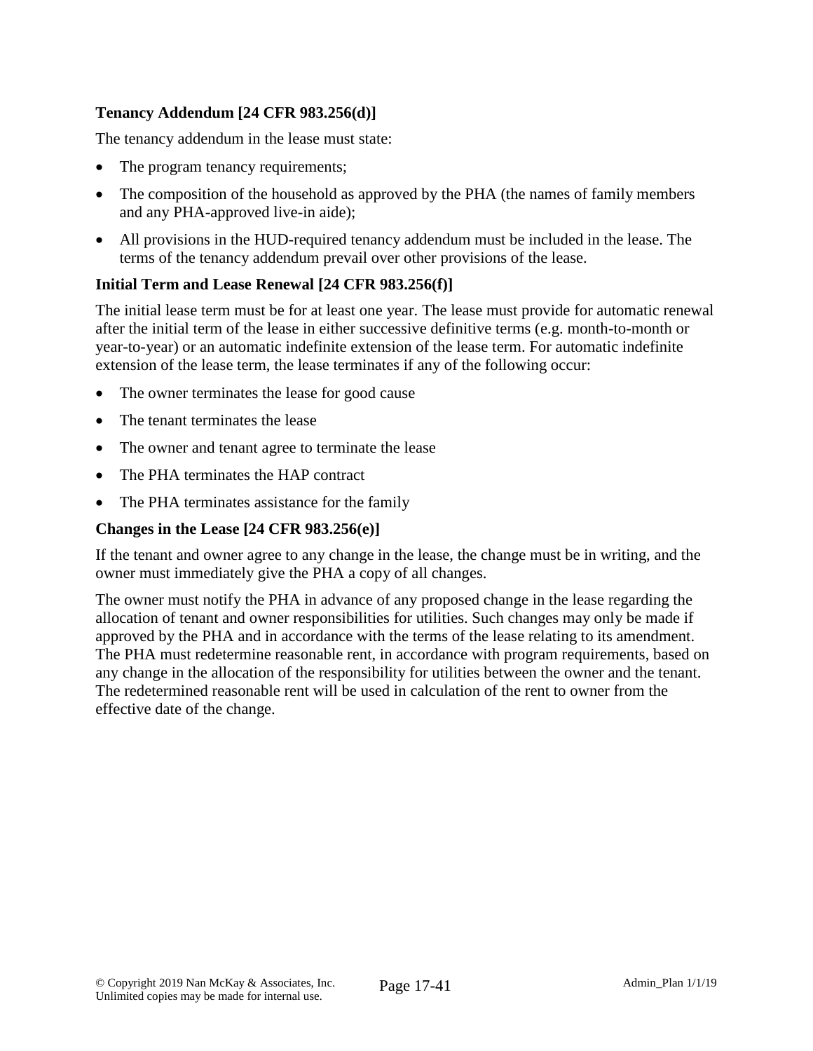### Tenancy Addendum [24 CFR 983.256(d)]

The tenancy addendum in the lease must state:

- The program tenancy requirements;
- The composition of the household as approved by the PHA (the names of family members and any PHA-approved live-in aide);
- All provisions in the HUD-required tenancy addendum must be included in the lease. The terms of the tenancy addendum prevail over other provisions of the lease.

### Initial Term and Lease Renewal [24 CFR 983.256(f)]

The initial lease term must be for at least one year. The lease must provide for automatic renewal after the initial term of the lease in either successive definitive terms (e.g. month-to-month or year-to-year) or an automatic indefinite extension of the lease term. For automatic indefinite extension of the lease term, the lease terminates if any of the following occur:

- The owner terminates the lease for good cause
- The tenant terminates the lease
- The owner and tenant agree to terminate the lease
- The PHA terminates the HAP contract
- The PHA terminates assistance for the family

### Changes in the Lease [24 CFR 983.256(e)]

If the tenant and owner agree to any change in the lease, the change must be in writing, and the owner must immediately give the PHA a copy of all changes.

The owner must notify the PHA in advance of any proposed change in the lease regarding the allocation of tenant and owner responsibilities for utilities. Such changes may only be made if approved by the PHA and in accordance with the terms of the lease relating to its amendment. The PHA must redetermine reasonable rent, in accordance with program requirements, based on any change in the allocation of the responsibility for utilities between the owner and the tenant. The redetermined reasonable rent will be used in calculation of the rent to owner from the effective date of the change.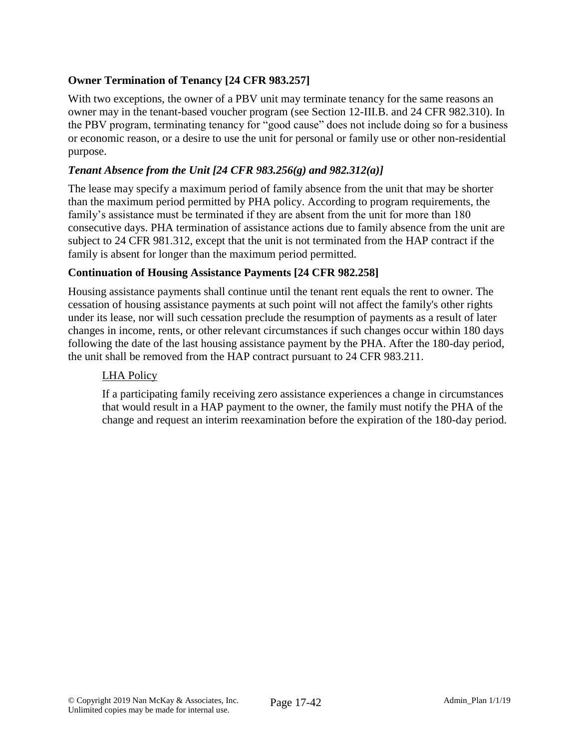**Owner Termination of Tenancy [24 CFR 983.257]**

With two exceptions, the owner of a PBV unit may terminate tenancy for the same reasons an owner may in the tenant-based voucher program (see Section 12-III.B. and 24 CFR 982.310). In the PBV program, terminating tenancy for "good cause" does not include doing so for a business or economic reason, or a desire to use the unit for personal or family use or other non-residential purpose.

***Tenant Absence from the Unit [24 CFR 983.256(g) and 982.312(a)]***

The lease may specify a maximum period of family absence from the unit that may be shorter than the maximum period permitted by PHA policy. According to program requirements, the family's assistance must be terminated if they are absent from the unit for more than 180 consecutive days. PHA termination of assistance actions due to family absence from the unit are subject to 24 CFR 981.312, except that the unit is not terminated from the HAP contract if the family is absent for longer than the maximum period permitted.

**Continuation of Housing Assistance Payments [24 CFR 982.258]**

Housing assistance payments shall continue until the tenant rent equals the rent to owner. The cessation of housing assistance payments at such point will not affect the family's other rights under its lease, nor will such cessation preclude the resumption of payments as a result of later changes in income, rents, or other relevant circumstances if such changes occur within 180 days following the date of the last housing assistance payment by the PHA. After the 180-day period, the unit shall be removed from the HAP contract pursuant to 24 CFR 983.211.

<u>LHA Policy</u>

If a participating family receiving zero assistance experiences a change in circumstances that would result in a HAP payment to the owner, the family must notify the PHA of the change and request an interim reexamination before the expiration of the 180-day period.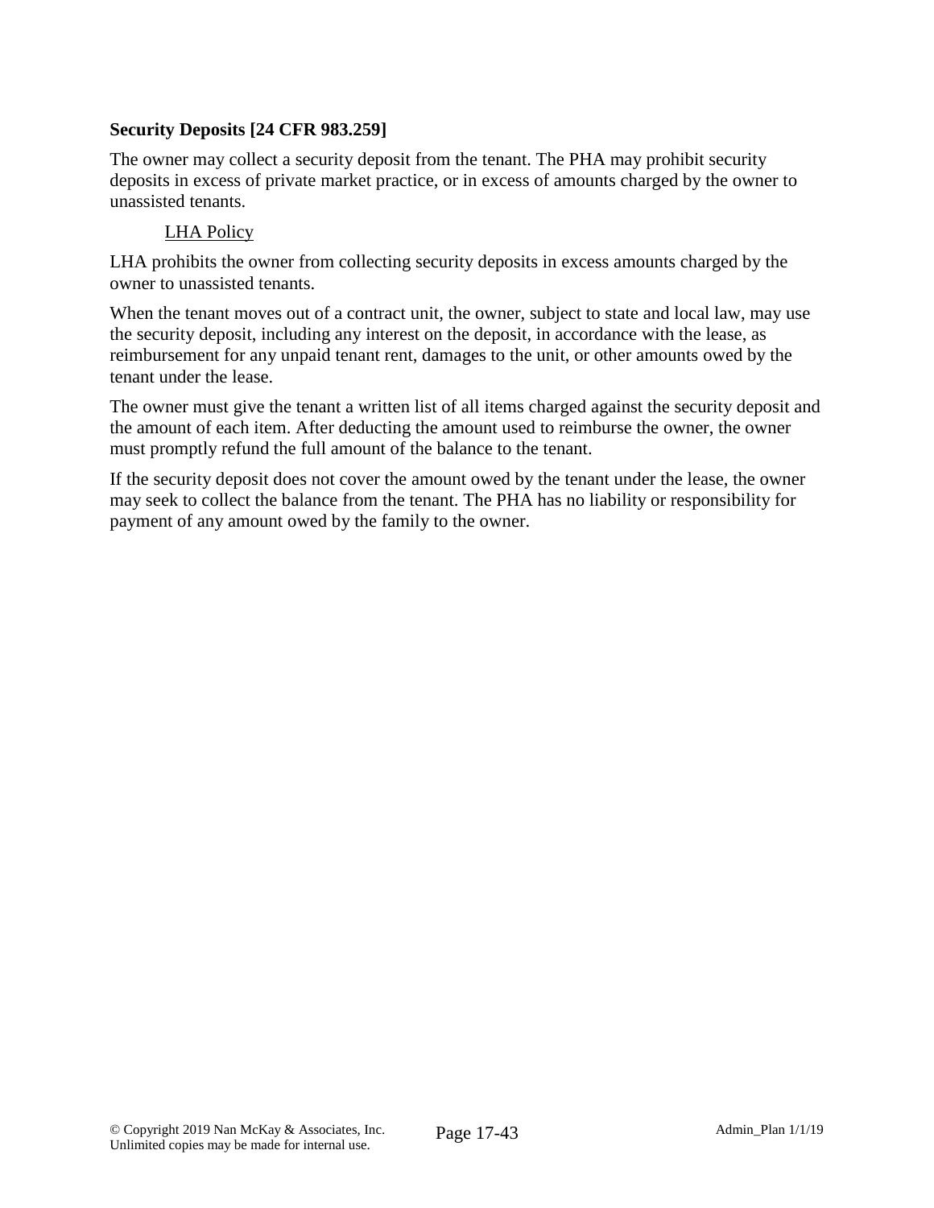**Security Deposits [24 CFR 983.259]**

The owner may collect a security deposit from the tenant. The PHA may prohibit security deposits in excess of private market practice, or in excess of amounts charged by the owner to unassisted tenants.

LHA Policy

LHA prohibits the owner from collecting security deposits in excess amounts charged by the owner to unassisted tenants.

When the tenant moves out of a contract unit, the owner, subject to state and local law, may use the security deposit, including any interest on the deposit, in accordance with the lease, as reimbursement for any unpaid tenant rent, damages to the unit, or other amounts owed by the tenant under the lease.

The owner must give the tenant a written list of all items charged against the security deposit and the amount of each item. After deducting the amount used to reimburse the owner, the owner must promptly refund the full amount of the balance to the tenant.

If the security deposit does not cover the amount owed by the tenant under the lease, the owner may seek to collect the balance from the tenant. The PHA has no liability or responsibility for payment of any amount owed by the family to the owner.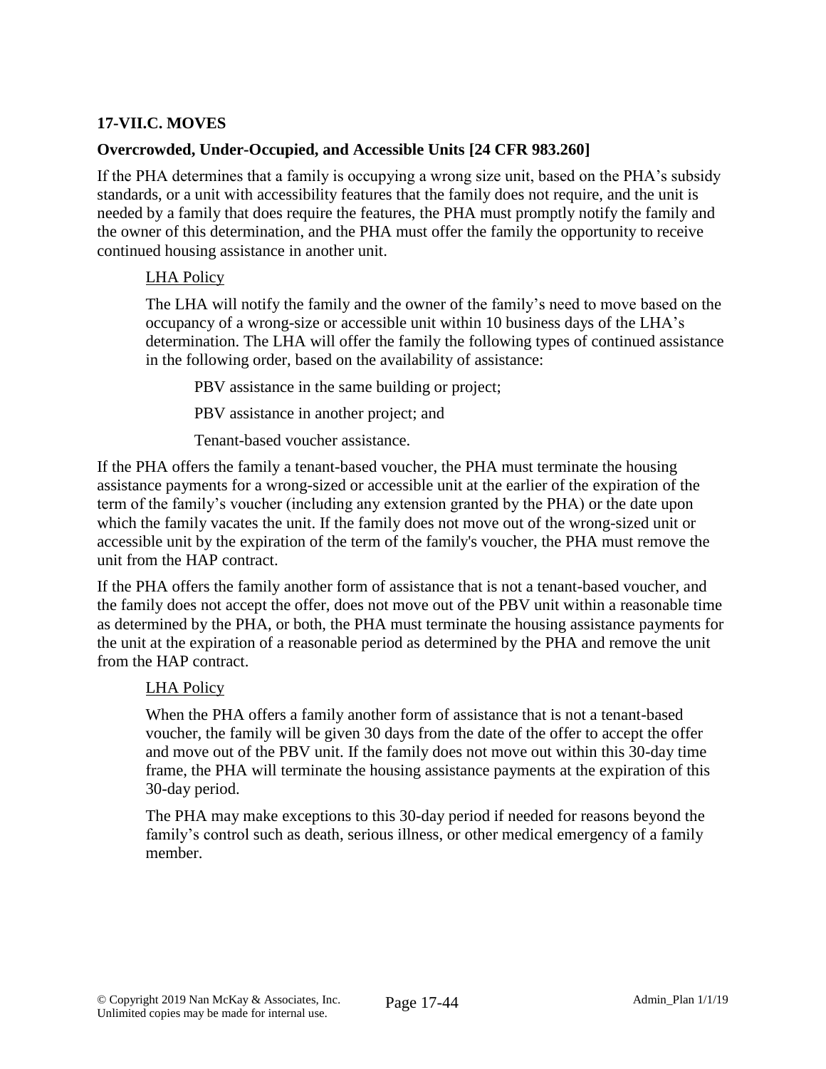### 17-VII.C. MOVES

**Overcrowded, Under-Occupied, and Accessible Units [24 CFR 983.260]**

If the PHA determines that a family is occupying a wrong size unit, based on the PHA's subsidy standards, or a unit with accessibility features that the family does not require, and the unit is needed by a family that does require the features, the PHA must promptly notify the family and the owner of this determination, and the PHA must offer the family the opportunity to receive continued housing assistance in another unit.

LHA Policy

The LHA will notify the family and the owner of the family's need to move based on the occupancy of a wrong-size or accessible unit within 10 business days of the LHA's determination. The LHA will offer the family the following types of continued assistance in the following order, based on the availability of assistance:

PBV assistance in the same building or project;

PBV assistance in another project; and

Tenant-based voucher assistance.

If the PHA offers the family a tenant-based voucher, the PHA must terminate the housing assistance payments for a wrong-sized or accessible unit at the earlier of the expiration of the term of the family's voucher (including any extension granted by the PHA) or the date upon which the family vacates the unit. If the family does not move out of the wrong-sized unit or accessible unit by the expiration of the term of the family's voucher, the PHA must remove the unit from the HAP contract.

If the PHA offers the family another form of assistance that is not a tenant-based voucher, and the family does not accept the offer, does not move out of the PBV unit within a reasonable time as determined by the PHA, or both, the PHA must terminate the housing assistance payments for the unit at the expiration of a reasonable period as determined by the PHA and remove the unit from the HAP contract.

LHA Policy

When the PHA offers a family another form of assistance that is not a tenant-based voucher, the family will be given 30 days from the date of the offer to accept the offer and move out of the PBV unit. If the family does not move out within this 30-day time frame, the PHA will terminate the housing assistance payments at the expiration of this 30-day period.

The PHA may make exceptions to this 30-day period if needed for reasons beyond the family's control such as death, serious illness, or other medical emergency of a family member.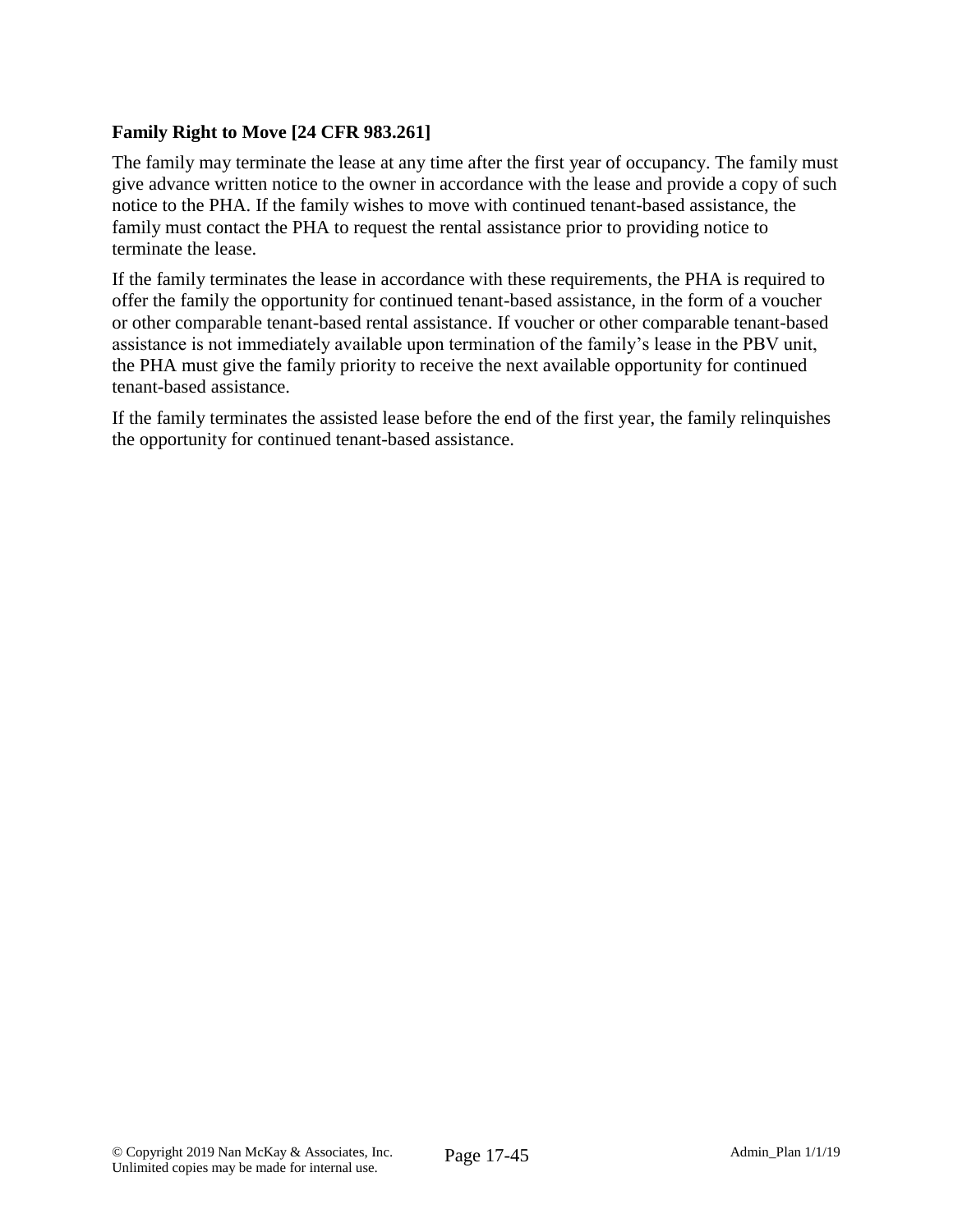**Family Right to Move [24 CFR 983.261]**

The family may terminate the lease at any time after the first year of occupancy. The family must give advance written notice to the owner in accordance with the lease and provide a copy of such notice to the PHA. If the family wishes to move with continued tenant-based assistance, the family must contact the PHA to request the rental assistance prior to providing notice to terminate the lease.

If the family terminates the lease in accordance with these requirements, the PHA is required to offer the family the opportunity for continued tenant-based assistance, in the form of a voucher or other comparable tenant-based rental assistance. If voucher or other comparable tenant-based assistance is not immediately available upon termination of the family's lease in the PBV unit, the PHA must give the family priority to receive the next available opportunity for continued tenant-based assistance.

If the family terminates the assisted lease before the end of the first year, the family relinquishes the opportunity for continued tenant-based assistance.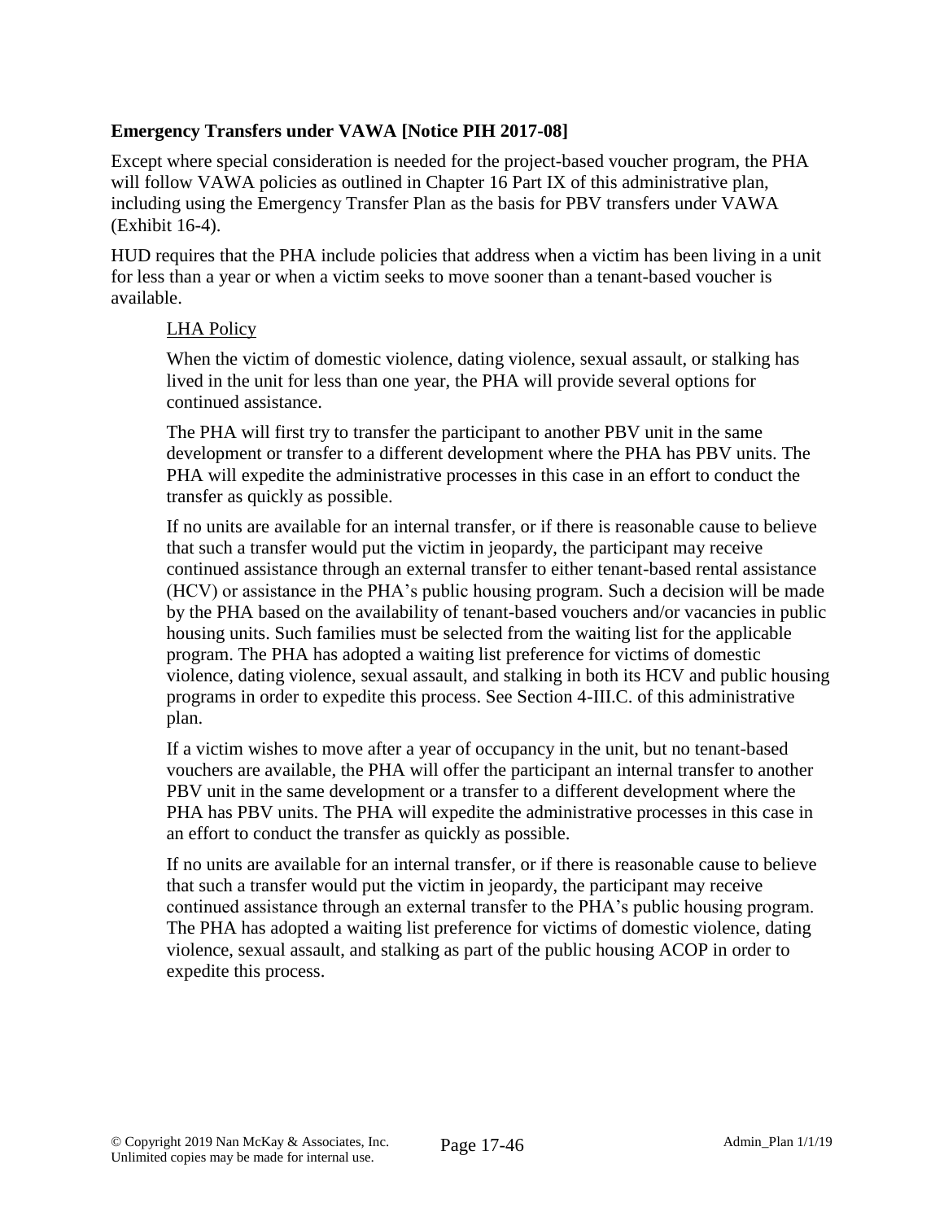### Emergency Transfers under VAWA [Notice PIH 2017-08]

Except where special consideration is needed for the project-based voucher program, the PHA will follow VAWA policies as outlined in Chapter 16 Part IX of this administrative plan, including using the Emergency Transfer Plan as the basis for PBV transfers under VAWA (Exhibit 16-4).

HUD requires that the PHA include policies that address when a victim has been living in a unit for less than a year or when a victim seeks to move sooner than a tenant-based voucher is available.

> <u>LHA Policy</u>
>
> When the victim of domestic violence, dating violence, sexual assault, or stalking has lived in the unit for less than one year, the PHA will provide several options for continued assistance.
>
> The PHA will first try to transfer the participant to another PBV unit in the same development or transfer to a different development where the PHA has PBV units. The PHA will expedite the administrative processes in this case in an effort to conduct the transfer as quickly as possible.
>
> If no units are available for an internal transfer, or if there is reasonable cause to believe that such a transfer would put the victim in jeopardy, the participant may receive continued assistance through an external transfer to either tenant-based rental assistance (HCV) or assistance in the PHA's public housing program. Such a decision will be made by the PHA based on the availability of tenant-based vouchers and/or vacancies in public housing units. Such families must be selected from the waiting list for the applicable program. The PHA has adopted a waiting list preference for victims of domestic violence, dating violence, sexual assault, and stalking in both its HCV and public housing programs in order to expedite this process. See Section 4-III.C. of this administrative plan.
>
> If a victim wishes to move after a year of occupancy in the unit, but no tenant-based vouchers are available, the PHA will offer the participant an internal transfer to another PBV unit in the same development or a transfer to a different development where the PHA has PBV units. The PHA will expedite the administrative processes in this case in an effort to conduct the transfer as quickly as possible.
>
> If no units are available for an internal transfer, or if there is reasonable cause to believe that such a transfer would put the victim in jeopardy, the participant may receive continued assistance through an external transfer to the PHA's public housing program. The PHA has adopted a waiting list preference for victims of domestic violence, dating violence, sexual assault, and stalking as part of the public housing ACOP in order to expedite this process.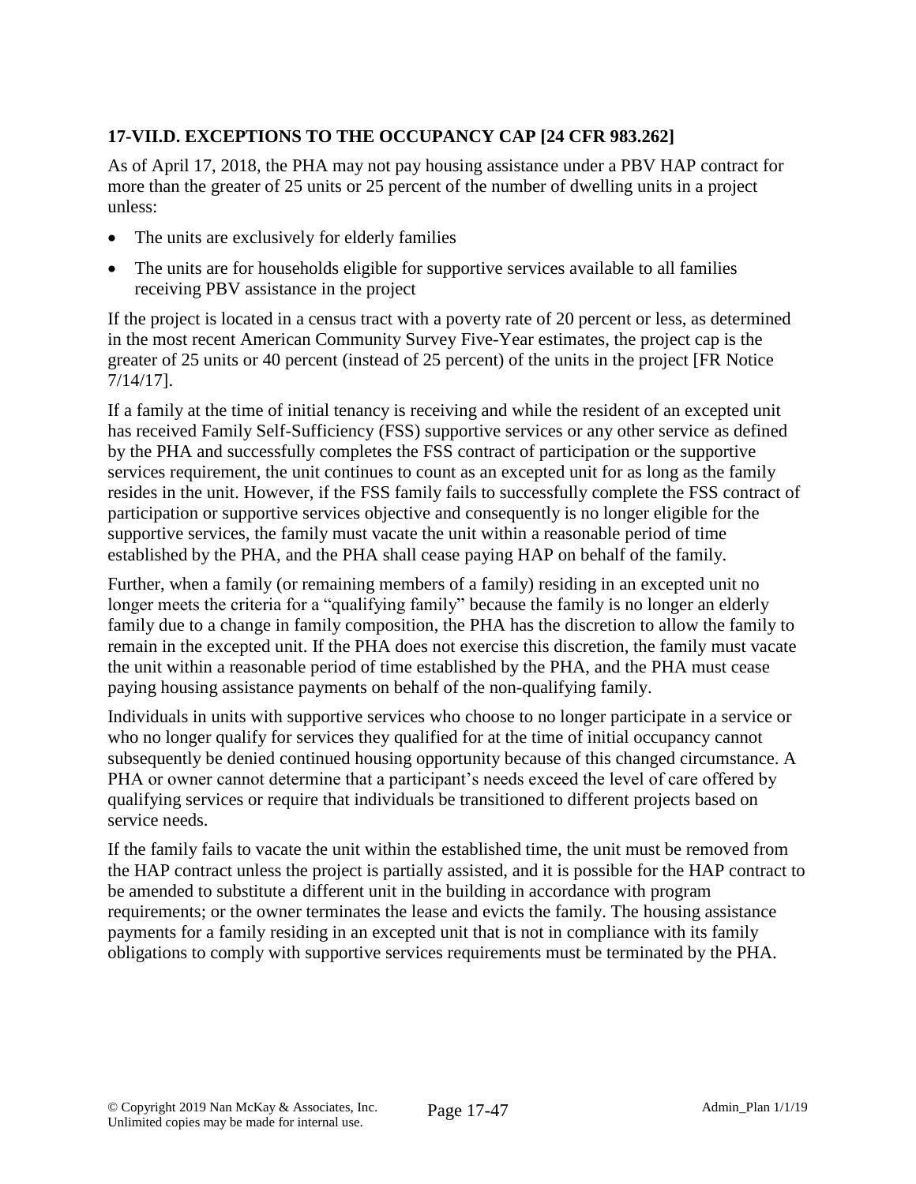### 17-VII.D. EXCEPTIONS TO THE OCCUPANCY CAP [24 CFR 983.262]

As of April 17, 2018, the PHA may not pay housing assistance under a PBV HAP contract for more than the greater of 25 units or 25 percent of the number of dwelling units in a project unless:

- The units are exclusively for elderly families
- The units are for households eligible for supportive services available to all families receiving PBV assistance in the project

If the project is located in a census tract with a poverty rate of 20 percent or less, as determined in the most recent American Community Survey Five-Year estimates, the project cap is the greater of 25 units or 40 percent (instead of 25 percent) of the units in the project [FR Notice 7/14/17].

If a family at the time of initial tenancy is receiving and while the resident of an excepted unit has received Family Self-Sufficiency (FSS) supportive services or any other service as defined by the PHA and successfully completes the FSS contract of participation or the supportive services requirement, the unit continues to count as an excepted unit for as long as the family resides in the unit. However, if the FSS family fails to successfully complete the FSS contract of participation or supportive services objective and consequently is no longer eligible for the supportive services, the family must vacate the unit within a reasonable period of time established by the PHA, and the PHA shall cease paying HAP on behalf of the family.

Further, when a family (or remaining members of a family) residing in an excepted unit no longer meets the criteria for a "qualifying family" because the family is no longer an elderly family due to a change in family composition, the PHA has the discretion to allow the family to remain in the excepted unit. If the PHA does not exercise this discretion, the family must vacate the unit within a reasonable period of time established by the PHA, and the PHA must cease paying housing assistance payments on behalf of the non-qualifying family.

Individuals in units with supportive services who choose to no longer participate in a service or who no longer qualify for services they qualified for at the time of initial occupancy cannot subsequently be denied continued housing opportunity because of this changed circumstance. A PHA or owner cannot determine that a participant's needs exceed the level of care offered by qualifying services or require that individuals be transitioned to different projects based on service needs.

If the family fails to vacate the unit within the established time, the unit must be removed from the HAP contract unless the project is partially assisted, and it is possible for the HAP contract to be amended to substitute a different unit in the building in accordance with program requirements; or the owner terminates the lease and evicts the family. The housing assistance payments for a family residing in an excepted unit that is not in compliance with its family obligations to comply with supportive services requirements must be terminated by the PHA.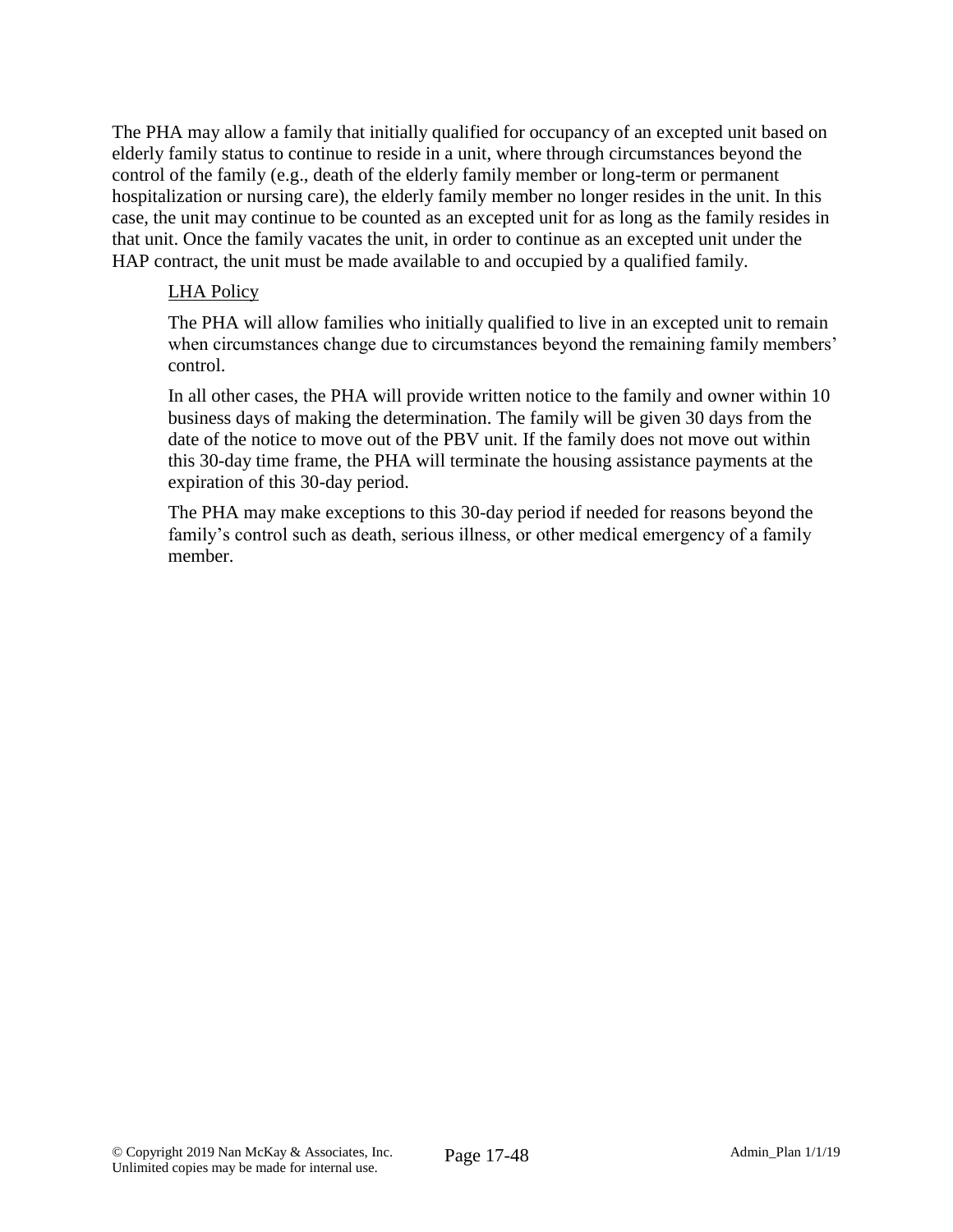The PHA may allow a family that initially qualified for occupancy of an excepted unit based on elderly family status to continue to reside in a unit, where through circumstances beyond the control of the family (e.g., death of the elderly family member or long-term or permanent hospitalization or nursing care), the elderly family member no longer resides in the unit. In this case, the unit may continue to be counted as an excepted unit for as long as the family resides in that unit. Once the family vacates the unit, in order to continue as an excepted unit under the HAP contract, the unit must be made available to and occupied by a qualified family.

<u>LHA Policy</u>

The PHA will allow families who initially qualified to live in an excepted unit to remain when circumstances change due to circumstances beyond the remaining family members' control.

In all other cases, the PHA will provide written notice to the family and owner within 10 business days of making the determination. The family will be given 30 days from the date of the notice to move out of the PBV unit. If the family does not move out within this 30-day time frame, the PHA will terminate the housing assistance payments at the expiration of this 30-day period.

The PHA may make exceptions to this 30-day period if needed for reasons beyond the family's control such as death, serious illness, or other medical emergency of a family member.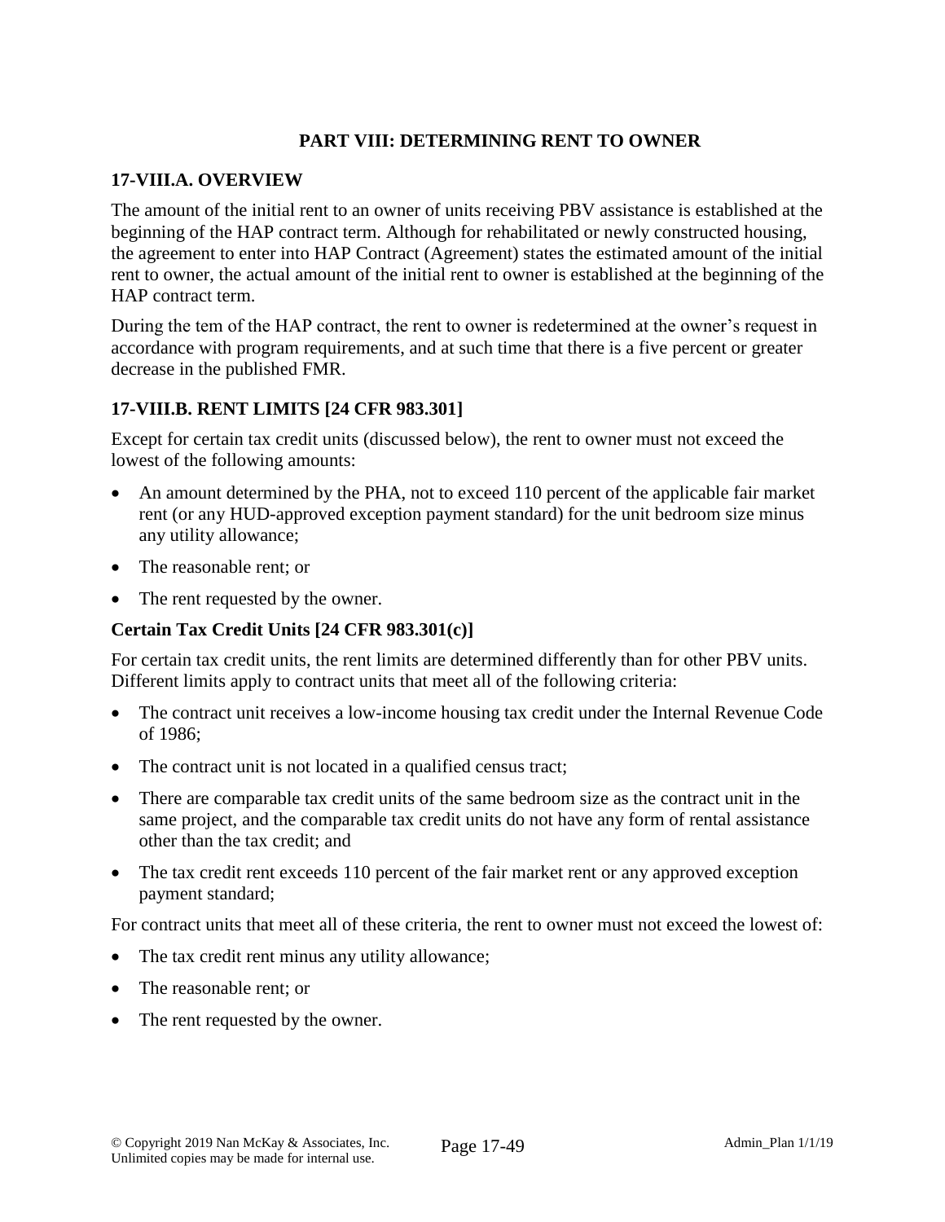## PART VIII: DETERMINING RENT TO OWNER

### 17-VIII.A. OVERVIEW

The amount of the initial rent to an owner of units receiving PBV assistance is established at the beginning of the HAP contract term. Although for rehabilitated or newly constructed housing, the agreement to enter into HAP Contract (Agreement) states the estimated amount of the initial rent to owner, the actual amount of the initial rent to owner is established at the beginning of the HAP contract term.

During the tem of the HAP contract, the rent to owner is redetermined at the owner's request in accordance with program requirements, and at such time that there is a five percent or greater decrease in the published FMR.

### 17-VIII.B. RENT LIMITS [24 CFR 983.301]

Except for certain tax credit units (discussed below), the rent to owner must not exceed the lowest of the following amounts:

- An amount determined by the PHA, not to exceed 110 percent of the applicable fair market rent (or any HUD-approved exception payment standard) for the unit bedroom size minus any utility allowance;
- The reasonable rent; or
- The rent requested by the owner.

#### Certain Tax Credit Units [24 CFR 983.301(c)]

For certain tax credit units, the rent limits are determined differently than for other PBV units. Different limits apply to contract units that meet all of the following criteria:

- The contract unit receives a low-income housing tax credit under the Internal Revenue Code of 1986;
- The contract unit is not located in a qualified census tract;
- There are comparable tax credit units of the same bedroom size as the contract unit in the same project, and the comparable tax credit units do not have any form of rental assistance other than the tax credit; and
- The tax credit rent exceeds 110 percent of the fair market rent or any approved exception payment standard;

For contract units that meet all of these criteria, the rent to owner must not exceed the lowest of:

- The tax credit rent minus any utility allowance;
- The reasonable rent; or
- The rent requested by the owner.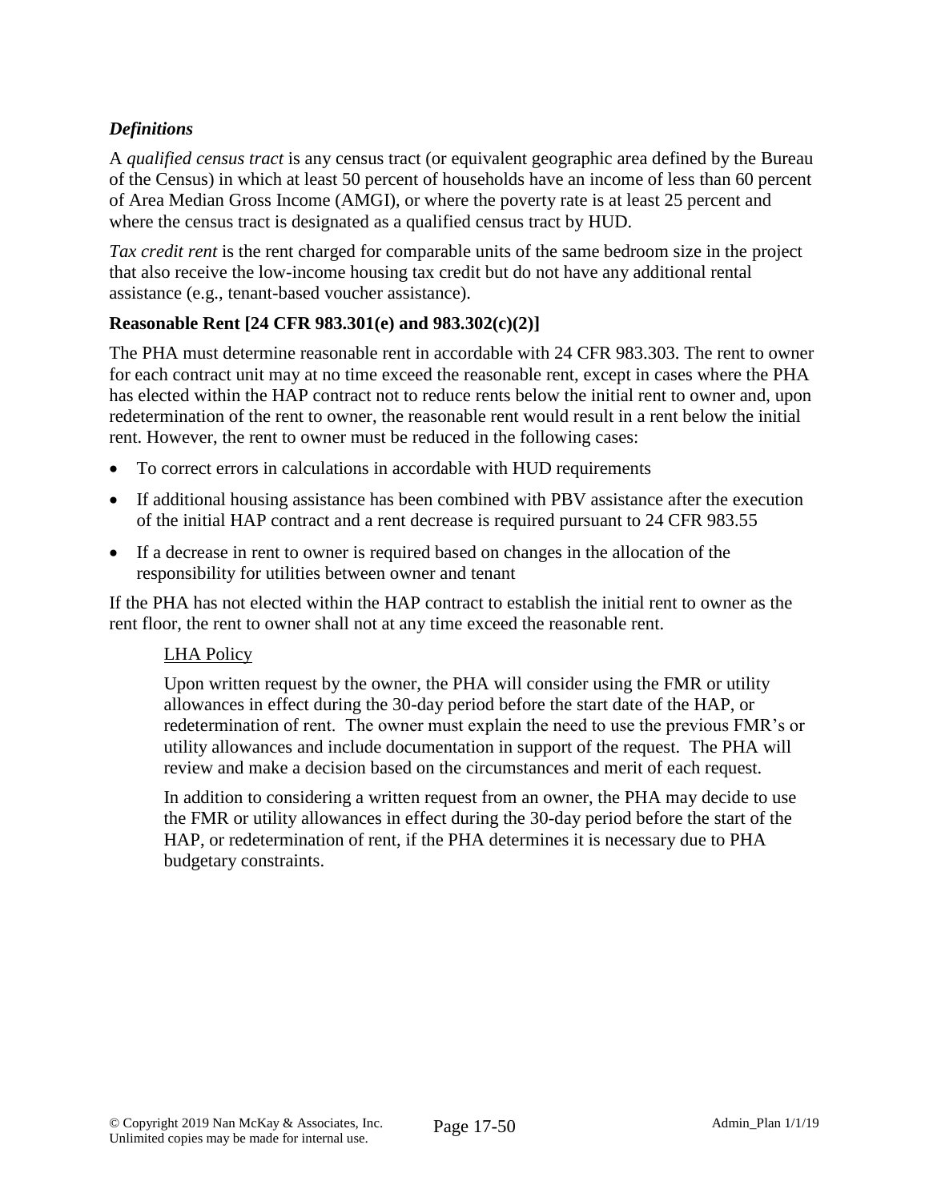### *Definitions*

A *qualified census tract* is any census tract (or equivalent geographic area defined by the Bureau of the Census) in which at least 50 percent of households have an income of less than 60 percent of Area Median Gross Income (AMGI), or where the poverty rate is at least 25 percent and where the census tract is designated as a qualified census tract by HUD.

*Tax credit rent* is the rent charged for comparable units of the same bedroom size in the project that also receive the low-income housing tax credit but do not have any additional rental assistance (e.g., tenant-based voucher assistance).

### Reasonable Rent [24 CFR 983.301(e) and 983.302(c)(2)]

The PHA must determine reasonable rent in accordable with 24 CFR 983.303. The rent to owner for each contract unit may at no time exceed the reasonable rent, except in cases where the PHA has elected within the HAP contract not to reduce rents below the initial rent to owner and, upon redetermination of the rent to owner, the reasonable rent would result in a rent below the initial rent. However, the rent to owner must be reduced in the following cases:

- To correct errors in calculations in accordable with HUD requirements
- If additional housing assistance has been combined with PBV assistance after the execution of the initial HAP contract and a rent decrease is required pursuant to 24 CFR 983.55
- If a decrease in rent to owner is required based on changes in the allocation of the responsibility for utilities between owner and tenant

If the PHA has not elected within the HAP contract to establish the initial rent to owner as the rent floor, the rent to owner shall not at any time exceed the reasonable rent.

LHA Policy

Upon written request by the owner, the PHA will consider using the FMR or utility allowances in effect during the 30-day period before the start date of the HAP, or redetermination of rent. The owner must explain the need to use the previous FMR's or utility allowances and include documentation in support of the request. The PHA will review and make a decision based on the circumstances and merit of each request.

In addition to considering a written request from an owner, the PHA may decide to use the FMR or utility allowances in effect during the 30-day period before the start of the HAP, or redetermination of rent, if the PHA determines it is necessary due to PHA budgetary constraints.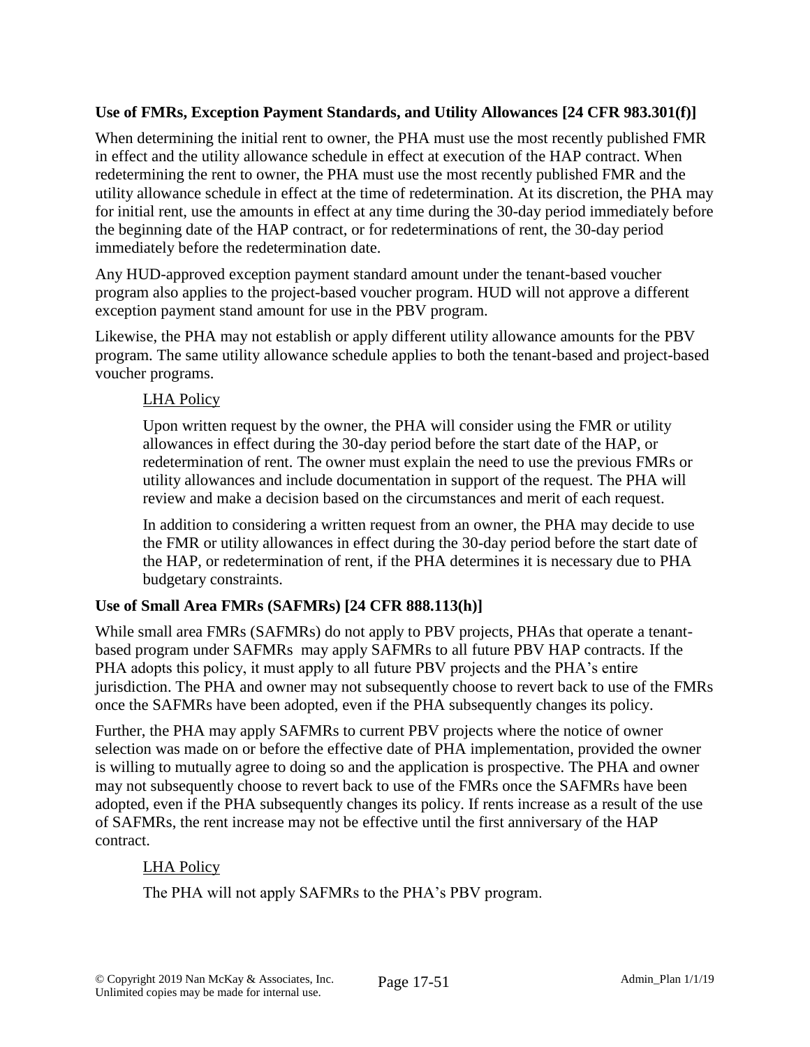**Use of FMRs, Exception Payment Standards, and Utility Allowances [24 CFR 983.301(f)]**

When determining the initial rent to owner, the PHA must use the most recently published FMR in effect and the utility allowance schedule in effect at execution of the HAP contract. When redetermining the rent to owner, the PHA must use the most recently published FMR and the utility allowance schedule in effect at the time of redetermination. At its discretion, the PHA may for initial rent, use the amounts in effect at any time during the 30-day period immediately before the beginning date of the HAP contract, or for redeterminations of rent, the 30-day period immediately before the redetermination date.

Any HUD-approved exception payment standard amount under the tenant-based voucher program also applies to the project-based voucher program. HUD will not approve a different exception payment stand amount for use in the PBV program.

Likewise, the PHA may not establish or apply different utility allowance amounts for the PBV program. The same utility allowance schedule applies to both the tenant-based and project-based voucher programs.

> <u>LHA Policy</u>
>
> Upon written request by the owner, the PHA will consider using the FMR or utility allowances in effect during the 30-day period before the start date of the HAP, or redetermination of rent. The owner must explain the need to use the previous FMRs or utility allowances and include documentation in support of the request. The PHA will review and make a decision based on the circumstances and merit of each request.
>
> In addition to considering a written request from an owner, the PHA may decide to use the FMR or utility allowances in effect during the 30-day period before the start date of the HAP, or redetermination of rent, if the PHA determines it is necessary due to PHA budgetary constraints.

**Use of Small Area FMRs (SAFMRs) [24 CFR 888.113(h)]**

While small area FMRs (SAFMRs) do not apply to PBV projects, PHAs that operate a tenant-based program under SAFMRs may apply SAFMRs to all future PBV HAP contracts. If the PHA adopts this policy, it must apply to all future PBV projects and the PHA's entire jurisdiction. The PHA and owner may not subsequently choose to revert back to use of the FMRs once the SAFMRs have been adopted, even if the PHA subsequently changes its policy.

Further, the PHA may apply SAFMRs to current PBV projects where the notice of owner selection was made on or before the effective date of PHA implementation, provided the owner is willing to mutually agree to doing so and the application is prospective. The PHA and owner may not subsequently choose to revert back to use of the FMRs once the SAFMRs have been adopted, even if the PHA subsequently changes its policy. If rents increase as a result of the use of SAFMRs, the rent increase may not be effective until the first anniversary of the HAP contract.

> <u>LHA Policy</u>
>
> The PHA will not apply SAFMRs to the PHA's PBV program.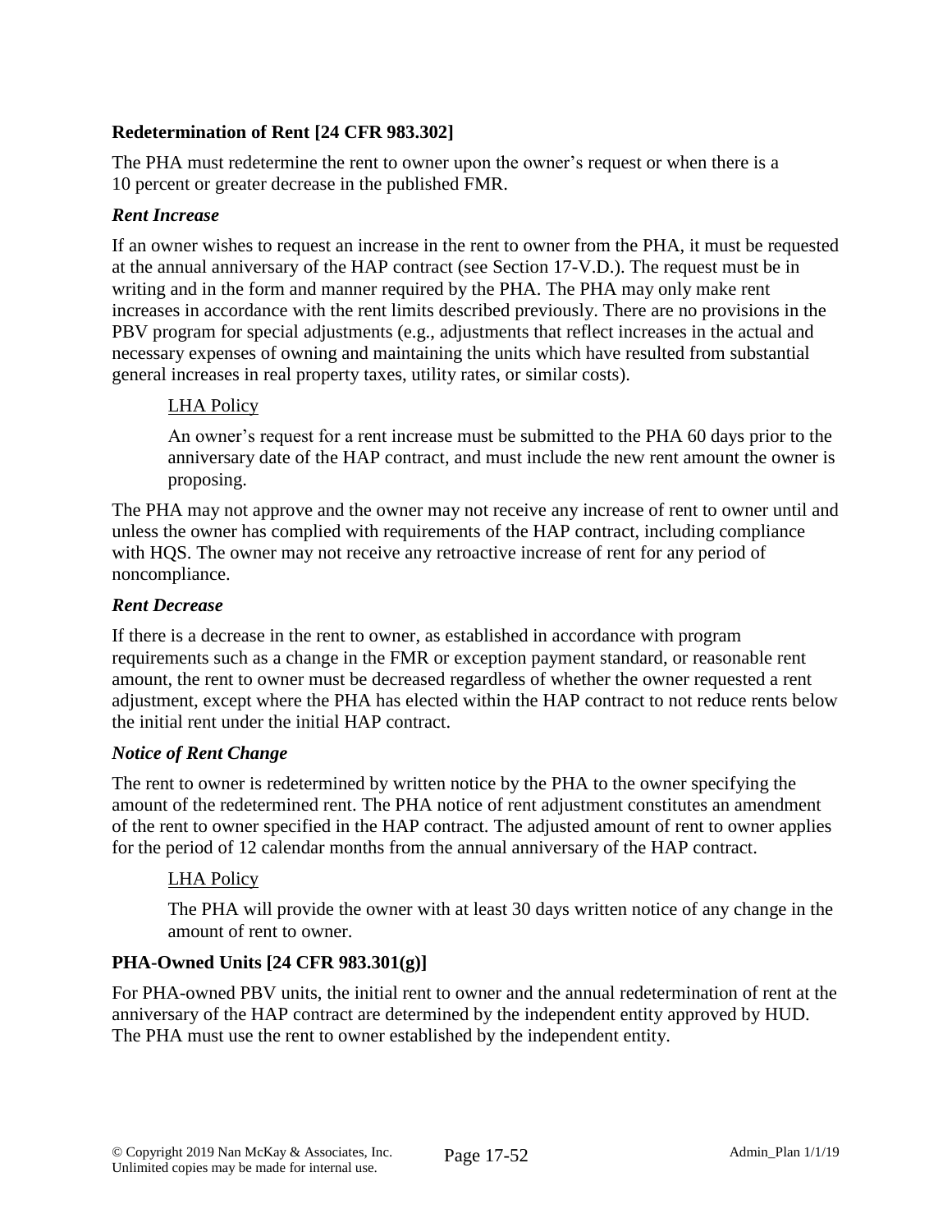### Redetermination of Rent [24 CFR 983.302]

The PHA must redetermine the rent to owner upon the owner's request or when there is a 10 percent or greater decrease in the published FMR.

#### *Rent Increase*

If an owner wishes to request an increase in the rent to owner from the PHA, it must be requested at the annual anniversary of the HAP contract (see Section 17-V.D.). The request must be in writing and in the form and manner required by the PHA. The PHA may only make rent increases in accordance with the rent limits described previously. There are no provisions in the PBV program for special adjustments (e.g., adjustments that reflect increases in the actual and necessary expenses of owning and maintaining the units which have resulted from substantial general increases in real property taxes, utility rates, or similar costs).

> LHA Policy
>
> An owner's request for a rent increase must be submitted to the PHA 60 days prior to the anniversary date of the HAP contract, and must include the new rent amount the owner is proposing.

The PHA may not approve and the owner may not receive any increase of rent to owner until and unless the owner has complied with requirements of the HAP contract, including compliance with HQS. The owner may not receive any retroactive increase of rent for any period of noncompliance.

#### *Rent Decrease*

If there is a decrease in the rent to owner, as established in accordance with program requirements such as a change in the FMR or exception payment standard, or reasonable rent amount, the rent to owner must be decreased regardless of whether the owner requested a rent adjustment, except where the PHA has elected within the HAP contract to not reduce rents below the initial rent under the initial HAP contract.

#### *Notice of Rent Change*

The rent to owner is redetermined by written notice by the PHA to the owner specifying the amount of the redetermined rent. The PHA notice of rent adjustment constitutes an amendment of the rent to owner specified in the HAP contract. The adjusted amount of rent to owner applies for the period of 12 calendar months from the annual anniversary of the HAP contract.

> LHA Policy
>
> The PHA will provide the owner with at least 30 days written notice of any change in the amount of rent to owner.

### PHA-Owned Units [24 CFR 983.301(g)]

For PHA-owned PBV units, the initial rent to owner and the annual redetermination of rent at the anniversary of the HAP contract are determined by the independent entity approved by HUD. The PHA must use the rent to owner established by the independent entity.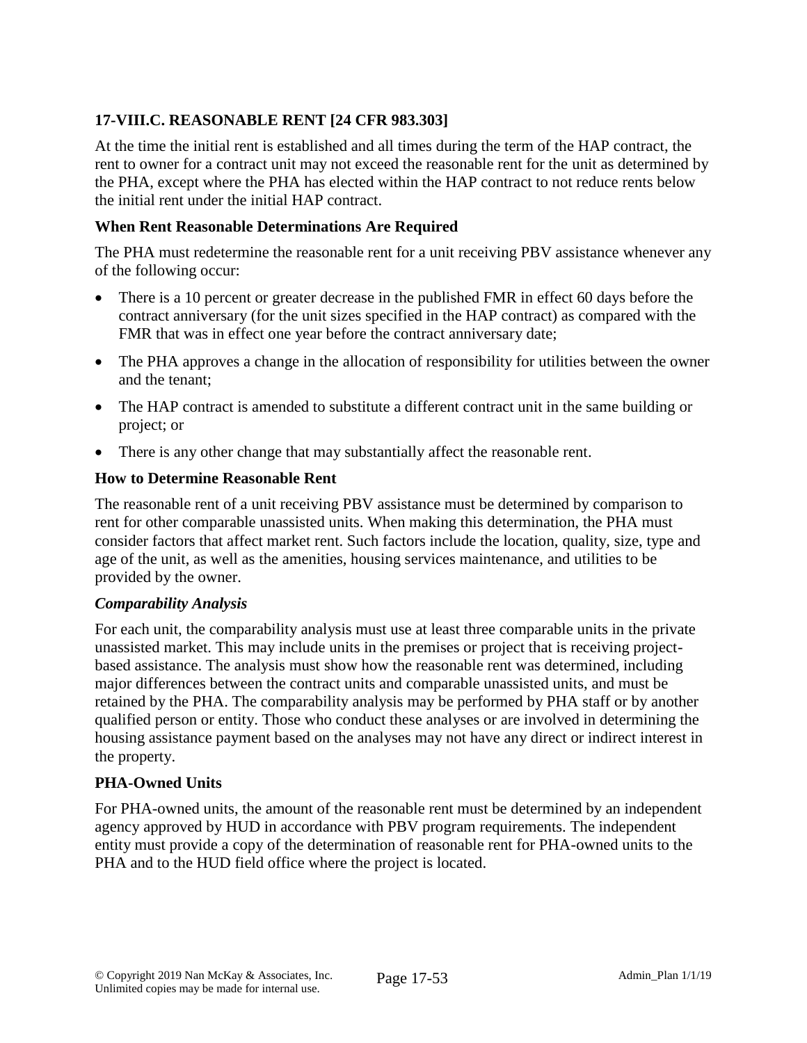### 17-VIII.C. REASONABLE RENT [24 CFR 983.303]

At the time the initial rent is established and all times during the term of the HAP contract, the rent to owner for a contract unit may not exceed the reasonable rent for the unit as determined by the PHA, except where the PHA has elected within the HAP contract to not reduce rents below the initial rent under the initial HAP contract.

#### When Rent Reasonable Determinations Are Required

The PHA must redetermine the reasonable rent for a unit receiving PBV assistance whenever any of the following occur:

- There is a 10 percent or greater decrease in the published FMR in effect 60 days before the contract anniversary (for the unit sizes specified in the HAP contract) as compared with the FMR that was in effect one year before the contract anniversary date;
- The PHA approves a change in the allocation of responsibility for utilities between the owner and the tenant;
- The HAP contract is amended to substitute a different contract unit in the same building or project; or
- There is any other change that may substantially affect the reasonable rent.

#### How to Determine Reasonable Rent

The reasonable rent of a unit receiving PBV assistance must be determined by comparison to rent for other comparable unassisted units. When making this determination, the PHA must consider factors that affect market rent. Such factors include the location, quality, size, type and age of the unit, as well as the amenities, housing services maintenance, and utilities to be provided by the owner.

***Comparability Analysis***

For each unit, the comparability analysis must use at least three comparable units in the private unassisted market. This may include units in the premises or project that is receiving project-based assistance. The analysis must show how the reasonable rent was determined, including major differences between the contract units and comparable unassisted units, and must be retained by the PHA. The comparability analysis may be performed by PHA staff or by another qualified person or entity. Those who conduct these analyses or are involved in determining the housing assistance payment based on the analyses may not have any direct or indirect interest in the property.

#### PHA-Owned Units

For PHA-owned units, the amount of the reasonable rent must be determined by an independent agency approved by HUD in accordance with PBV program requirements. The independent entity must provide a copy of the determination of reasonable rent for PHA-owned units to the PHA and to the HUD field office where the project is located.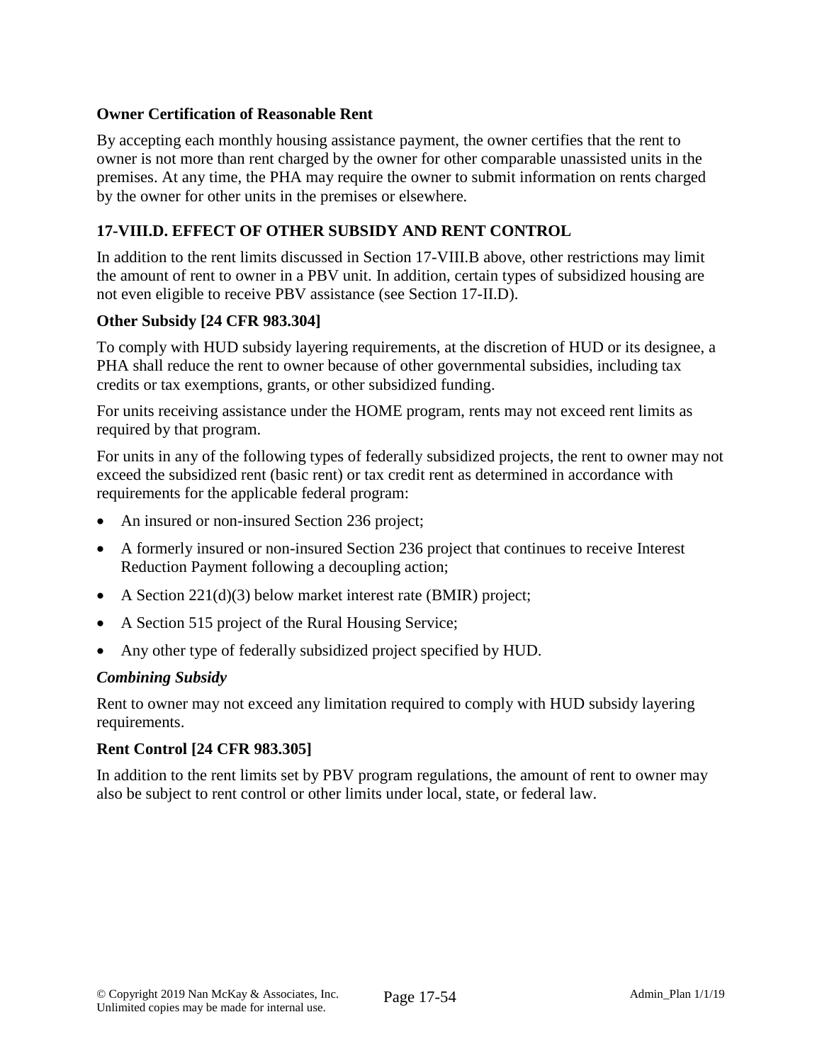**Owner Certification of Reasonable Rent**

By accepting each monthly housing assistance payment, the owner certifies that the rent to owner is not more than rent charged by the owner for other comparable unassisted units in the premises. At any time, the PHA may require the owner to submit information on rents charged by the owner for other units in the premises or elsewhere.

## 17-VIII.D. EFFECT OF OTHER SUBSIDY AND RENT CONTROL

In addition to the rent limits discussed in Section 17-VIII.B above, other restrictions may limit the amount of rent to owner in a PBV unit. In addition, certain types of subsidized housing are not even eligible to receive PBV assistance (see Section 17-II.D).

### Other Subsidy [24 CFR 983.304]

To comply with HUD subsidy layering requirements, at the discretion of HUD or its designee, a PHA shall reduce the rent to owner because of other governmental subsidies, including tax credits or tax exemptions, grants, or other subsidized funding.

For units receiving assistance under the HOME program, rents may not exceed rent limits as required by that program.

For units in any of the following types of federally subsidized projects, the rent to owner may not exceed the subsidized rent (basic rent) or tax credit rent as determined in accordance with requirements for the applicable federal program:

- An insured or non-insured Section 236 project;
- A formerly insured or non-insured Section 236 project that continues to receive Interest Reduction Payment following a decoupling action;
- A Section 221(d)(3) below market interest rate (BMIR) project;
- A Section 515 project of the Rural Housing Service;
- Any other type of federally subsidized project specified by HUD.

#### *Combining Subsidy*

Rent to owner may not exceed any limitation required to comply with HUD subsidy layering requirements.

### Rent Control [24 CFR 983.305]

In addition to the rent limits set by PBV program regulations, the amount of rent to owner may also be subject to rent control or other limits under local, state, or federal law.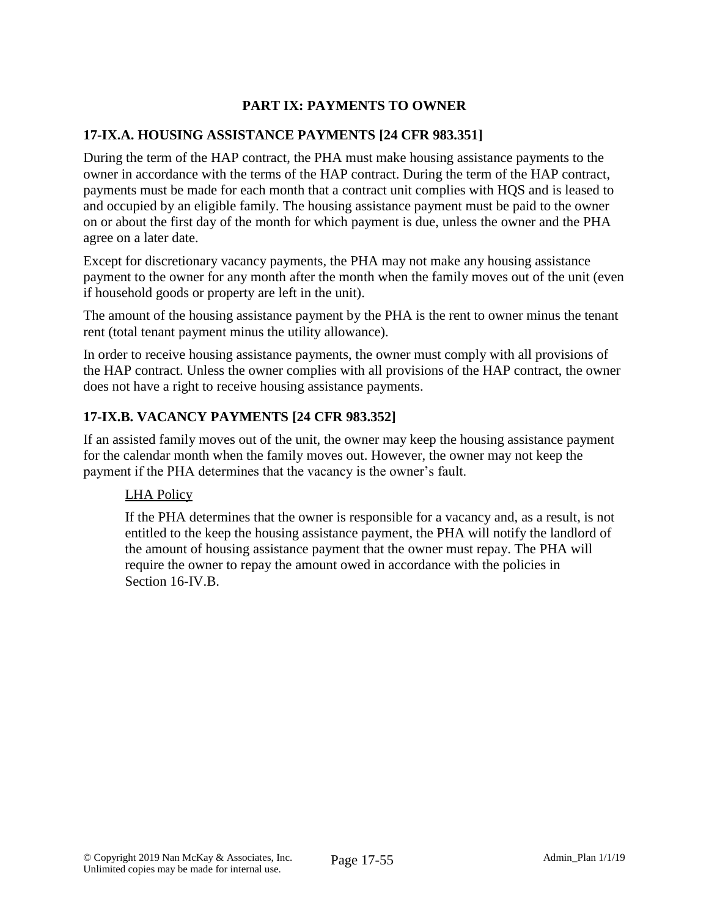## PART IX: PAYMENTS TO OWNER

### 17-IX.A. HOUSING ASSISTANCE PAYMENTS [24 CFR 983.351]

During the term of the HAP contract, the PHA must make housing assistance payments to the owner in accordance with the terms of the HAP contract. During the term of the HAP contract, payments must be made for each month that a contract unit complies with HQS and is leased to and occupied by an eligible family. The housing assistance payment must be paid to the owner on or about the first day of the month for which payment is due, unless the owner and the PHA agree on a later date.

Except for discretionary vacancy payments, the PHA may not make any housing assistance payment to the owner for any month after the month when the family moves out of the unit (even if household goods or property are left in the unit).

The amount of the housing assistance payment by the PHA is the rent to owner minus the tenant rent (total tenant payment minus the utility allowance).

In order to receive housing assistance payments, the owner must comply with all provisions of the HAP contract. Unless the owner complies with all provisions of the HAP contract, the owner does not have a right to receive housing assistance payments.

### 17-IX.B. VACANCY PAYMENTS [24 CFR 983.352]

If an assisted family moves out of the unit, the owner may keep the housing assistance payment for the calendar month when the family moves out. However, the owner may not keep the payment if the PHA determines that the vacancy is the owner's fault.

<u>LHA Policy</u>

If the PHA determines that the owner is responsible for a vacancy and, as a result, is not entitled to the keep the housing assistance payment, the PHA will notify the landlord of the amount of housing assistance payment that the owner must repay. The PHA will require the owner to repay the amount owed in accordance with the policies in Section 16-IV.B.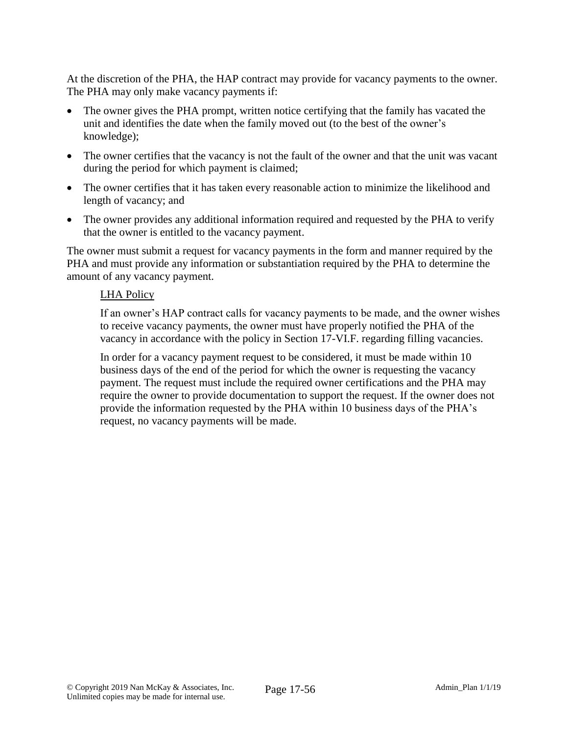At the discretion of the PHA, the HAP contract may provide for vacancy payments to the owner. The PHA may only make vacancy payments if:

- The owner gives the PHA prompt, written notice certifying that the family has vacated the unit and identifies the date when the family moved out (to the best of the owner's knowledge);
- The owner certifies that the vacancy is not the fault of the owner and that the unit was vacant during the period for which payment is claimed;
- The owner certifies that it has taken every reasonable action to minimize the likelihood and length of vacancy; and
- The owner provides any additional information required and requested by the PHA to verify that the owner is entitled to the vacancy payment.

The owner must submit a request for vacancy payments in the form and manner required by the PHA and must provide any information or substantiation required by the PHA to determine the amount of any vacancy payment.

> LHA Policy
>
> If an owner's HAP contract calls for vacancy payments to be made, and the owner wishes to receive vacancy payments, the owner must have properly notified the PHA of the vacancy in accordance with the policy in Section 17-VI.F. regarding filling vacancies.
>
> In order for a vacancy payment request to be considered, it must be made within 10 business days of the end of the period for which the owner is requesting the vacancy payment. The request must include the required owner certifications and the PHA may require the owner to provide documentation to support the request. If the owner does not provide the information requested by the PHA within 10 business days of the PHA's request, no vacancy payments will be made.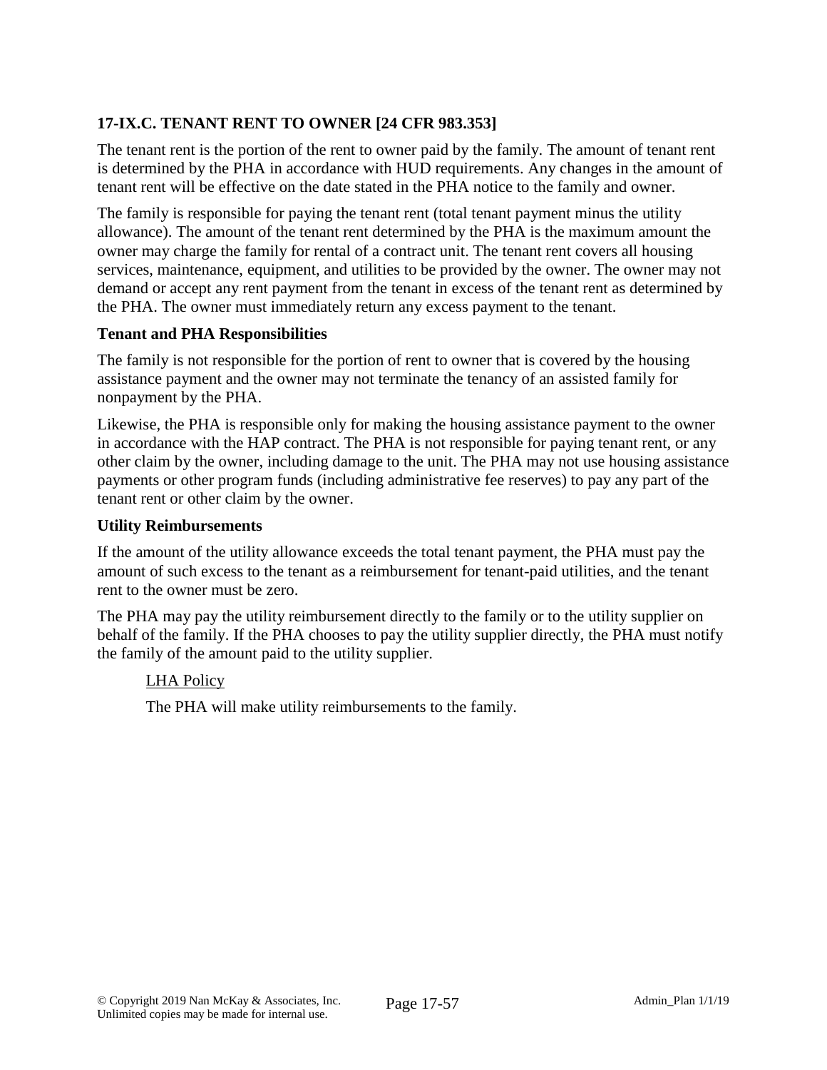### 17-IX.C. TENANT RENT TO OWNER [24 CFR 983.353]

The tenant rent is the portion of the rent to owner paid by the family. The amount of tenant rent is determined by the PHA in accordance with HUD requirements. Any changes in the amount of tenant rent will be effective on the date stated in the PHA notice to the family and owner.

The family is responsible for paying the tenant rent (total tenant payment minus the utility allowance). The amount of the tenant rent determined by the PHA is the maximum amount the owner may charge the family for rental of a contract unit. The tenant rent covers all housing services, maintenance, equipment, and utilities to be provided by the owner. The owner may not demand or accept any rent payment from the tenant in excess of the tenant rent as determined by the PHA. The owner must immediately return any excess payment to the tenant.

#### Tenant and PHA Responsibilities

The family is not responsible for the portion of rent to owner that is covered by the housing assistance payment and the owner may not terminate the tenancy of an assisted family for nonpayment by the PHA.

Likewise, the PHA is responsible only for making the housing assistance payment to the owner in accordance with the HAP contract. The PHA is not responsible for paying tenant rent, or any other claim by the owner, including damage to the unit. The PHA may not use housing assistance payments or other program funds (including administrative fee reserves) to pay any part of the tenant rent or other claim by the owner.

#### Utility Reimbursements

If the amount of the utility allowance exceeds the total tenant payment, the PHA must pay the amount of such excess to the tenant as a reimbursement for tenant-paid utilities, and the tenant rent to the owner must be zero.

The PHA may pay the utility reimbursement directly to the family or to the utility supplier on behalf of the family. If the PHA chooses to pay the utility supplier directly, the PHA must notify the family of the amount paid to the utility supplier.

> LHA Policy
>
> The PHA will make utility reimbursements to the family.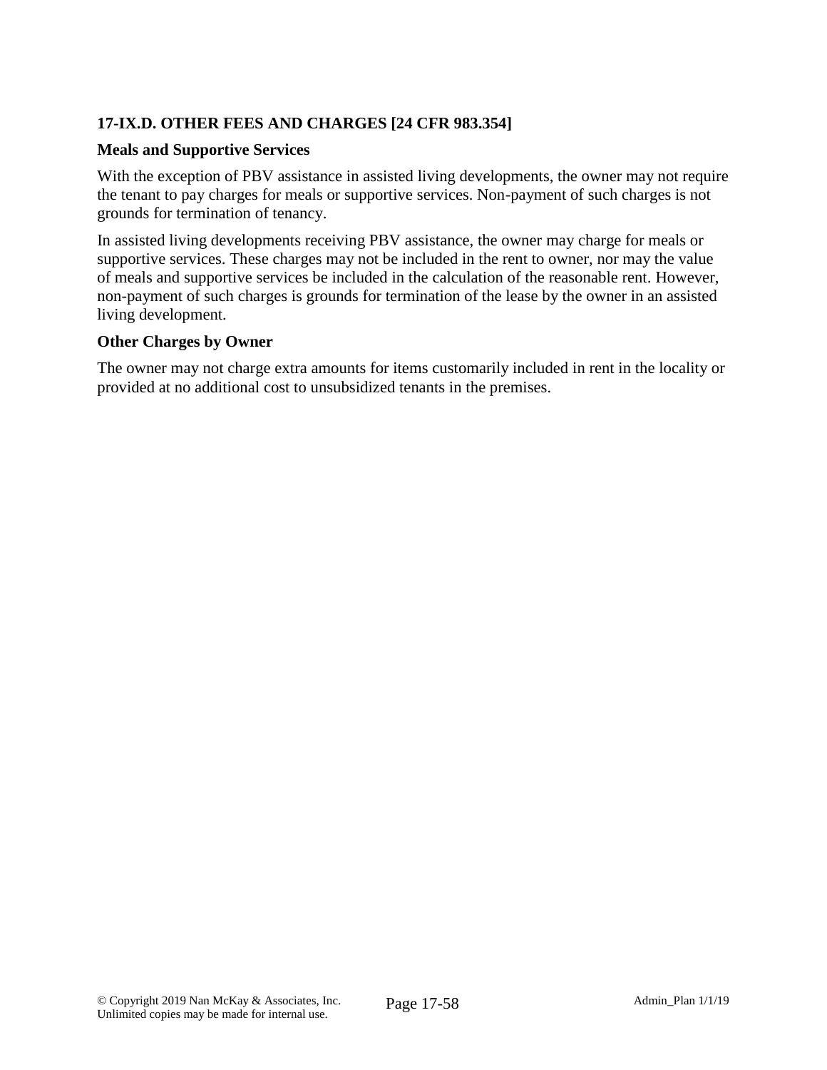### 17-IX.D. OTHER FEES AND CHARGES [24 CFR 983.354]

#### Meals and Supportive Services

With the exception of PBV assistance in assisted living developments, the owner may not require the tenant to pay charges for meals or supportive services. Non-payment of such charges is not grounds for termination of tenancy.

In assisted living developments receiving PBV assistance, the owner may charge for meals or supportive services. These charges may not be included in the rent to owner, nor may the value of meals and supportive services be included in the calculation of the reasonable rent. However, non-payment of such charges is grounds for termination of the lease by the owner in an assisted living development.

#### Other Charges by Owner

The owner may not charge extra amounts for items customarily included in rent in the locality or provided at no additional cost to unsubsidized tenants in the premises.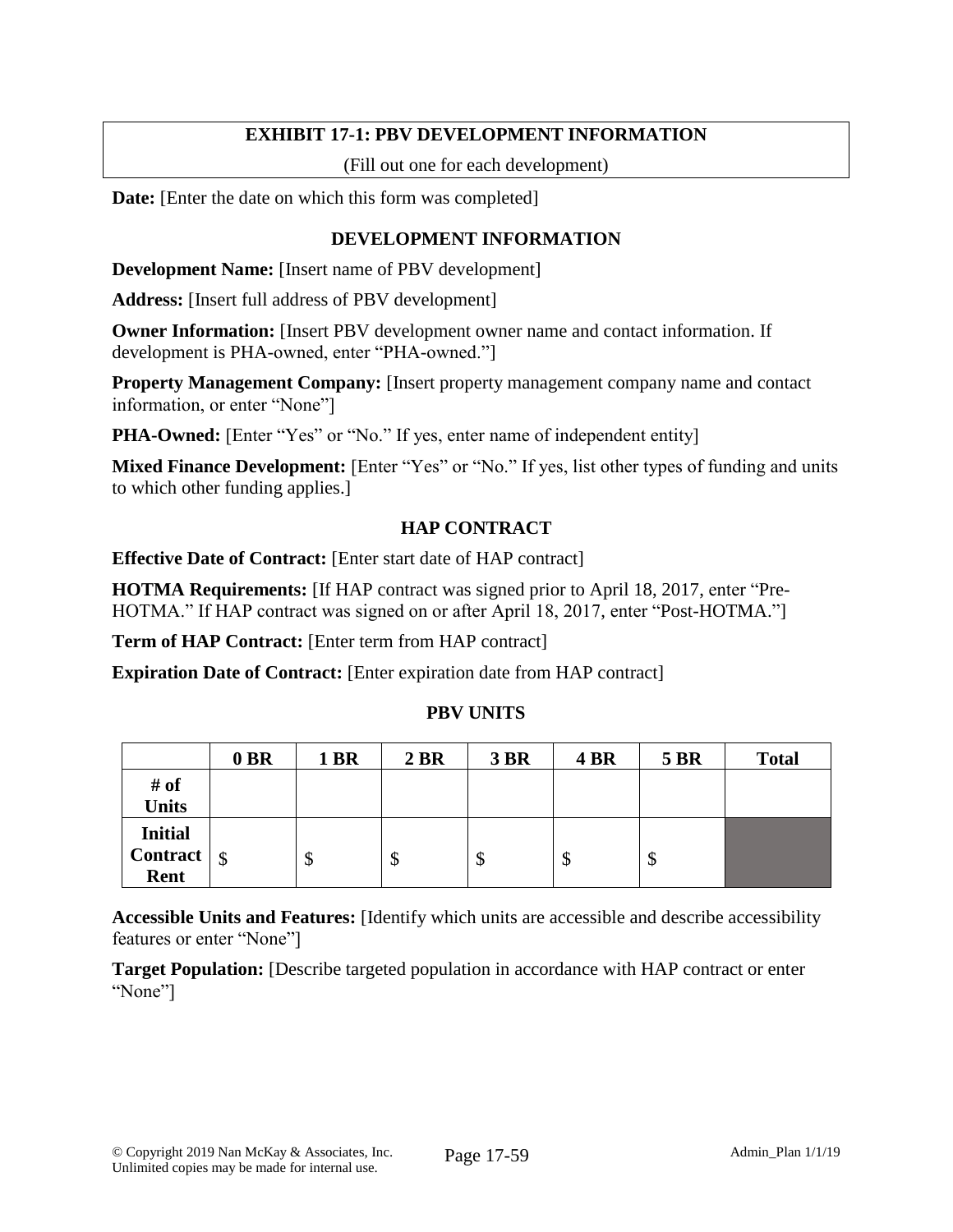## EXHIBIT 17-1: PBV DEVELOPMENT INFORMATION

(Fill out one for each development)

**Date:** [Enter the date on which this form was completed]

### DEVELOPMENT INFORMATION

**Development Name:** [Insert name of PBV development]

**Address:** [Insert full address of PBV development]

**Owner Information:** [Insert PBV development owner name and contact information. If development is PHA-owned, enter "PHA-owned."]

**Property Management Company:** [Insert property management company name and contact information, or enter "None"]

**PHA-Owned:** [Enter "Yes" or "No." If yes, enter name of independent entity]

**Mixed Finance Development:** [Enter "Yes" or "No." If yes, list other types of funding and units to which other funding applies.]

### HAP CONTRACT

**Effective Date of Contract:** [Enter start date of HAP contract]

**HOTMA Requirements:** [If HAP contract was signed prior to April 18, 2017, enter "Pre-HOTMA." If HAP contract was signed on or after April 18, 2017, enter "Post-HOTMA."]

**Term of HAP Contract:** [Enter term from HAP contract]

**Expiration Date of Contract:** [Enter expiration date from HAP contract]

### PBV UNITS

| | 0 BR | 1 BR | 2 BR | 3 BR | 4 BR | 5 BR | Total |
|---|---|---|---|---|---|---|---|
| **# of Units** | | | | | | | |
| **Initial Contract Rent** | $ | $ | $ | $ | $ | $ | |

**Accessible Units and Features:** [Identify which units are accessible and describe accessibility features or enter "None"]

**Target Population:** [Describe targeted population in accordance with HAP contract or enter "None"]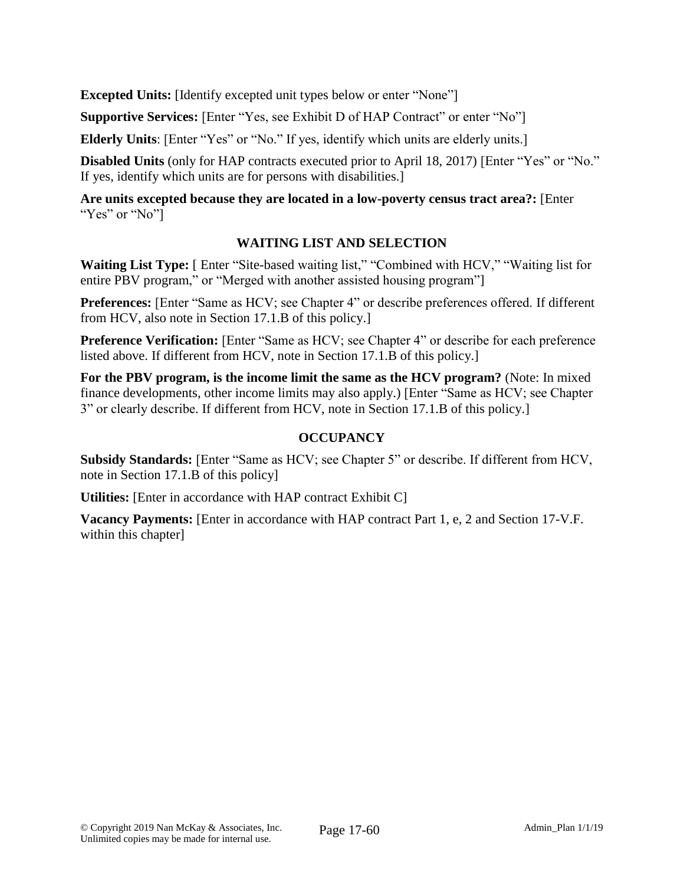**Excepted Units:** [Identify excepted unit types below or enter "None"]

**Supportive Services:** [Enter "Yes, see Exhibit D of HAP Contract" or enter "No"]

**Elderly Units**: [Enter "Yes" or "No." If yes, identify which units are elderly units.]

**Disabled Units** (only for HAP contracts executed prior to April 18, 2017) [Enter "Yes" or "No." If yes, identify which units are for persons with disabilities.]

**Are units excepted because they are located in a low-poverty census tract area?:** [Enter "Yes" or "No"]

## WAITING LIST AND SELECTION

**Waiting List Type:** [ Enter "Site-based waiting list," "Combined with HCV," "Waiting list for entire PBV program," or "Merged with another assisted housing program"]

**Preferences:** [Enter "Same as HCV; see Chapter 4" or describe preferences offered. If different from HCV, also note in Section 17.1.B of this policy.]

**Preference Verification:** [Enter "Same as HCV; see Chapter 4" or describe for each preference listed above. If different from HCV, note in Section 17.1.B of this policy.]

**For the PBV program, is the income limit the same as the HCV program?** (Note: In mixed finance developments, other income limits may also apply.) [Enter "Same as HCV; see Chapter 3" or clearly describe. If different from HCV, note in Section 17.1.B of this policy.]

## OCCUPANCY

**Subsidy Standards:** [Enter "Same as HCV; see Chapter 5" or describe. If different from HCV, note in Section 17.1.B of this policy]

**Utilities:** [Enter in accordance with HAP contract Exhibit C]

**Vacancy Payments:** [Enter in accordance with HAP contract Part 1, e, 2 and Section 17-V.F. within this chapter]